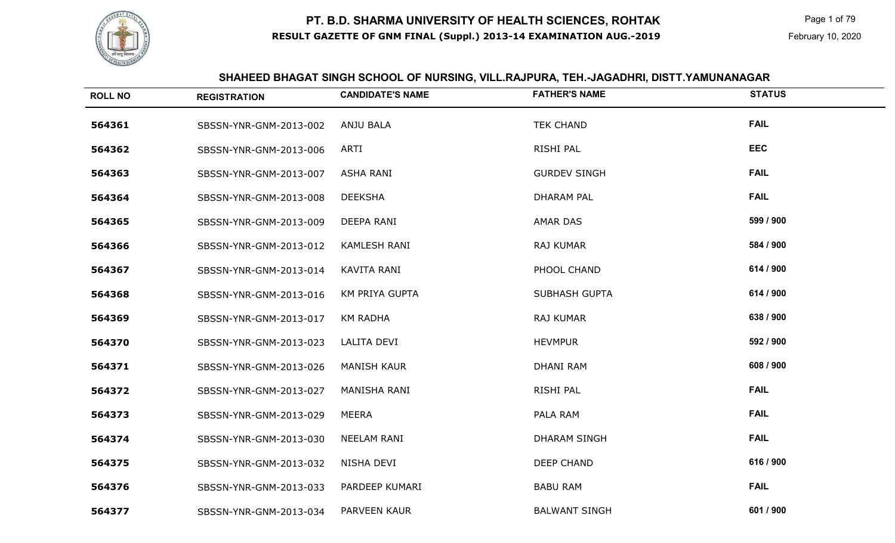# PT. B.D. SHARMA UNIVERSITY OF HEALTH SCIENCES, ROHTAK

## RESULT GAZETTE OF GNM FINAL (Suppl.) 2013-14 EXAMINATION AUG.-2019

February 10, 2020

### SHAHEED BHAGAT SINGH SCHOOL OF NURSING, VILL.RAJPURA, TEH.-JAGADHRI, DISTT.YAMUNANAGAR

| ROLL NO | REGISTRATION | CANDIDATE'S NAME | FATHER'S NAME | STATUS |
|---|---|---|---|---|
| **564361** | SBSSN-YNR-GNM-2013-002 | ANJU BALA | TEK CHAND | **FAIL** |
| **564362** | SBSSN-YNR-GNM-2013-006 | ARTI | RISHI PAL | **EEC** |
| **564363** | SBSSN-YNR-GNM-2013-007 | ASHA RANI | GURDEV SINGH | **FAIL** |
| **564364** | SBSSN-YNR-GNM-2013-008 | DEEKSHA | DHARAM PAL | **FAIL** |
| **564365** | SBSSN-YNR-GNM-2013-009 | DEEPA RANI | AMAR DAS | **599 / 900** |
| **564366** | SBSSN-YNR-GNM-2013-012 | KAMLESH RANI | RAJ KUMAR | **584 / 900** |
| **564367** | SBSSN-YNR-GNM-2013-014 | KAVITA RANI | PHOOL CHAND | **614 / 900** |
| **564368** | SBSSN-YNR-GNM-2013-016 | KM PRIYA GUPTA | SUBHASH GUPTA | **614 / 900** |
| **564369** | SBSSN-YNR-GNM-2013-017 | KM RADHA | RAJ KUMAR | **638 / 900** |
| **564370** | SBSSN-YNR-GNM-2013-023 | LALITA DEVI | HEVMPUR | **592 / 900** |
| **564371** | SBSSN-YNR-GNM-2013-026 | MANISH KAUR | DHANI RAM | **608 / 900** |
| **564372** | SBSSN-YNR-GNM-2013-027 | MANISHA RANI | RISHI PAL | **FAIL** |
| **564373** | SBSSN-YNR-GNM-2013-029 | MEERA | PALA RAM | **FAIL** |
| **564374** | SBSSN-YNR-GNM-2013-030 | NEELAM RANI | DHARAM SINGH | **FAIL** |
| **564375** | SBSSN-YNR-GNM-2013-032 | NISHA DEVI | DEEP CHAND | **616 / 900** |
| **564376** | SBSSN-YNR-GNM-2013-033 | PARDEEP KUMARI | BABU RAM | **FAIL** |
| **564377** | SBSSN-YNR-GNM-2013-034 | PARVEEN KAUR | BALWANT SINGH | **601 / 900** |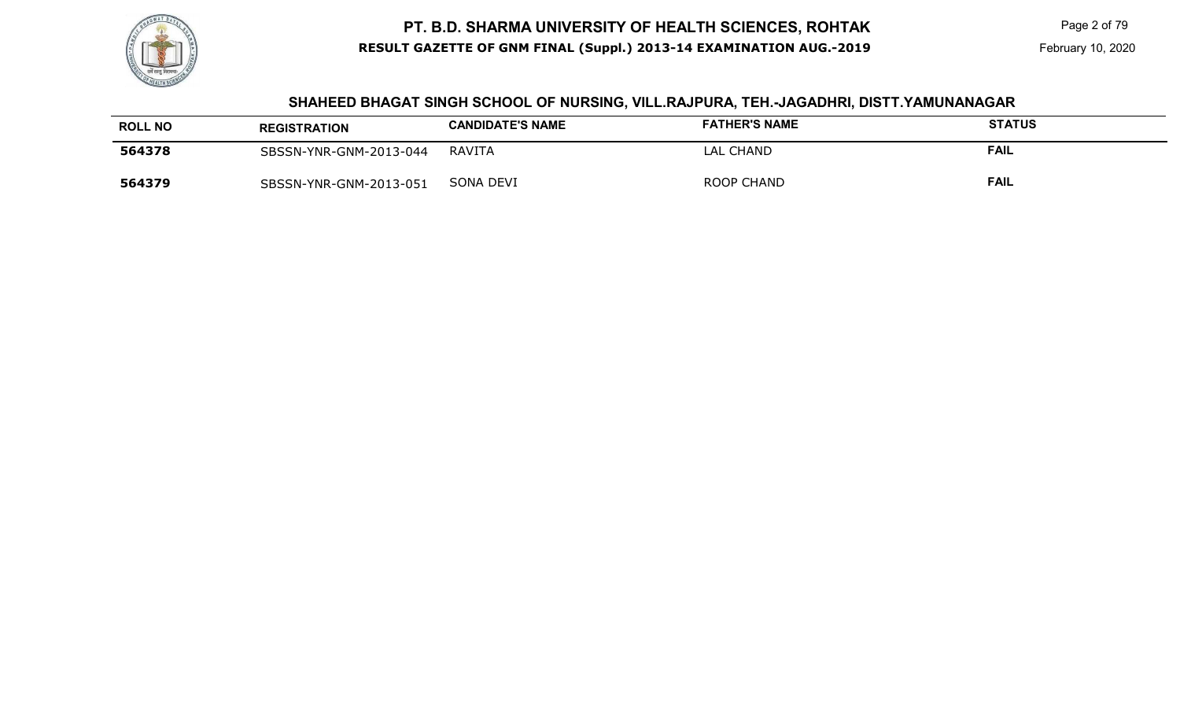## SHAHEED BHAGAT SINGH SCHOOL OF NURSING, VILL.RAJPURA, TEH.-JAGADHRI, DISTT.YAMUNANAGAR

| ROLL NO | REGISTRATION | CANDIDATE'S NAME | FATHER'S NAME | STATUS |
|---|---|---|---|---|
| **564378** | SBSSN-YNR-GNM-2013-044 | RAVITA | LAL CHAND | **FAIL** |
| **564379** | SBSSN-YNR-GNM-2013-051 | SONA DEVI | ROOP CHAND | **FAIL** |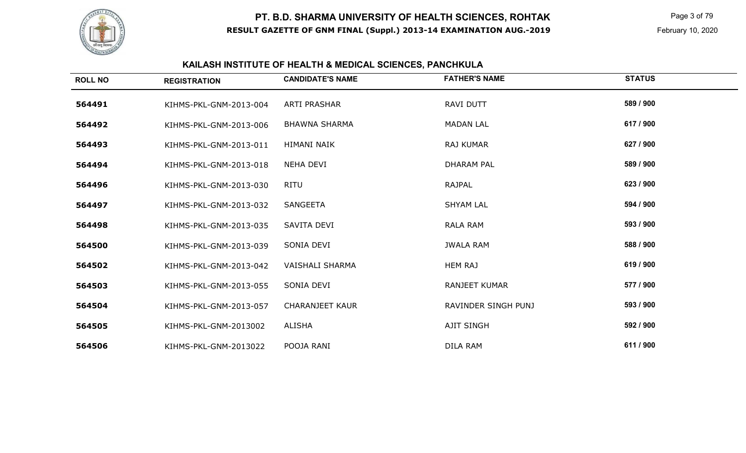# PT. B.D. SHARMA UNIVERSITY OF HEALTH SCIENCES, ROHTAK

**RESULT GAZETTE OF GNM FINAL (Suppl.) 2013-14 EXAMINATION AUG.-2019**

February 10, 2020

## KAILASH INSTITUTE OF HEALTH & MEDICAL SCIENCES, PANCHKULA

| ROLL NO | REGISTRATION | CANDIDATE'S NAME | FATHER'S NAME | STATUS |
|---|---|---|---|---|
| 564491 | KIHMS-PKL-GNM-2013-004 | ARTI PRASHAR | RAVI DUTT | 589 / 900 |
| 564492 | KIHMS-PKL-GNM-2013-006 | BHAWNA SHARMA | MADAN LAL | 617 / 900 |
| 564493 | KIHMS-PKL-GNM-2013-011 | HIMANI NAIK | RAJ KUMAR | 627 / 900 |
| 564494 | KIHMS-PKL-GNM-2013-018 | NEHA DEVI | DHARAM PAL | 589 / 900 |
| 564496 | KIHMS-PKL-GNM-2013-030 | RITU | RAJPAL | 623 / 900 |
| 564497 | KIHMS-PKL-GNM-2013-032 | SANGEETA | SHYAM LAL | 594 / 900 |
| 564498 | KIHMS-PKL-GNM-2013-035 | SAVITA DEVI | RALA RAM | 593 / 900 |
| 564500 | KIHMS-PKL-GNM-2013-039 | SONIA DEVI | JWALA RAM | 588 / 900 |
| 564502 | KIHMS-PKL-GNM-2013-042 | VAISHALI SHARMA | HEM RAJ | 619 / 900 |
| 564503 | KIHMS-PKL-GNM-2013-055 | SONIA DEVI | RANJEET KUMAR | 577 / 900 |
| 564504 | KIHMS-PKL-GNM-2013-057 | CHARANJEET KAUR | RAVINDER SINGH PUNJ | 593 / 900 |
| 564505 | KIHMS-PKL-GNM-2013002 | ALISHA | AJIT SINGH | 592 / 900 |
| 564506 | KIHMS-PKL-GNM-2013022 | POOJA RANI | DILA RAM | 611 / 900 |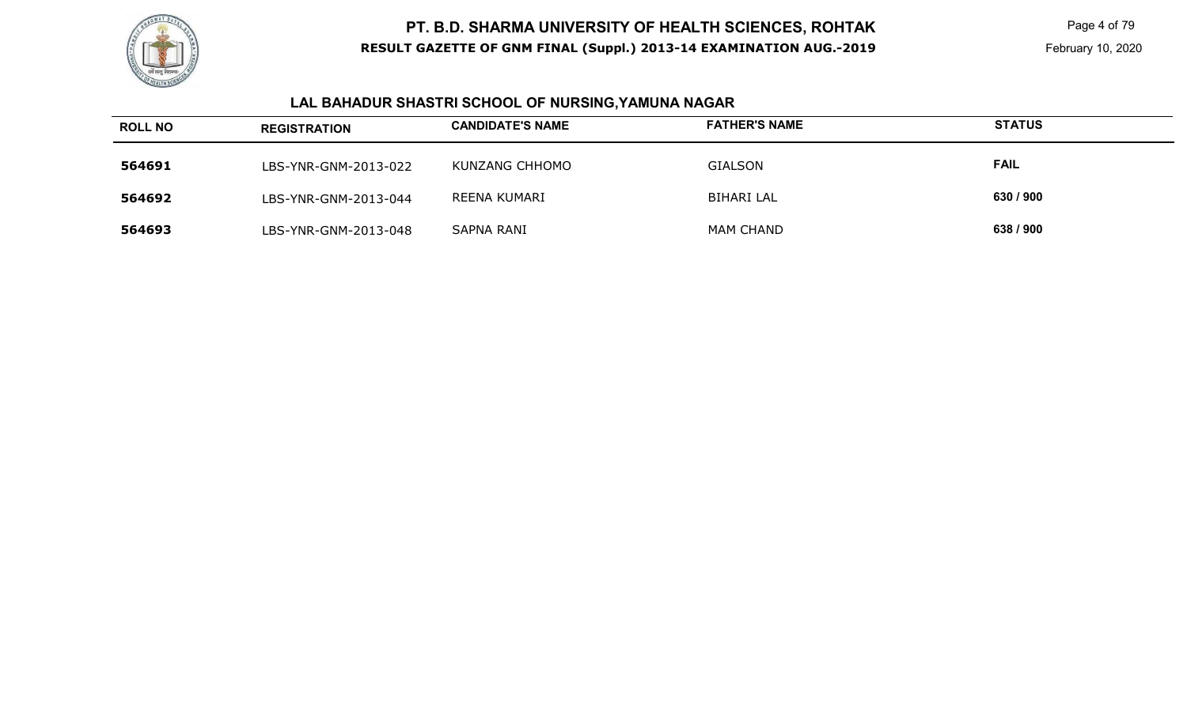## LAL BAHADUR SHASTRI SCHOOL OF NURSING,YAMUNA NAGAR

| ROLL NO | REGISTRATION | CANDIDATE'S NAME | FATHER'S NAME | STATUS |
|---|---|---|---|---|
| 564691 | LBS-YNR-GNM-2013-022 | KUNZANG CHHOMO | GIALSON | FAIL |
| 564692 | LBS-YNR-GNM-2013-044 | REENA KUMARI | BIHARI LAL | 630 / 900 |
| 564693 | LBS-YNR-GNM-2013-048 | SAPNA RANI | MAM CHAND | 638 / 900 |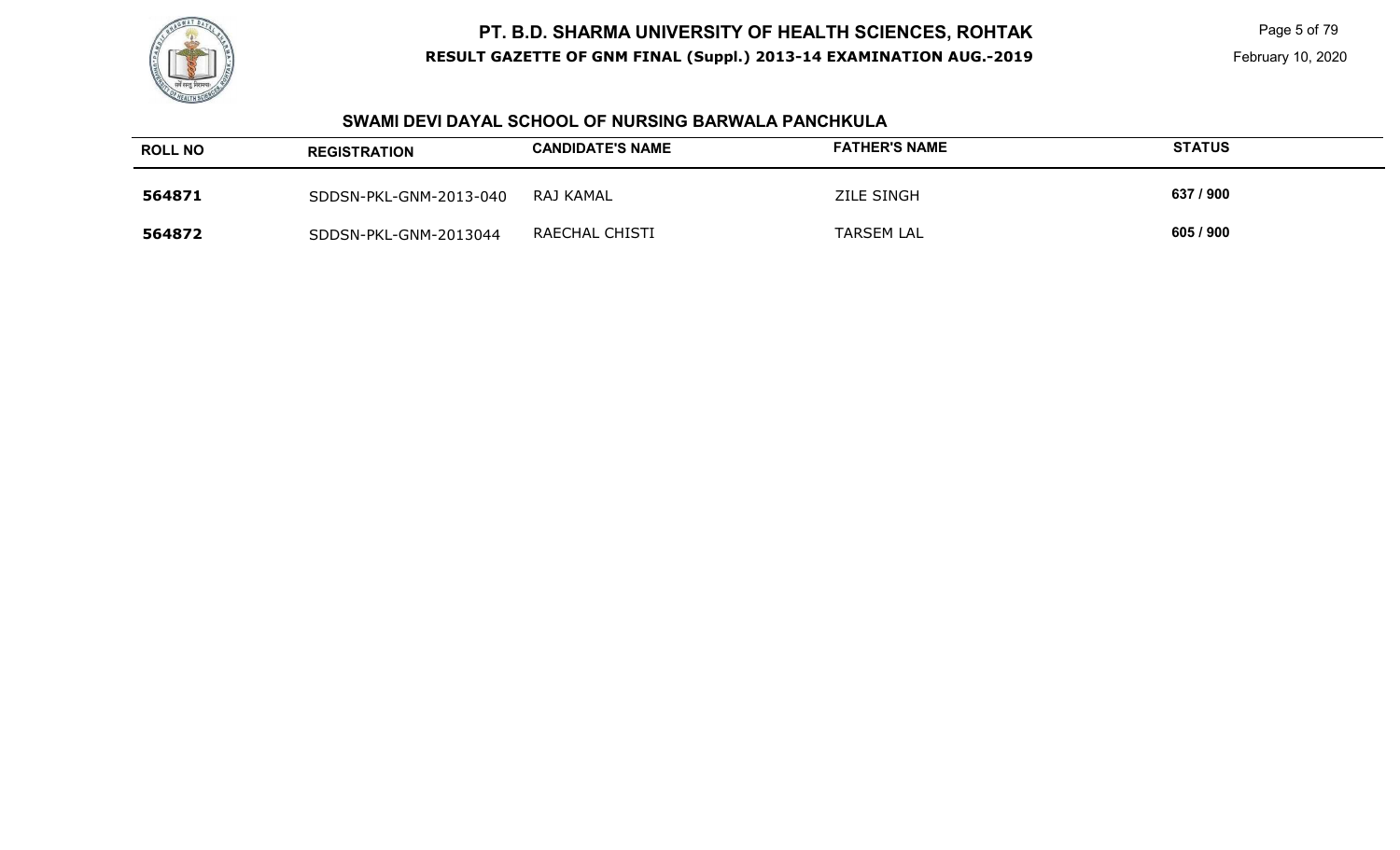## SWAMI DEVI DAYAL SCHOOL OF NURSING BARWALA PANCHKULA

| ROLL NO | REGISTRATION | CANDIDATE'S NAME | FATHER'S NAME | STATUS |
|---|---|---|---|---|
| **564871** | SDDSN-PKL-GNM-2013-040 | RAJ KAMAL | ZILE SINGH | **637 / 900** |
| **564872** | SDDSN-PKL-GNM-2013044 | RAECHAL CHISTI | TARSEM LAL | **605 / 900** |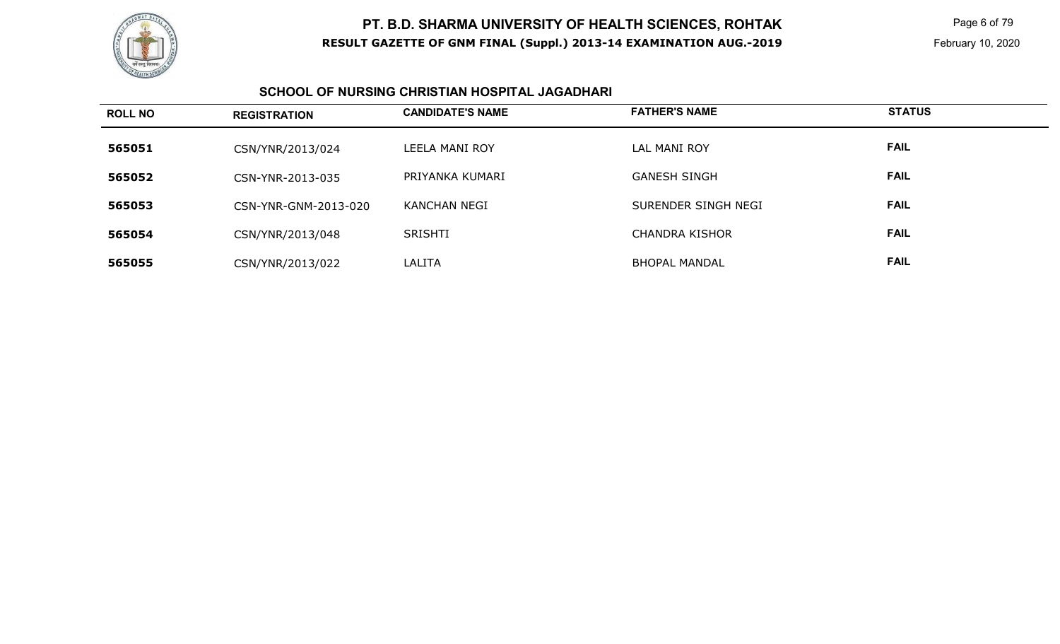## SCHOOL OF NURSING CHRISTIAN HOSPITAL JAGADHARI

| ROLL NO | REGISTRATION | CANDIDATE'S NAME | FATHER'S NAME | STATUS |
|---|---|---|---|---|
| 565051 | CSN/YNR/2013/024 | LEELA MANI ROY | LAL MANI ROY | FAIL |
| 565052 | CSN-YNR-2013-035 | PRIYANKA KUMARI | GANESH SINGH | FAIL |
| 565053 | CSN-YNR-GNM-2013-020 | KANCHAN NEGI | SURENDER SINGH NEGI | FAIL |
| 565054 | CSN/YNR/2013/048 | SRISHTI | CHANDRA KISHOR | FAIL |
| 565055 | CSN/YNR/2013/022 | LALITA | BHOPAL MANDAL | FAIL |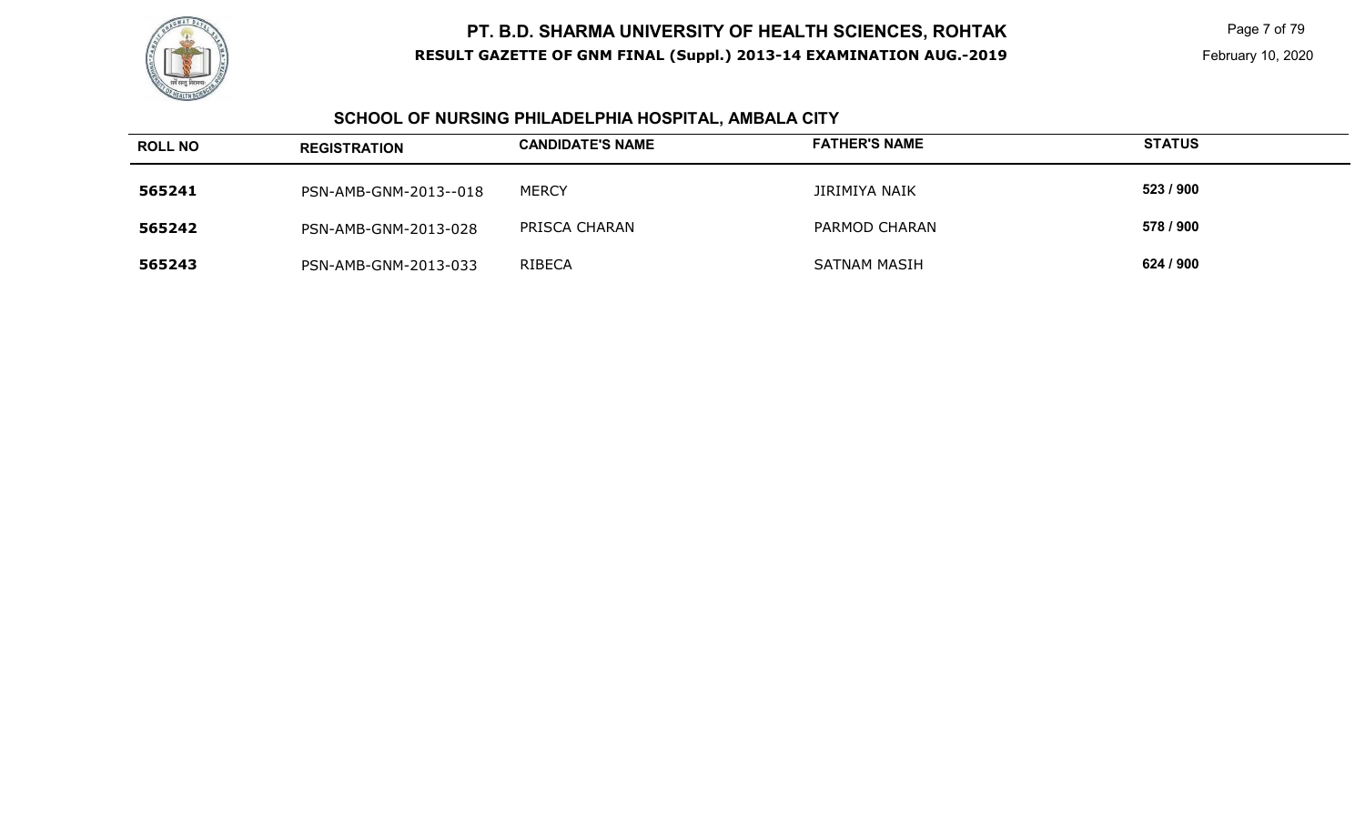# PT. B.D. SHARMA UNIVERSITY OF HEALTH SCIENCES, ROHTAK

**RESULT GAZETTE OF GNM FINAL (Suppl.) 2013-14 EXAMINATION AUG.-2019**

## SCHOOL OF NURSING PHILADELPHIA HOSPITAL, AMBALA CITY

| ROLL NO | REGISTRATION | CANDIDATE'S NAME | FATHER'S NAME | STATUS |
|---|---|---|---|---|
| **565241** | PSN-AMB-GNM-2013--018 | MERCY | JIRIMIYA NAIK | **523 / 900** |
| **565242** | PSN-AMB-GNM-2013-028 | PRISCA CHARAN | PARMOD CHARAN | **578 / 900** |
| **565243** | PSN-AMB-GNM-2013-033 | RIBECA | SATNAM MASIH | **624 / 900** |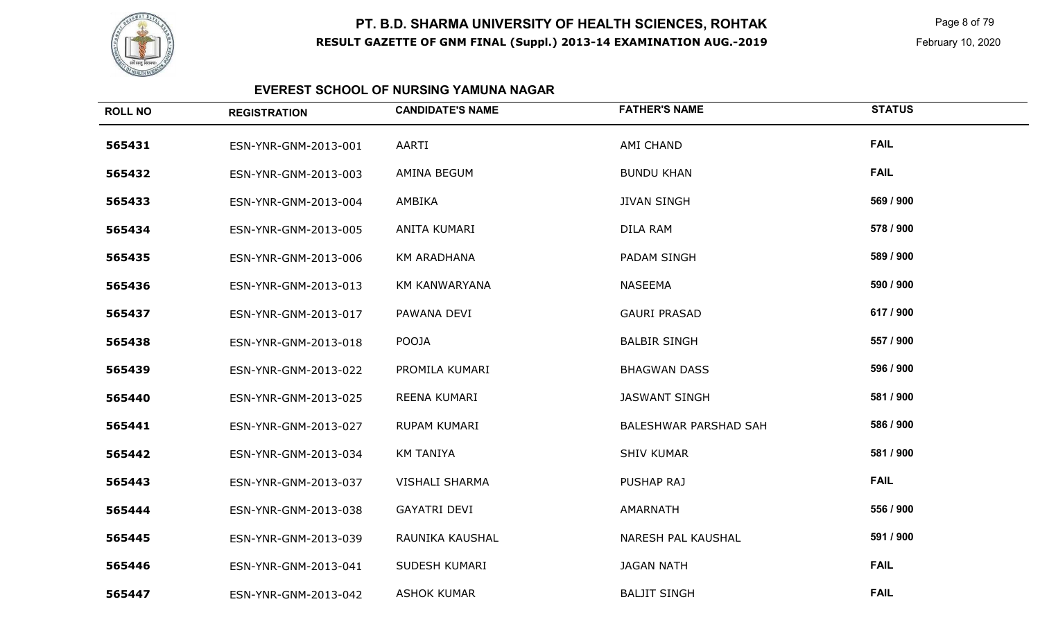# PT. B.D. SHARMA UNIVERSITY OF HEALTH SCIENCES, ROHTAK

**RESULT GAZETTE OF GNM FINAL (Suppl.) 2013-14 EXAMINATION AUG.-2019**

February 10, 2020

## EVEREST SCHOOL OF NURSING YAMUNA NAGAR

| ROLL NO | REGISTRATION | CANDIDATE'S NAME | FATHER'S NAME | STATUS |
|---|---|---|---|---|
| 565431 | ESN-YNR-GNM-2013-001 | AARTI | AMI CHAND | FAIL |
| 565432 | ESN-YNR-GNM-2013-003 | AMINA BEGUM | BUNDU KHAN | FAIL |
| 565433 | ESN-YNR-GNM-2013-004 | AMBIKA | JIVAN SINGH | 569 / 900 |
| 565434 | ESN-YNR-GNM-2013-005 | ANITA KUMARI | DILA RAM | 578 / 900 |
| 565435 | ESN-YNR-GNM-2013-006 | KM ARADHANA | PADAM SINGH | 589 / 900 |
| 565436 | ESN-YNR-GNM-2013-013 | KM KANWARYANA | NASEEMA | 590 / 900 |
| 565437 | ESN-YNR-GNM-2013-017 | PAWANA DEVI | GAURI PRASAD | 617 / 900 |
| 565438 | ESN-YNR-GNM-2013-018 | POOJA | BALBIR SINGH | 557 / 900 |
| 565439 | ESN-YNR-GNM-2013-022 | PROMILA KUMARI | BHAGWAN DASS | 596 / 900 |
| 565440 | ESN-YNR-GNM-2013-025 | REENA KUMARI | JASWANT SINGH | 581 / 900 |
| 565441 | ESN-YNR-GNM-2013-027 | RUPAM KUMARI | BALESHWAR PARSHAD SAH | 586 / 900 |
| 565442 | ESN-YNR-GNM-2013-034 | KM TANIYA | SHIV KUMAR | 581 / 900 |
| 565443 | ESN-YNR-GNM-2013-037 | VISHALI SHARMA | PUSHAP RAJ | FAIL |
| 565444 | ESN-YNR-GNM-2013-038 | GAYATRI DEVI | AMARNATH | 556 / 900 |
| 565445 | ESN-YNR-GNM-2013-039 | RAUNIKA KAUSHAL | NARESH PAL KAUSHAL | 591 / 900 |
| 565446 | ESN-YNR-GNM-2013-041 | SUDESH KUMARI | JAGAN NATH | FAIL |
| 565447 | ESN-YNR-GNM-2013-042 | ASHOK KUMAR | BALJIT SINGH | FAIL |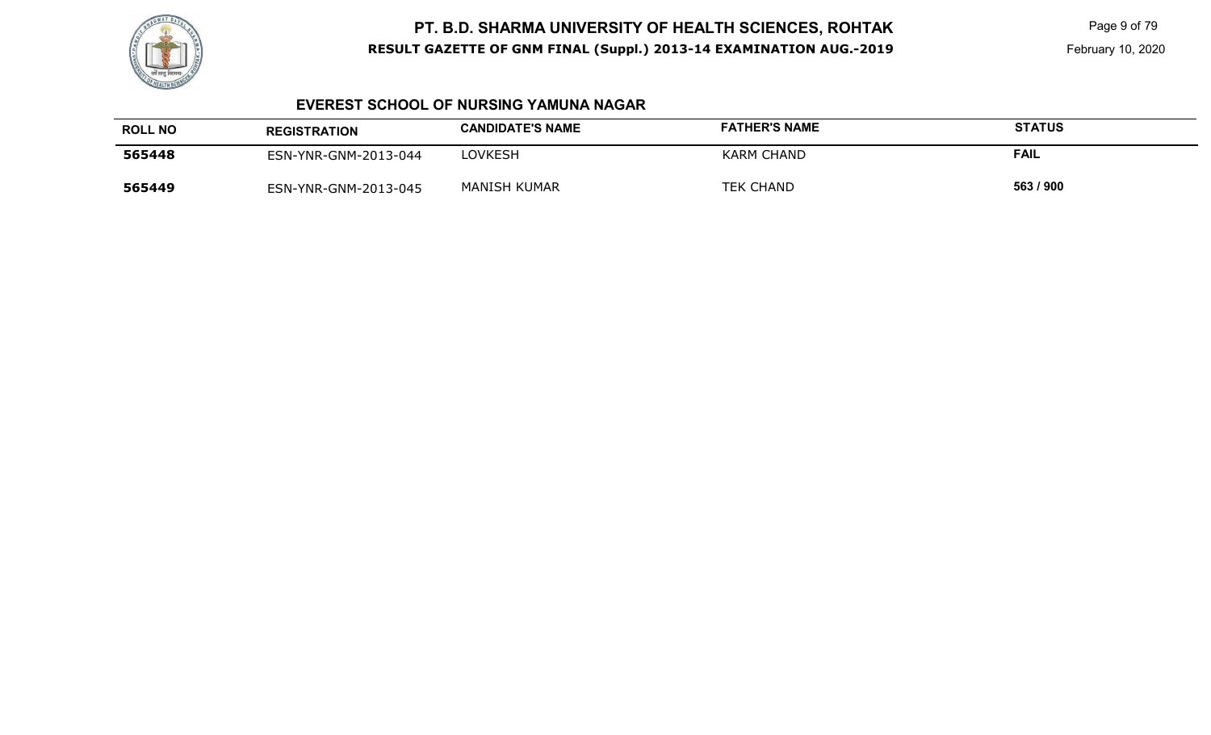# PT. B.D. SHARMA UNIVERSITY OF HEALTH SCIENCES, ROHTAK

**RESULT GAZETTE OF GNM FINAL (Suppl.) 2013-14 EXAMINATION AUG.-2019**

February 10, 2020

### EVEREST SCHOOL OF NURSING YAMUNA NAGAR

| ROLL NO | REGISTRATION | CANDIDATE'S NAME | FATHER'S NAME | STATUS |
|---|---|---|---|---|
| **565448** | ESN-YNR-GNM-2013-044 | LOVKESH | KARM CHAND | **FAIL** |
| **565449** | ESN-YNR-GNM-2013-045 | MANISH KUMAR | TEK CHAND | **563 / 900** |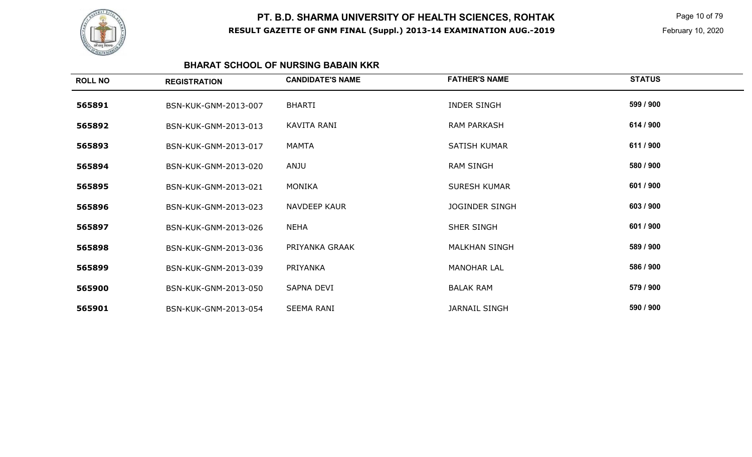# PT. B.D. SHARMA UNIVERSITY OF HEALTH SCIENCES, ROHTAK

**RESULT GAZETTE OF GNM FINAL (Suppl.) 2013-14 EXAMINATION AUG.-2019**

February 10, 2020

## BHARAT SCHOOL OF NURSING BABAIN KKR

| ROLL NO | REGISTRATION | CANDIDATE'S NAME | FATHER'S NAME | STATUS |
|---|---|---|---|---|
| 565891 | BSN-KUK-GNM-2013-007 | BHARTI | INDER SINGH | 599 / 900 |
| 565892 | BSN-KUK-GNM-2013-013 | KAVITA RANI | RAM PARKASH | 614 / 900 |
| 565893 | BSN-KUK-GNM-2013-017 | MAMTA | SATISH KUMAR | 611 / 900 |
| 565894 | BSN-KUK-GNM-2013-020 | ANJU | RAM SINGH | 580 / 900 |
| 565895 | BSN-KUK-GNM-2013-021 | MONIKA | SURESH KUMAR | 601 / 900 |
| 565896 | BSN-KUK-GNM-2013-023 | NAVDEEP KAUR | JOGINDER SINGH | 603 / 900 |
| 565897 | BSN-KUK-GNM-2013-026 | NEHA | SHER SINGH | 601 / 900 |
| 565898 | BSN-KUK-GNM-2013-036 | PRIYANKA GRAAK | MALKHAN SINGH | 589 / 900 |
| 565899 | BSN-KUK-GNM-2013-039 | PRIYANKA | MANOHAR LAL | 586 / 900 |
| 565900 | BSN-KUK-GNM-2013-050 | SAPNA DEVI | BALAK RAM | 579 / 900 |
| 565901 | BSN-KUK-GNM-2013-054 | SEEMA RANI | JARNAIL SINGH | 590 / 900 |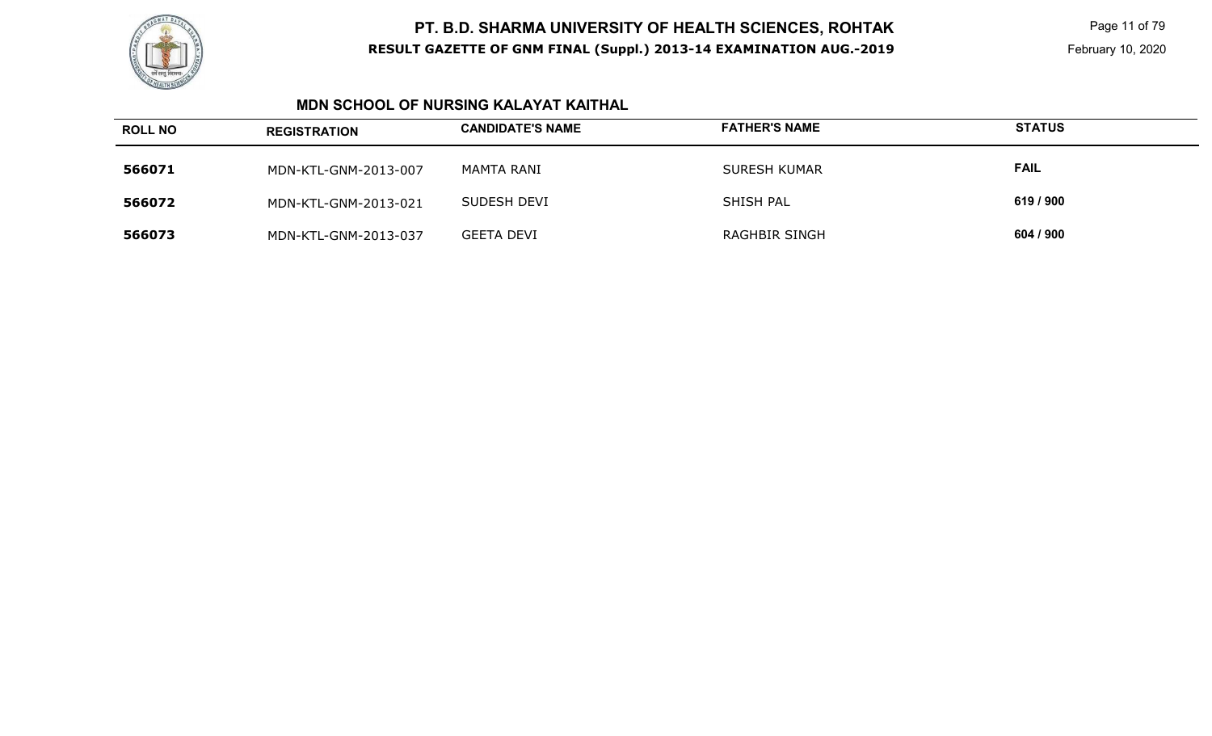## MDN SCHOOL OF NURSING KALAYAT KAITHAL

| ROLL NO | REGISTRATION | CANDIDATE'S NAME | FATHER'S NAME | STATUS |
|---|---|---|---|---|
| 566071 | MDN-KTL-GNM-2013-007 | MAMTA RANI | SURESH KUMAR | FAIL |
| 566072 | MDN-KTL-GNM-2013-021 | SUDESH DEVI | SHISH PAL | 619 / 900 |
| 566073 | MDN-KTL-GNM-2013-037 | GEETA DEVI | RAGHBIR SINGH | 604 / 900 |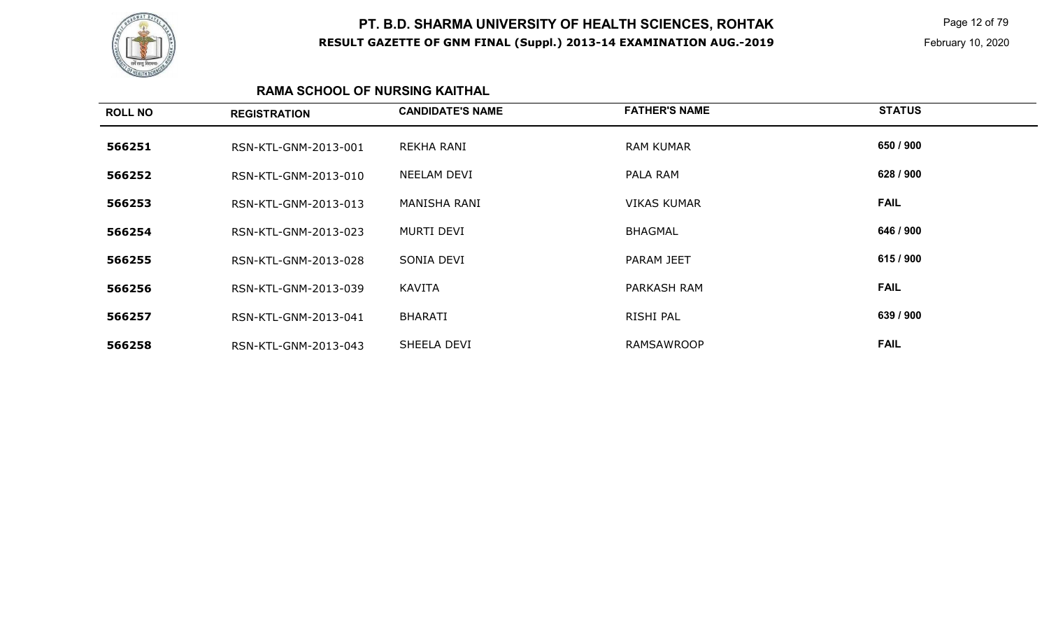# PT. B.D. SHARMA UNIVERSITY OF HEALTH SCIENCES, ROHTAK

**RESULT GAZETTE OF GNM FINAL (Suppl.) 2013-14 EXAMINATION AUG.-2019**

February 10, 2020

## RAMA SCHOOL OF NURSING KAITHAL

| ROLL NO | REGISTRATION | CANDIDATE'S NAME | FATHER'S NAME | STATUS |
|---|---|---|---|---|
| 566251 | RSN-KTL-GNM-2013-001 | REKHA RANI | RAM KUMAR | 650 / 900 |
| 566252 | RSN-KTL-GNM-2013-010 | NEELAM DEVI | PALA RAM | 628 / 900 |
| 566253 | RSN-KTL-GNM-2013-013 | MANISHA RANI | VIKAS KUMAR | FAIL |
| 566254 | RSN-KTL-GNM-2013-023 | MURTI DEVI | BHAGMAL | 646 / 900 |
| 566255 | RSN-KTL-GNM-2013-028 | SONIA DEVI | PARAM JEET | 615 / 900 |
| 566256 | RSN-KTL-GNM-2013-039 | KAVITA | PARKASH RAM | FAIL |
| 566257 | RSN-KTL-GNM-2013-041 | BHARATI | RISHI PAL | 639 / 900 |
| 566258 | RSN-KTL-GNM-2013-043 | SHEELA DEVI | RAMSAWROOP | FAIL |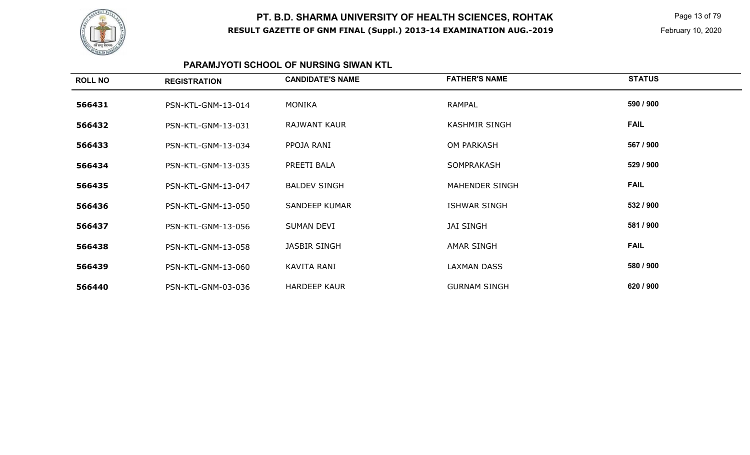# PT. B.D. SHARMA UNIVERSITY OF HEALTH SCIENCES, ROHTAK

**RESULT GAZETTE OF GNM FINAL (Suppl.) 2013-14 EXAMINATION AUG.-2019**

February 10, 2020

## PARAMJYOTI SCHOOL OF NURSING SIWAN KTL

| ROLL NO | REGISTRATION | CANDIDATE'S NAME | FATHER'S NAME | STATUS |
|---|---|---|---|---|
| 566431 | PSN-KTL-GNM-13-014 | MONIKA | RAMPAL | 590 / 900 |
| 566432 | PSN-KTL-GNM-13-031 | RAJWANT KAUR | KASHMIR SINGH | FAIL |
| 566433 | PSN-KTL-GNM-13-034 | PPOJA RANI | OM PARKASH | 567 / 900 |
| 566434 | PSN-KTL-GNM-13-035 | PREETI BALA | SOMPRAKASH | 529 / 900 |
| 566435 | PSN-KTL-GNM-13-047 | BALDEV SINGH | MAHENDER SINGH | FAIL |
| 566436 | PSN-KTL-GNM-13-050 | SANDEEP KUMAR | ISHWAR SINGH | 532 / 900 |
| 566437 | PSN-KTL-GNM-13-056 | SUMAN DEVI | JAI SINGH | 581 / 900 |
| 566438 | PSN-KTL-GNM-13-058 | JASBIR SINGH | AMAR SINGH | FAIL |
| 566439 | PSN-KTL-GNM-13-060 | KAVITA RANI | LAXMAN DASS | 580 / 900 |
| 566440 | PSN-KTL-GNM-03-036 | HARDEEP KAUR | GURNAM SINGH | 620 / 900 |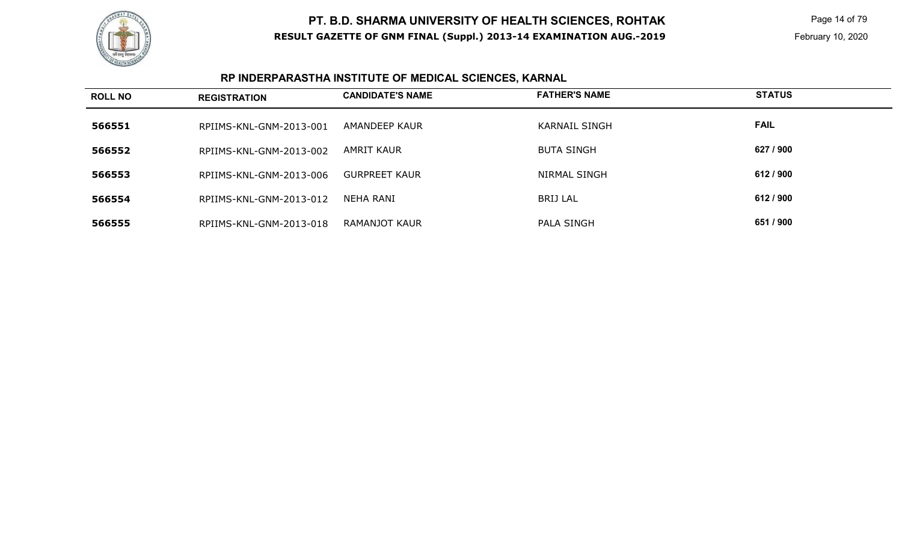# PT. B.D. SHARMA UNIVERSITY OF HEALTH SCIENCES, ROHTAK

**RESULT GAZETTE OF GNM FINAL (Suppl.) 2013-14 EXAMINATION AUG.-2019**

## RP INDERPARASTHA INSTITUTE OF MEDICAL SCIENCES, KARNAL

| ROLL NO | REGISTRATION | CANDIDATE'S NAME | FATHER'S NAME | STATUS |
|---|---|---|---|---|
| 566551 | RPIIMS-KNL-GNM-2013-001 | AMANDEEP KAUR | KARNAIL SINGH | FAIL |
| 566552 | RPIIMS-KNL-GNM-2013-002 | AMRIT KAUR | BUTA SINGH | 627 / 900 |
| 566553 | RPIIMS-KNL-GNM-2013-006 | GURPREET KAUR | NIRMAL SINGH | 612 / 900 |
| 566554 | RPIIMS-KNL-GNM-2013-012 | NEHA RANI | BRIJ LAL | 612 / 900 |
| 566555 | RPIIMS-KNL-GNM-2013-018 | RAMANJOT KAUR | PALA SINGH | 651 / 900 |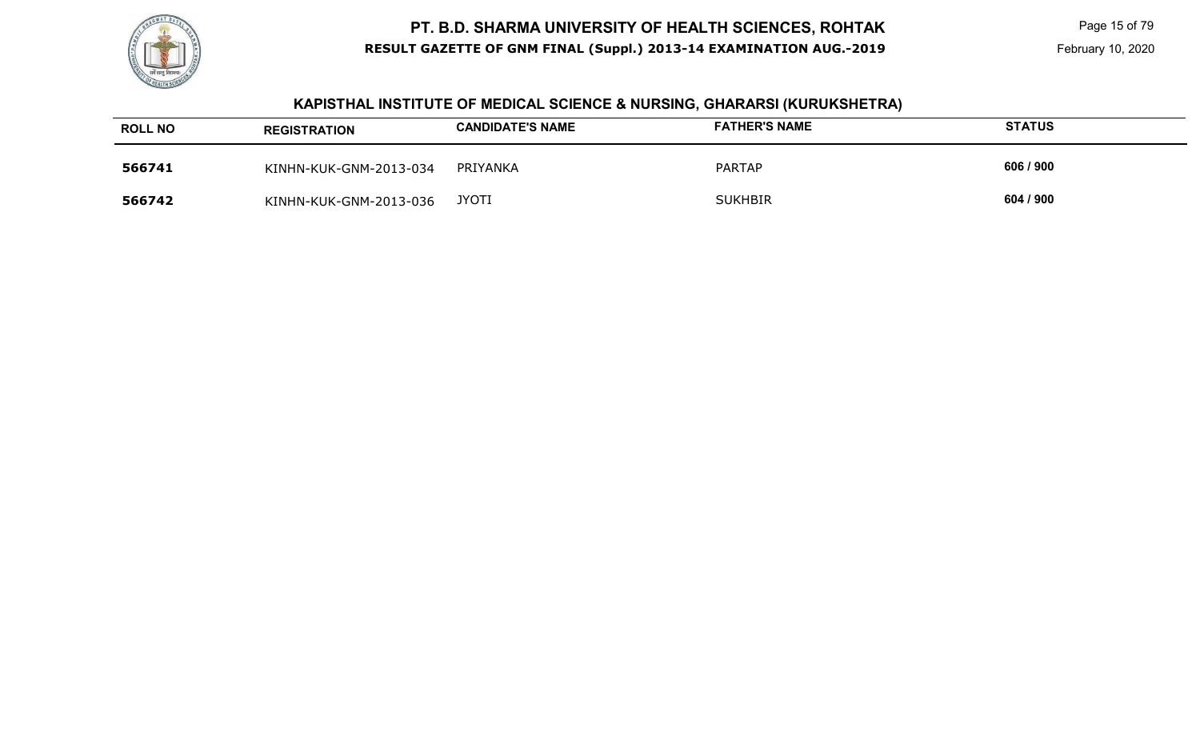## KAPISTHAL INSTITUTE OF MEDICAL SCIENCE & NURSING, GHARARSI (KURUKSHETRA)

| ROLL NO | REGISTRATION | CANDIDATE'S NAME | FATHER'S NAME | STATUS |
|---|---|---|---|---|
| **566741** | KINHN-KUK-GNM-2013-034 | PRIYANKA | PARTAP | **606 / 900** |
| **566742** | KINHN-KUK-GNM-2013-036 | JYOTI | SUKHBIR | **604 / 900** |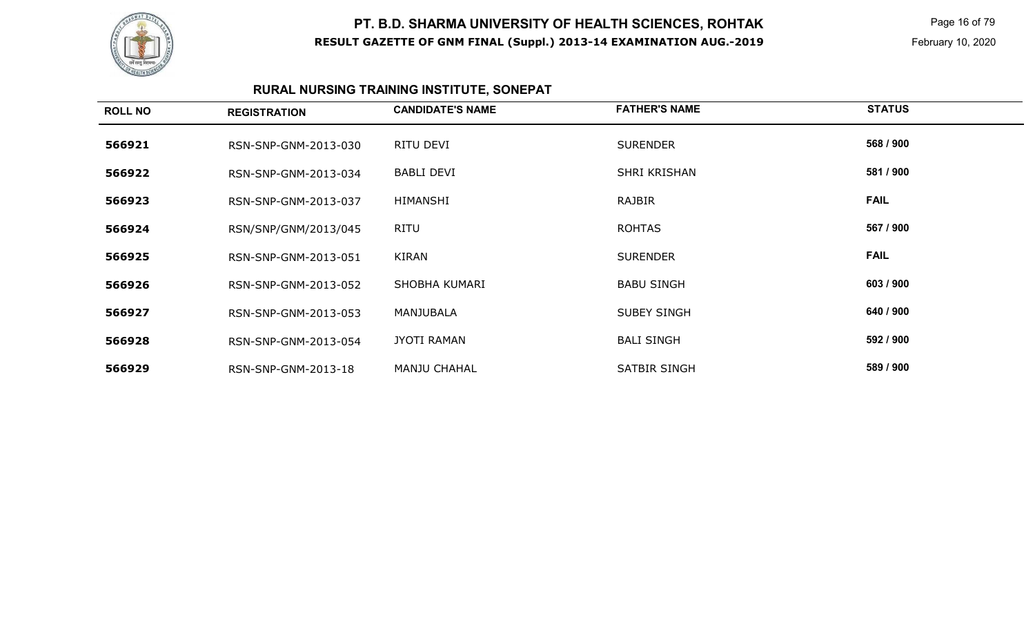# PT. B.D. SHARMA UNIVERSITY OF HEALTH SCIENCES, ROHTAK

**RESULT GAZETTE OF GNM FINAL (Suppl.) 2013-14 EXAMINATION AUG.-2019**

February 10, 2020

## RURAL NURSING TRAINING INSTITUTE, SONEPAT

| ROLL NO | REGISTRATION | CANDIDATE'S NAME | FATHER'S NAME | STATUS |
|---|---|---|---|---|
| **566921** | RSN-SNP-GNM-2013-030 | RITU DEVI | SURENDER | **568 / 900** |
| **566922** | RSN-SNP-GNM-2013-034 | BABLI DEVI | SHRI KRISHAN | **581 / 900** |
| **566923** | RSN-SNP-GNM-2013-037 | HIMANSHI | RAJBIR | **FAIL** |
| **566924** | RSN/SNP/GNM/2013/045 | RITU | ROHTAS | **567 / 900** |
| **566925** | RSN-SNP-GNM-2013-051 | KIRAN | SURENDER | **FAIL** |
| **566926** | RSN-SNP-GNM-2013-052 | SHOBHA KUMARI | BABU SINGH | **603 / 900** |
| **566927** | RSN-SNP-GNM-2013-053 | MANJUBALA | SUBEY SINGH | **640 / 900** |
| **566928** | RSN-SNP-GNM-2013-054 | JYOTI RAMAN | BALI SINGH | **592 / 900** |
| **566929** | RSN-SNP-GNM-2013-18 | MANJU CHAHAL | SATBIR SINGH | **589 / 900** |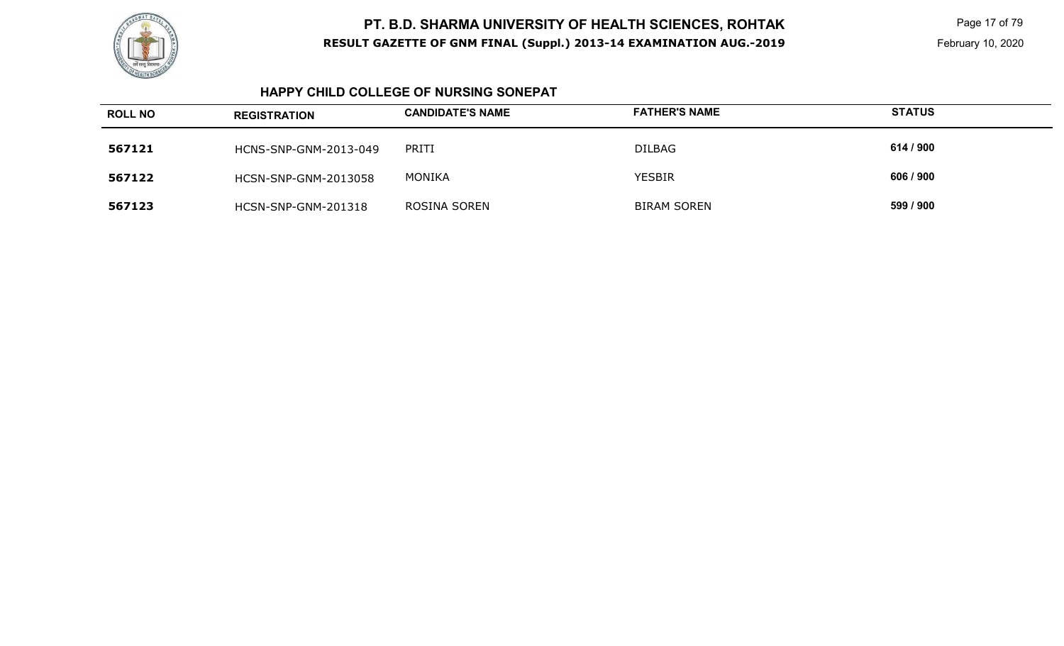# PT. B.D. SHARMA UNIVERSITY OF HEALTH SCIENCES, ROHTAK

**RESULT GAZETTE OF GNM FINAL (Suppl.) 2013-14 EXAMINATION AUG.-2019**

February 10, 2020

## HAPPY CHILD COLLEGE OF NURSING SONEPAT

| ROLL NO | REGISTRATION | CANDIDATE'S NAME | FATHER'S NAME | STATUS |
|---|---|---|---|---|
| **567121** | HCNS-SNP-GNM-2013-049 | PRITI | DILBAG | **614 / 900** |
| **567122** | HCSN-SNP-GNM-2013058 | MONIKA | YESBIR | **606 / 900** |
| **567123** | HCSN-SNP-GNM-201318 | ROSINA SOREN | BIRAM SOREN | **599 / 900** |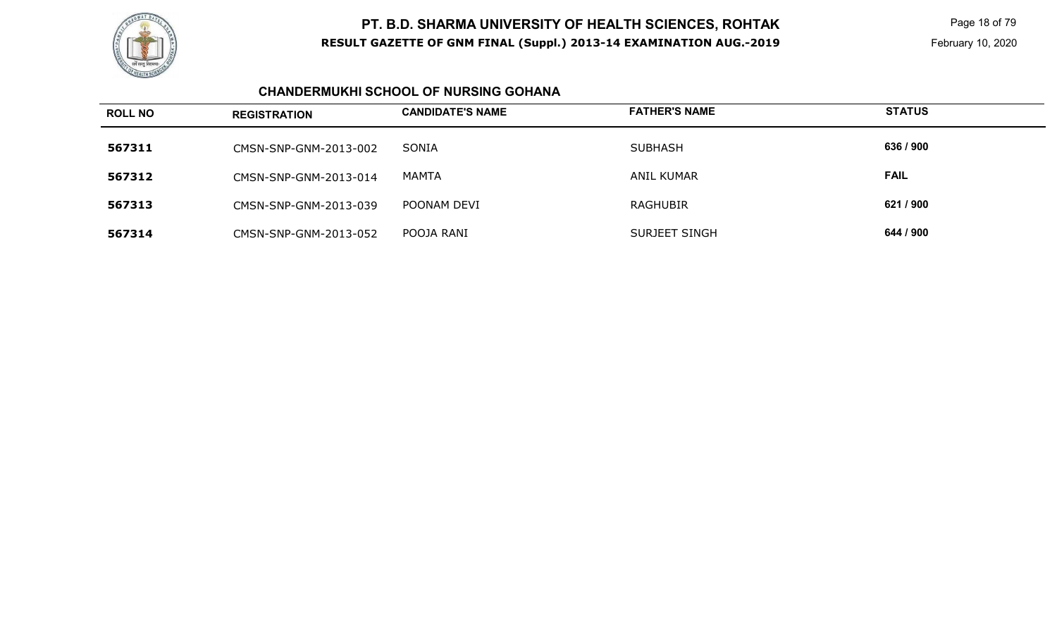# PT. B.D. SHARMA UNIVERSITY OF HEALTH SCIENCES, ROHTAK

**RESULT GAZETTE OF GNM FINAL (Suppl.) 2013-14 EXAMINATION AUG.-2019**

February 10, 2020

## CHANDERMUKHI SCHOOL OF NURSING GOHANA

| ROLL NO | REGISTRATION | CANDIDATE'S NAME | FATHER'S NAME | STATUS |
|---|---|---|---|---|
| 567311 | CMSN-SNP-GNM-2013-002 | SONIA | SUBHASH | 636 / 900 |
| 567312 | CMSN-SNP-GNM-2013-014 | MAMTA | ANIL KUMAR | FAIL |
| 567313 | CMSN-SNP-GNM-2013-039 | POONAM DEVI | RAGHUBIR | 621 / 900 |
| 567314 | CMSN-SNP-GNM-2013-052 | POOJA RANI | SURJEET SINGH | 644 / 900 |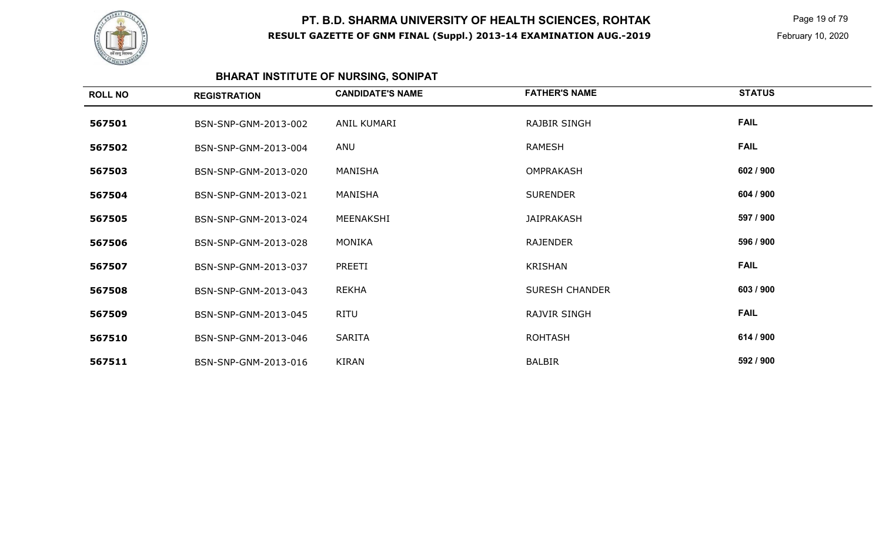# PT. B.D. SHARMA UNIVERSITY OF HEALTH SCIENCES, ROHTAK

**RESULT GAZETTE OF GNM FINAL (Suppl.) 2013-14 EXAMINATION AUG.-2019**

February 10, 2020

## BHARAT INSTITUTE OF NURSING, SONIPAT

| ROLL NO | REGISTRATION | CANDIDATE'S NAME | FATHER'S NAME | STATUS |
|---|---|---|---|---|
| **567501** | BSN-SNP-GNM-2013-002 | ANIL KUMARI | RAJBIR SINGH | **FAIL** |
| **567502** | BSN-SNP-GNM-2013-004 | ANU | RAMESH | **FAIL** |
| **567503** | BSN-SNP-GNM-2013-020 | MANISHA | OMPRAKASH | **602 / 900** |
| **567504** | BSN-SNP-GNM-2013-021 | MANISHA | SURENDER | **604 / 900** |
| **567505** | BSN-SNP-GNM-2013-024 | MEENAKSHI | JAIPRAKASH | **597 / 900** |
| **567506** | BSN-SNP-GNM-2013-028 | MONIKA | RAJENDER | **596 / 900** |
| **567507** | BSN-SNP-GNM-2013-037 | PREETI | KRISHAN | **FAIL** |
| **567508** | BSN-SNP-GNM-2013-043 | REKHA | SURESH CHANDER | **603 / 900** |
| **567509** | BSN-SNP-GNM-2013-045 | RITU | RAJVIR SINGH | **FAIL** |
| **567510** | BSN-SNP-GNM-2013-046 | SARITA | ROHTASH | **614 / 900** |
| **567511** | BSN-SNP-GNM-2013-016 | KIRAN | BALBIR | **592 / 900** |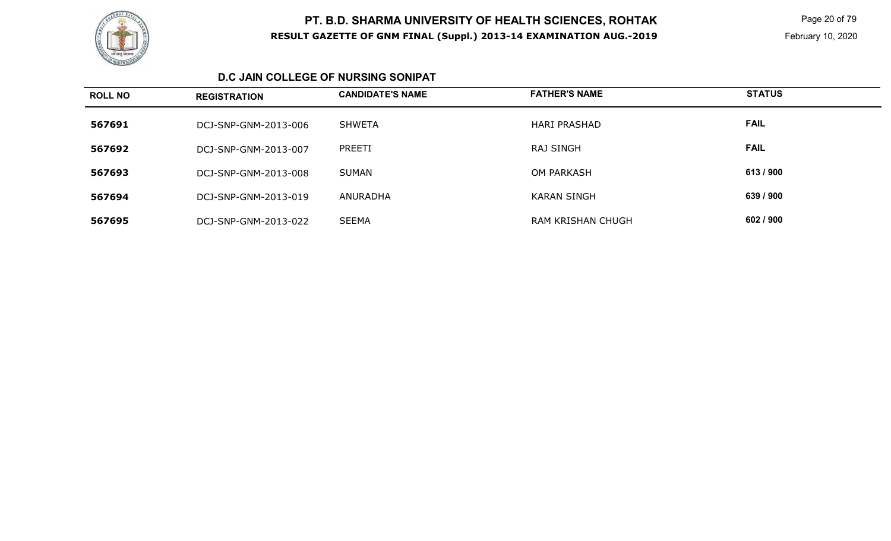# PT. B.D. SHARMA UNIVERSITY OF HEALTH SCIENCES, ROHTAK

**RESULT GAZETTE OF GNM FINAL (Suppl.) 2013-14 EXAMINATION AUG.-2019**

February 10, 2020

### D.C JAIN COLLEGE OF NURSING SONIPAT

| ROLL NO | REGISTRATION | CANDIDATE'S NAME | FATHER'S NAME | STATUS |
|---|---|---|---|---|
| **567691** | DCJ-SNP-GNM-2013-006 | SHWETA | HARI PRASHAD | **FAIL** |
| **567692** | DCJ-SNP-GNM-2013-007 | PREETI | RAJ SINGH | **FAIL** |
| **567693** | DCJ-SNP-GNM-2013-008 | SUMAN | OM PARKASH | **613 / 900** |
| **567694** | DCJ-SNP-GNM-2013-019 | ANURADHA | KARAN SINGH | **639 / 900** |
| **567695** | DCJ-SNP-GNM-2013-022 | SEEMA | RAM KRISHAN CHUGH | **602 / 900** |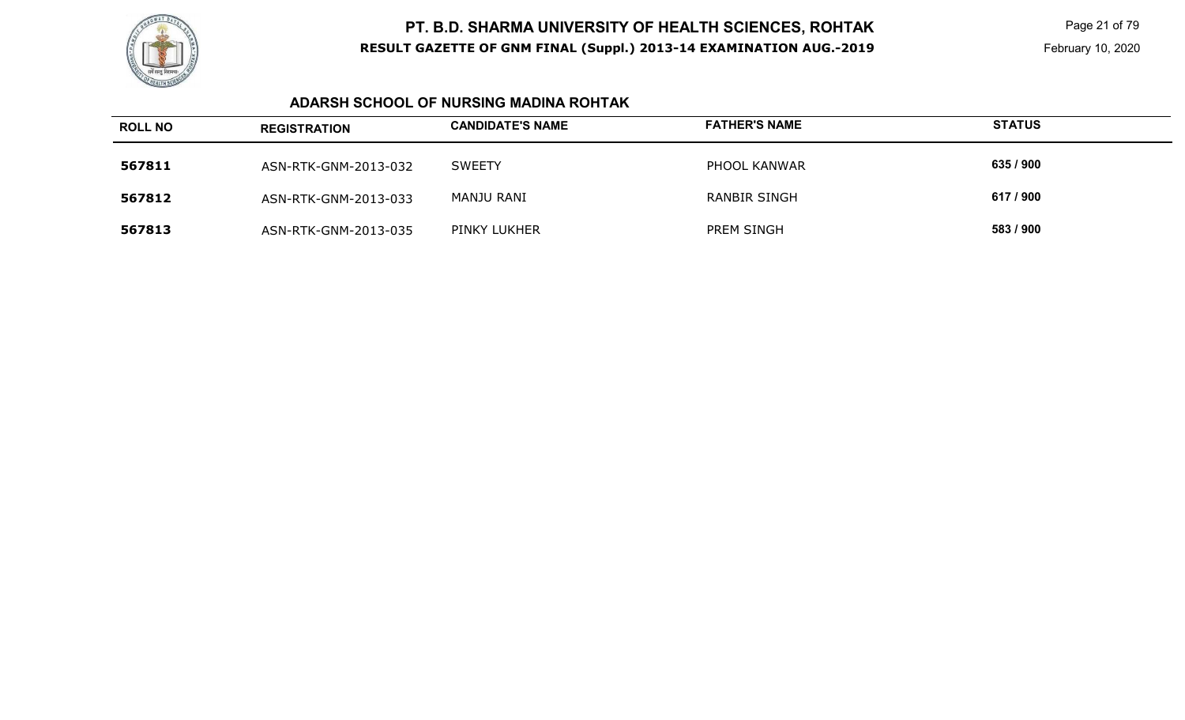# PT. B.D. SHARMA UNIVERSITY OF HEALTH SCIENCES, ROHTAK

**RESULT GAZETTE OF GNM FINAL (Suppl.) 2013-14 EXAMINATION AUG.-2019**

February 10, 2020

### ADARSH SCHOOL OF NURSING MADINA ROHTAK

| ROLL NO | REGISTRATION | CANDIDATE'S NAME | FATHER'S NAME | STATUS |
|---|---|---|---|---|
| **567811** | ASN-RTK-GNM-2013-032 | SWEETY | PHOOL KANWAR | **635 / 900** |
| **567812** | ASN-RTK-GNM-2013-033 | MANJU RANI | RANBIR SINGH | **617 / 900** |
| **567813** | ASN-RTK-GNM-2013-035 | PINKY LUKHER | PREM SINGH | **583 / 900** |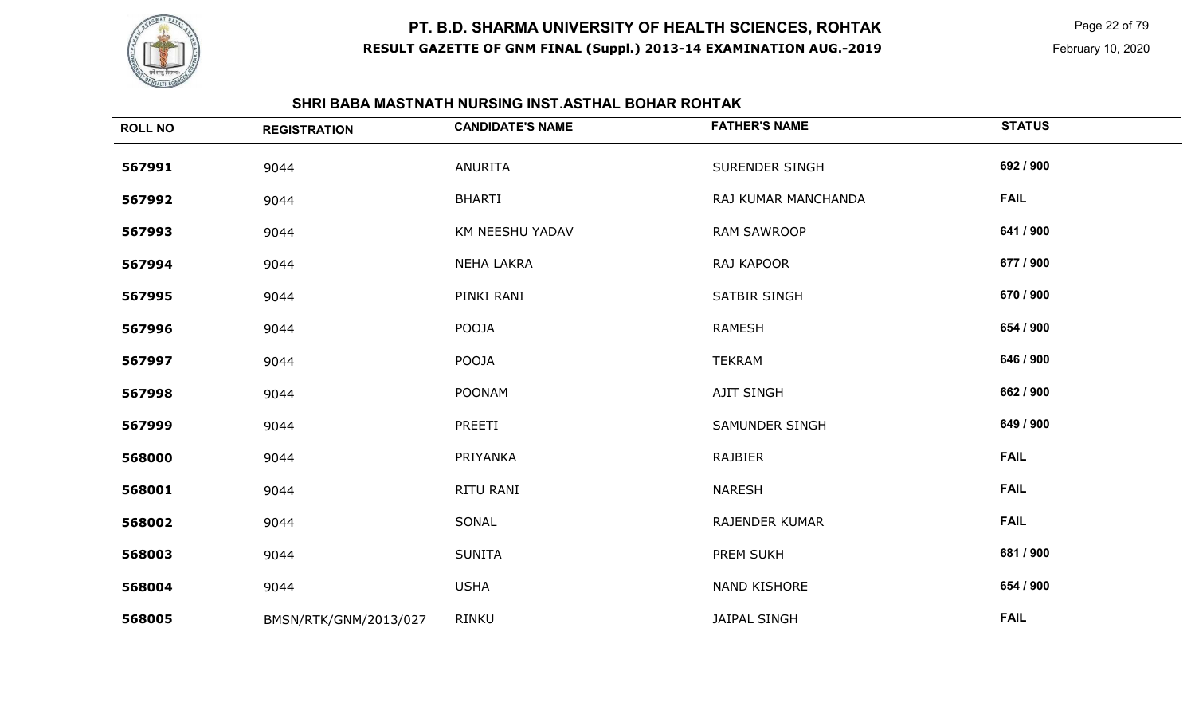# PT. B.D. SHARMA UNIVERSITY OF HEALTH SCIENCES, ROHTAK

**RESULT GAZETTE OF GNM FINAL (Suppl.) 2013-14 EXAMINATION AUG.-2019**

February 10, 2020

## SHRI BABA MASTNATH NURSING INST.ASTHAL BOHAR ROHTAK

| ROLL NO | REGISTRATION | CANDIDATE'S NAME | FATHER'S NAME | STATUS |
|---|---|---|---|---|
| 567991 | 9044 | ANURITA | SURENDER SINGH | 692 / 900 |
| 567992 | 9044 | BHARTI | RAJ KUMAR MANCHANDA | FAIL |
| 567993 | 9044 | KM NEESHU YADAV | RAM SAWROOP | 641 / 900 |
| 567994 | 9044 | NEHA LAKRA | RAJ KAPOOR | 677 / 900 |
| 567995 | 9044 | PINKI RANI | SATBIR SINGH | 670 / 900 |
| 567996 | 9044 | POOJA | RAMESH | 654 / 900 |
| 567997 | 9044 | POOJA | TEKRAM | 646 / 900 |
| 567998 | 9044 | POONAM | AJIT SINGH | 662 / 900 |
| 567999 | 9044 | PREETI | SAMUNDER SINGH | 649 / 900 |
| 568000 | 9044 | PRIYANKA | RAJBIER | FAIL |
| 568001 | 9044 | RITU RANI | NARESH | FAIL |
| 568002 | 9044 | SONAL | RAJENDER KUMAR | FAIL |
| 568003 | 9044 | SUNITA | PREM SUKH | 681 / 900 |
| 568004 | 9044 | USHA | NAND KISHORE | 654 / 900 |
| 568005 | BMSN/RTK/GNM/2013/027 | RINKU | JAIPAL SINGH | FAIL |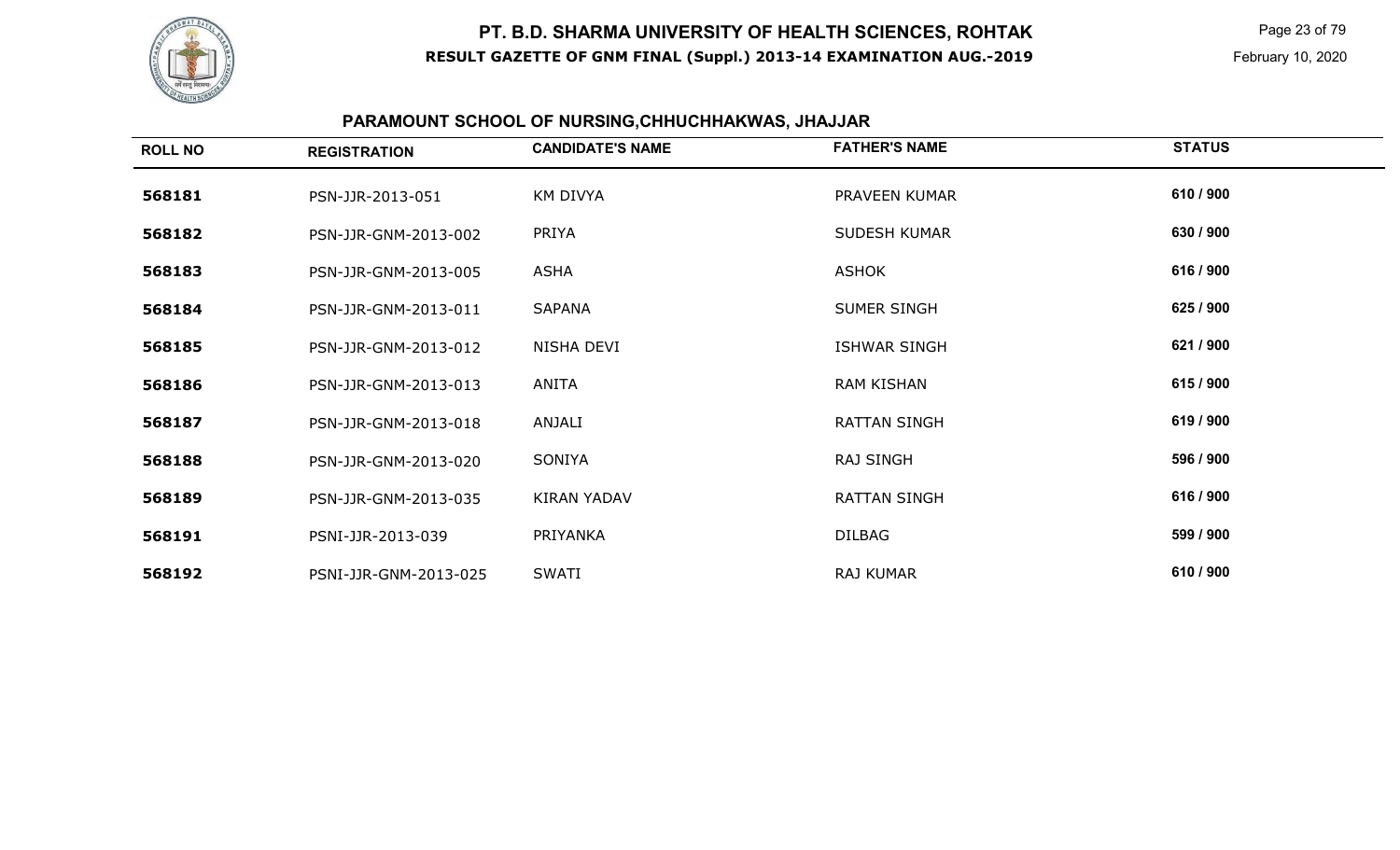# PT. B.D. SHARMA UNIVERSITY OF HEALTH SCIENCES, ROHTAK

**RESULT GAZETTE OF GNM FINAL (Suppl.) 2013-14 EXAMINATION AUG.-2019**

February 10, 2020

## PARAMOUNT SCHOOL OF NURSING,CHHUCHHAKWAS, JHAJJAR

| ROLL NO | REGISTRATION | CANDIDATE'S NAME | FATHER'S NAME | STATUS |
|---|---|---|---|---|
| 568181 | PSN-JJR-2013-051 | KM DIVYA | PRAVEEN KUMAR | 610 / 900 |
| 568182 | PSN-JJR-GNM-2013-002 | PRIYA | SUDESH KUMAR | 630 / 900 |
| 568183 | PSN-JJR-GNM-2013-005 | ASHA | ASHOK | 616 / 900 |
| 568184 | PSN-JJR-GNM-2013-011 | SAPANA | SUMER SINGH | 625 / 900 |
| 568185 | PSN-JJR-GNM-2013-012 | NISHA DEVI | ISHWAR SINGH | 621 / 900 |
| 568186 | PSN-JJR-GNM-2013-013 | ANITA | RAM KISHAN | 615 / 900 |
| 568187 | PSN-JJR-GNM-2013-018 | ANJALI | RATTAN SINGH | 619 / 900 |
| 568188 | PSN-JJR-GNM-2013-020 | SONIYA | RAJ SINGH | 596 / 900 |
| 568189 | PSN-JJR-GNM-2013-035 | KIRAN YADAV | RATTAN SINGH | 616 / 900 |
| 568191 | PSNI-JJR-2013-039 | PRIYANKA | DILBAG | 599 / 900 |
| 568192 | PSNI-JJR-GNM-2013-025 | SWATI | RAJ KUMAR | 610 / 900 |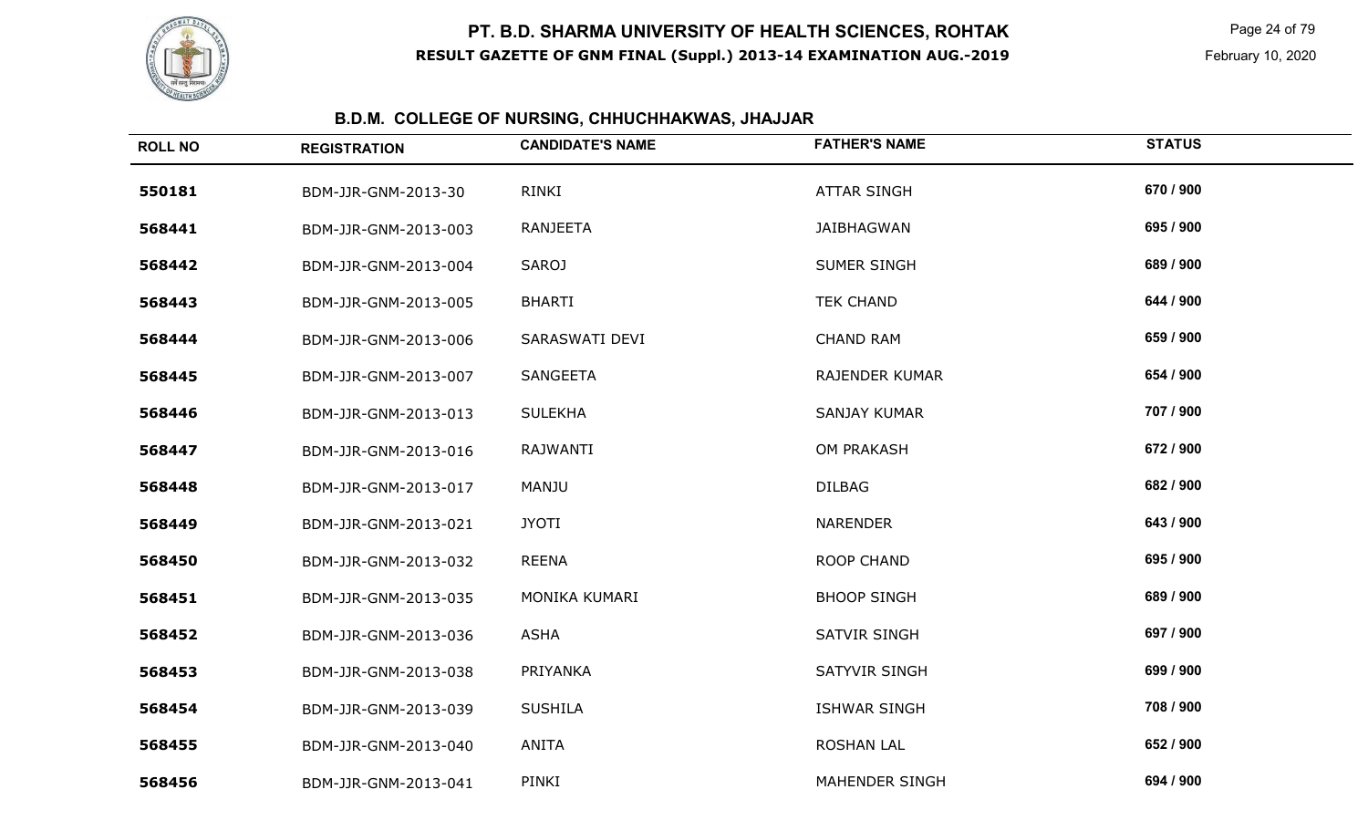# PT. B.D. SHARMA UNIVERSITY OF HEALTH SCIENCES, ROHTAK

**RESULT GAZETTE OF GNM FINAL (Suppl.) 2013-14 EXAMINATION AUG.-2019**

February 10, 2020

## B.D.M. COLLEGE OF NURSING, CHHUCHHAKWAS, JHAJJAR

| ROLL NO | REGISTRATION | CANDIDATE'S NAME | FATHER'S NAME | STATUS |
|---|---|---|---|---|
| 550181 | BDM-JJR-GNM-2013-30 | RINKI | ATTAR SINGH | 670 / 900 |
| 568441 | BDM-JJR-GNM-2013-003 | RANJEETA | JAIBHAGWAN | 695 / 900 |
| 568442 | BDM-JJR-GNM-2013-004 | SAROJ | SUMER SINGH | 689 / 900 |
| 568443 | BDM-JJR-GNM-2013-005 | BHARTI | TEK CHAND | 644 / 900 |
| 568444 | BDM-JJR-GNM-2013-006 | SARASWATI DEVI | CHAND RAM | 659 / 900 |
| 568445 | BDM-JJR-GNM-2013-007 | SANGEETA | RAJENDER KUMAR | 654 / 900 |
| 568446 | BDM-JJR-GNM-2013-013 | SULEKHA | SANJAY KUMAR | 707 / 900 |
| 568447 | BDM-JJR-GNM-2013-016 | RAJWANTI | OM PRAKASH | 672 / 900 |
| 568448 | BDM-JJR-GNM-2013-017 | MANJU | DILBAG | 682 / 900 |
| 568449 | BDM-JJR-GNM-2013-021 | JYOTI | NARENDER | 643 / 900 |
| 568450 | BDM-JJR-GNM-2013-032 | REENA | ROOP CHAND | 695 / 900 |
| 568451 | BDM-JJR-GNM-2013-035 | MONIKA KUMARI | BHOOP SINGH | 689 / 900 |
| 568452 | BDM-JJR-GNM-2013-036 | ASHA | SATVIR SINGH | 697 / 900 |
| 568453 | BDM-JJR-GNM-2013-038 | PRIYANKA | SATYVIR SINGH | 699 / 900 |
| 568454 | BDM-JJR-GNM-2013-039 | SUSHILA | ISHWAR SINGH | 708 / 900 |
| 568455 | BDM-JJR-GNM-2013-040 | ANITA | ROSHAN LAL | 652 / 900 |
| 568456 | BDM-JJR-GNM-2013-041 | PINKI | MAHENDER SINGH | 694 / 900 |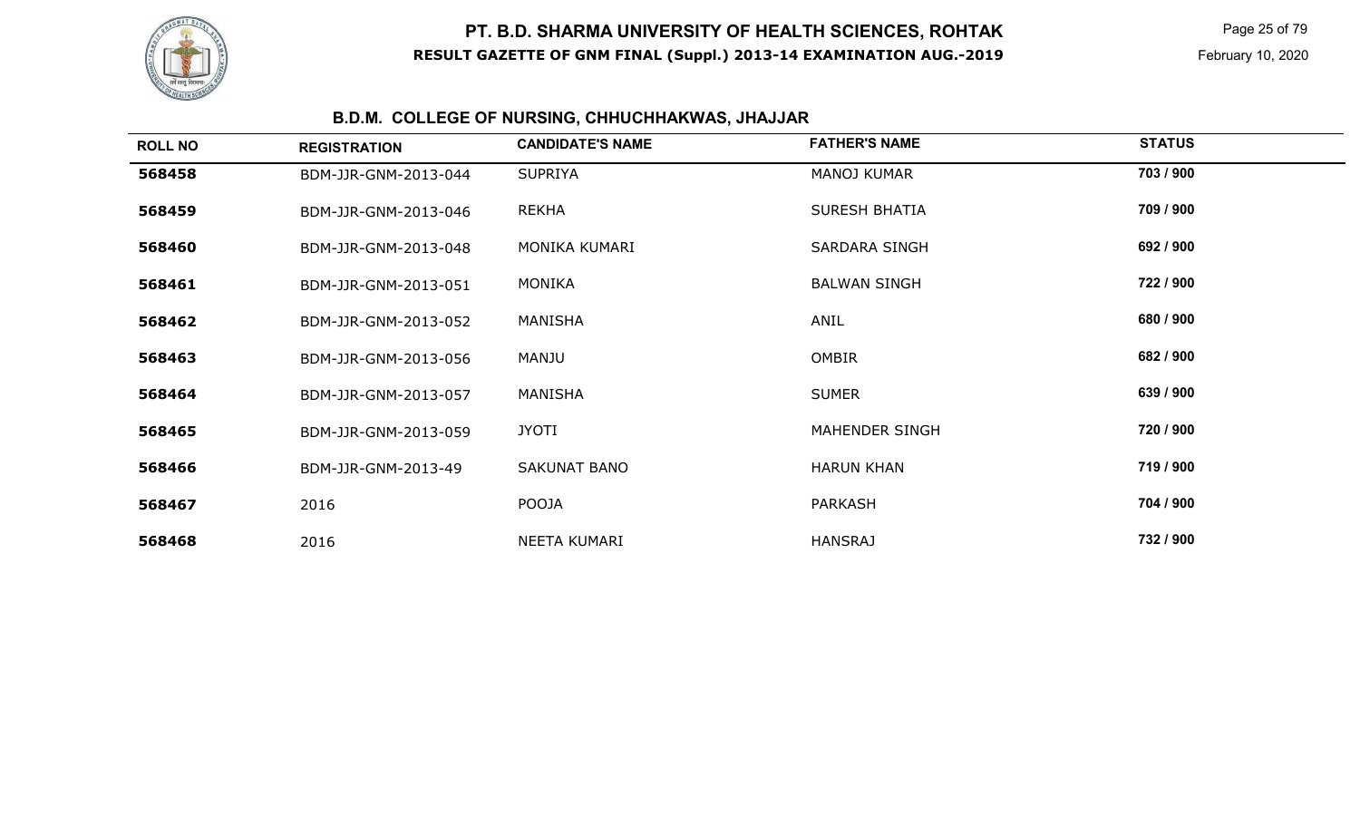# PT. B.D. SHARMA UNIVERSITY OF HEALTH SCIENCES, ROHTAK

**RESULT GAZETTE OF GNM FINAL (Suppl.) 2013-14 EXAMINATION AUG.-2019**

February 10, 2020

## B.D.M. COLLEGE OF NURSING, CHHUCHHAKWAS, JHAJJAR

| ROLL NO | REGISTRATION | CANDIDATE'S NAME | FATHER'S NAME | STATUS |
|---|---|---|---|---|
| 568458 | BDM-JJR-GNM-2013-044 | SUPRIYA | MANOJ KUMAR | 703 / 900 |
| 568459 | BDM-JJR-GNM-2013-046 | REKHA | SURESH BHATIA | 709 / 900 |
| 568460 | BDM-JJR-GNM-2013-048 | MONIKA KUMARI | SARDARA SINGH | 692 / 900 |
| 568461 | BDM-JJR-GNM-2013-051 | MONIKA | BALWAN SINGH | 722 / 900 |
| 568462 | BDM-JJR-GNM-2013-052 | MANISHA | ANIL | 680 / 900 |
| 568463 | BDM-JJR-GNM-2013-056 | MANJU | OMBIR | 682 / 900 |
| 568464 | BDM-JJR-GNM-2013-057 | MANISHA | SUMER | 639 / 900 |
| 568465 | BDM-JJR-GNM-2013-059 | JYOTI | MAHENDER SINGH | 720 / 900 |
| 568466 | BDM-JJR-GNM-2013-49 | SAKUNAT BANO | HARUN KHAN | 719 / 900 |
| 568467 | 2016 | POOJA | PARKASH | 704 / 900 |
| 568468 | 2016 | NEETA KUMARI | HANSRAJ | 732 / 900 |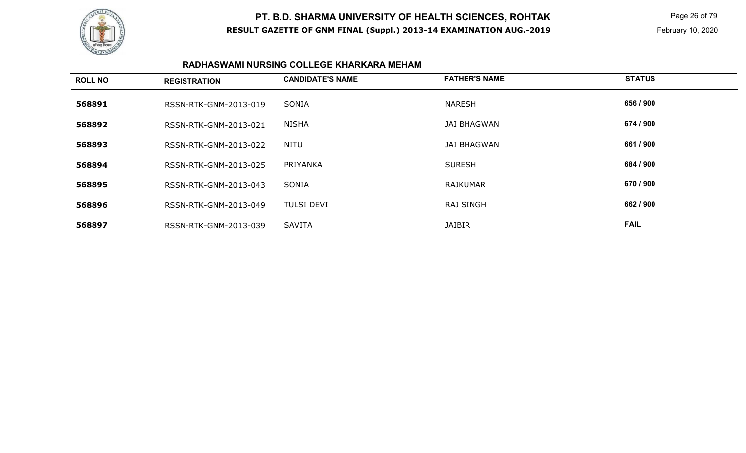# PT. B.D. SHARMA UNIVERSITY OF HEALTH SCIENCES, ROHTAK

**RESULT GAZETTE OF GNM FINAL (Suppl.) 2013-14 EXAMINATION AUG.-2019**

February 10, 2020

## RADHASWAMI NURSING COLLEGE KHARKARA MEHAM

| ROLL NO | REGISTRATION | CANDIDATE'S NAME | FATHER'S NAME | STATUS |
|---|---|---|---|---|
| 568891 | RSSN-RTK-GNM-2013-019 | SONIA | NARESH | 656 / 900 |
| 568892 | RSSN-RTK-GNM-2013-021 | NISHA | JAI BHAGWAN | 674 / 900 |
| 568893 | RSSN-RTK-GNM-2013-022 | NITU | JAI BHAGWAN | 661 / 900 |
| 568894 | RSSN-RTK-GNM-2013-025 | PRIYANKA | SURESH | 684 / 900 |
| 568895 | RSSN-RTK-GNM-2013-043 | SONIA | RAJKUMAR | 670 / 900 |
| 568896 | RSSN-RTK-GNM-2013-049 | TULSI DEVI | RAJ SINGH | 662 / 900 |
| 568897 | RSSN-RTK-GNM-2013-039 | SAVITA | JAIBIR | FAIL |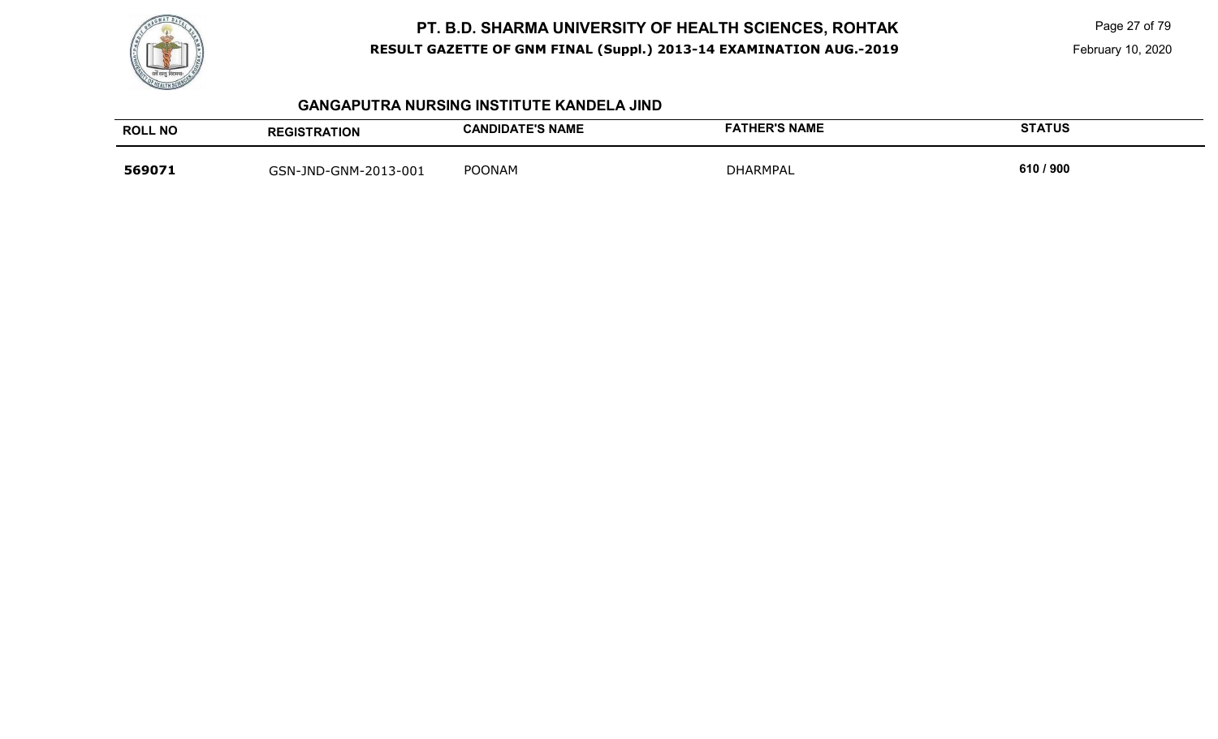## GANGAPUTRA NURSING INSTITUTE KANDELA JIND

| ROLL NO | REGISTRATION | CANDIDATE'S NAME | FATHER'S NAME | STATUS |
|---|---|---|---|---|
| **569071** | GSN-JND-GNM-2013-001 | POONAM | DHARMPAL | **610 / 900** |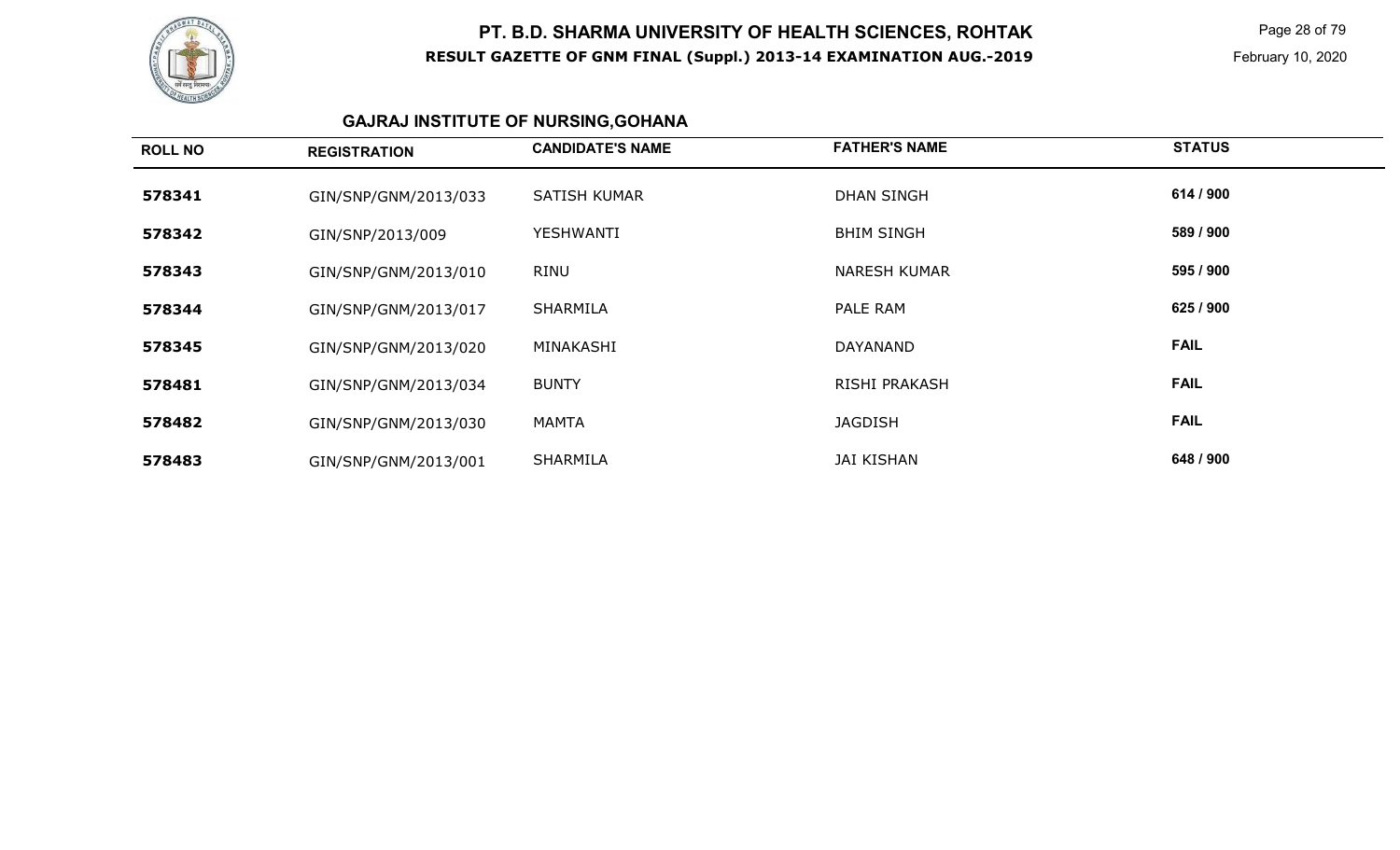# PT. B.D. SHARMA UNIVERSITY OF HEALTH SCIENCES, ROHTAK

**RESULT GAZETTE OF GNM FINAL (Suppl.) 2013-14 EXAMINATION AUG.-2019**

February 10, 2020

## GAJRAJ INSTITUTE OF NURSING,GOHANA

| ROLL NO | REGISTRATION | CANDIDATE'S NAME | FATHER'S NAME | STATUS |
|---|---|---|---|---|
| 578341 | GIN/SNP/GNM/2013/033 | SATISH KUMAR | DHAN SINGH | 614 / 900 |
| 578342 | GIN/SNP/2013/009 | YESHWANTI | BHIM SINGH | 589 / 900 |
| 578343 | GIN/SNP/GNM/2013/010 | RINU | NARESH KUMAR | 595 / 900 |
| 578344 | GIN/SNP/GNM/2013/017 | SHARMILA | PALE RAM | 625 / 900 |
| 578345 | GIN/SNP/GNM/2013/020 | MINAKASHI | DAYANAND | FAIL |
| 578481 | GIN/SNP/GNM/2013/034 | BUNTY | RISHI PRAKASH | FAIL |
| 578482 | GIN/SNP/GNM/2013/030 | MAMTA | JAGDISH | FAIL |
| 578483 | GIN/SNP/GNM/2013/001 | SHARMILA | JAI KISHAN | 648 / 900 |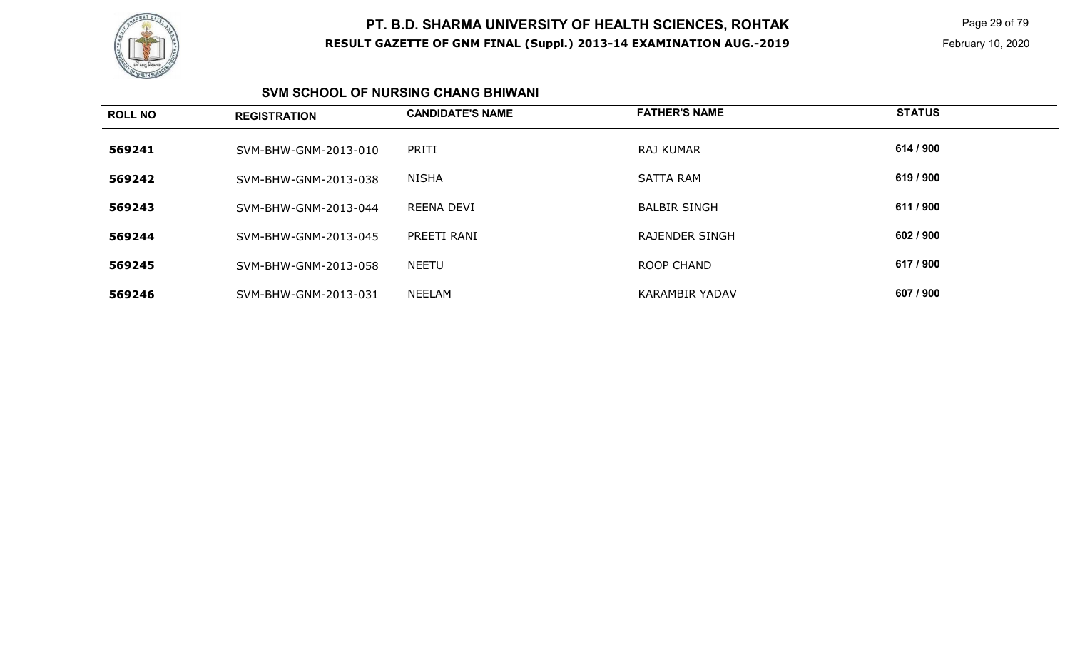# PT. B.D. SHARMA UNIVERSITY OF HEALTH SCIENCES, ROHTAK

**RESULT GAZETTE OF GNM FINAL (Suppl.) 2013-14 EXAMINATION AUG.-2019**

February 10, 2020

### SVM SCHOOL OF NURSING CHANG BHIWANI

| ROLL NO | REGISTRATION | CANDIDATE'S NAME | FATHER'S NAME | STATUS |
|---|---|---|---|---|
| **569241** | SVM-BHW-GNM-2013-010 | PRITI | RAJ KUMAR | **614 / 900** |
| **569242** | SVM-BHW-GNM-2013-038 | NISHA | SATTA RAM | **619 / 900** |
| **569243** | SVM-BHW-GNM-2013-044 | REENA DEVI | BALBIR SINGH | **611 / 900** |
| **569244** | SVM-BHW-GNM-2013-045 | PREETI RANI | RAJENDER SINGH | **602 / 900** |
| **569245** | SVM-BHW-GNM-2013-058 | NEETU | ROOP CHAND | **617 / 900** |
| **569246** | SVM-BHW-GNM-2013-031 | NEELAM | KARAMBIR YADAV | **607 / 900** |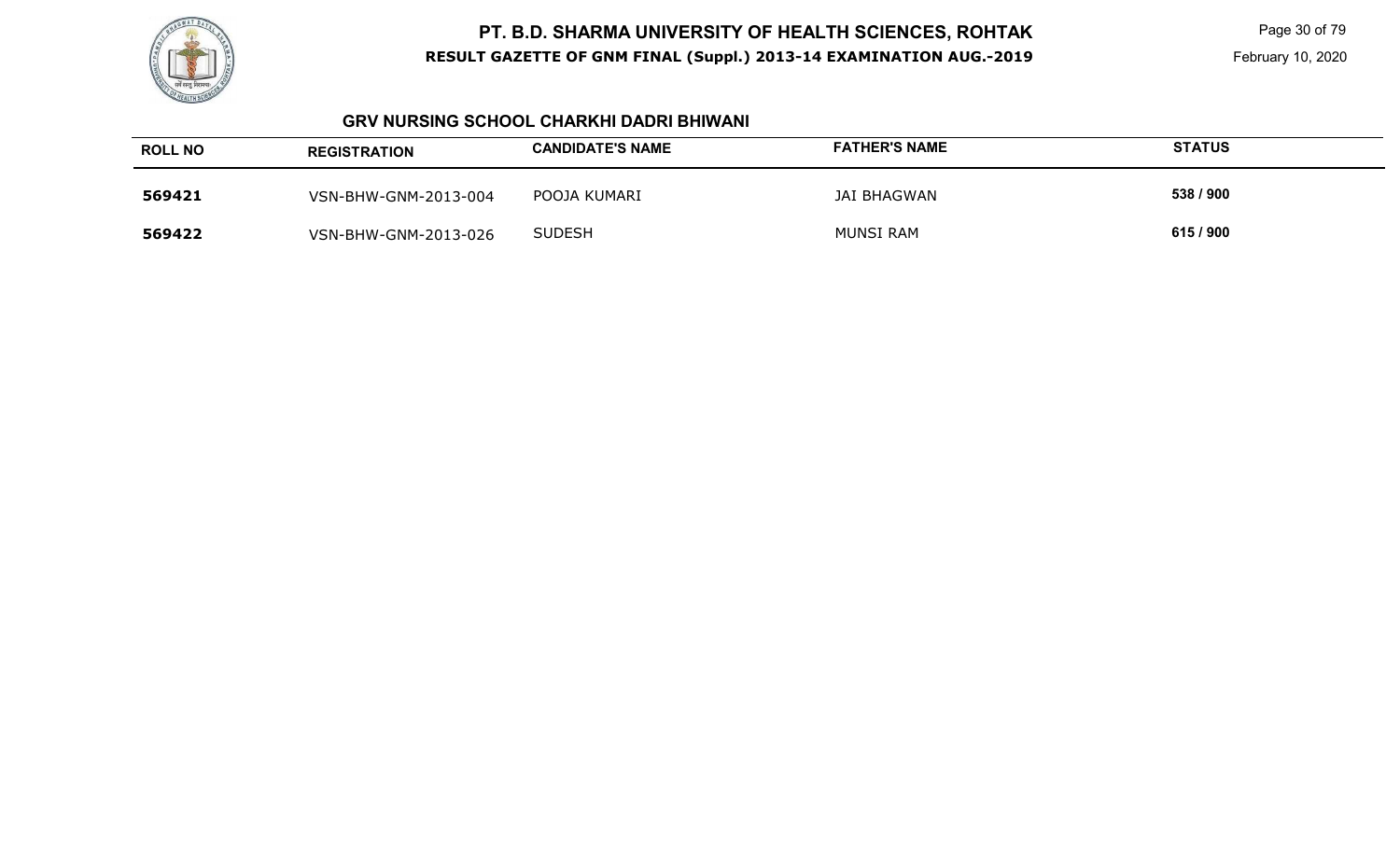### GRV NURSING SCHOOL CHARKHI DADRI BHIWANI

| ROLL NO | REGISTRATION | CANDIDATE'S NAME | FATHER'S NAME | STATUS |
|---|---|---|---|---|
| **569421** | VSN-BHW-GNM-2013-004 | POOJA KUMARI | JAI BHAGWAN | **538 / 900** |
| **569422** | VSN-BHW-GNM-2013-026 | SUDESH | MUNSI RAM | **615 / 900** |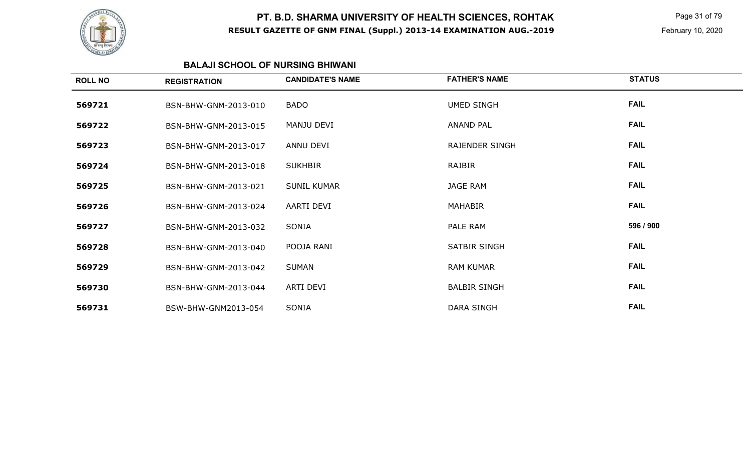# PT. B.D. SHARMA UNIVERSITY OF HEALTH SCIENCES, ROHTAK

**RESULT GAZETTE OF GNM FINAL (Suppl.) 2013-14 EXAMINATION AUG.-2019**

February 10, 2020

## BALAJI SCHOOL OF NURSING BHIWANI

| ROLL NO | REGISTRATION | CANDIDATE'S NAME | FATHER'S NAME | STATUS |
|---|---|---|---|---|
| **569721** | BSN-BHW-GNM-2013-010 | BADO | UMED SINGH | **FAIL** |
| **569722** | BSN-BHW-GNM-2013-015 | MANJU DEVI | ANAND PAL | **FAIL** |
| **569723** | BSN-BHW-GNM-2013-017 | ANNU DEVI | RAJENDER SINGH | **FAIL** |
| **569724** | BSN-BHW-GNM-2013-018 | SUKHBIR | RAJBIR | **FAIL** |
| **569725** | BSN-BHW-GNM-2013-021 | SUNIL KUMAR | JAGE RAM | **FAIL** |
| **569726** | BSN-BHW-GNM-2013-024 | AARTI DEVI | MAHABIR | **FAIL** |
| **569727** | BSN-BHW-GNM-2013-032 | SONIA | PALE RAM | **596 / 900** |
| **569728** | BSN-BHW-GNM-2013-040 | POOJA RANI | SATBIR SINGH | **FAIL** |
| **569729** | BSN-BHW-GNM-2013-042 | SUMAN | RAM KUMAR | **FAIL** |
| **569730** | BSN-BHW-GNM-2013-044 | ARTI DEVI | BALBIR SINGH | **FAIL** |
| **569731** | BSW-BHW-GNM2013-054 | SONIA | DARA SINGH | **FAIL** |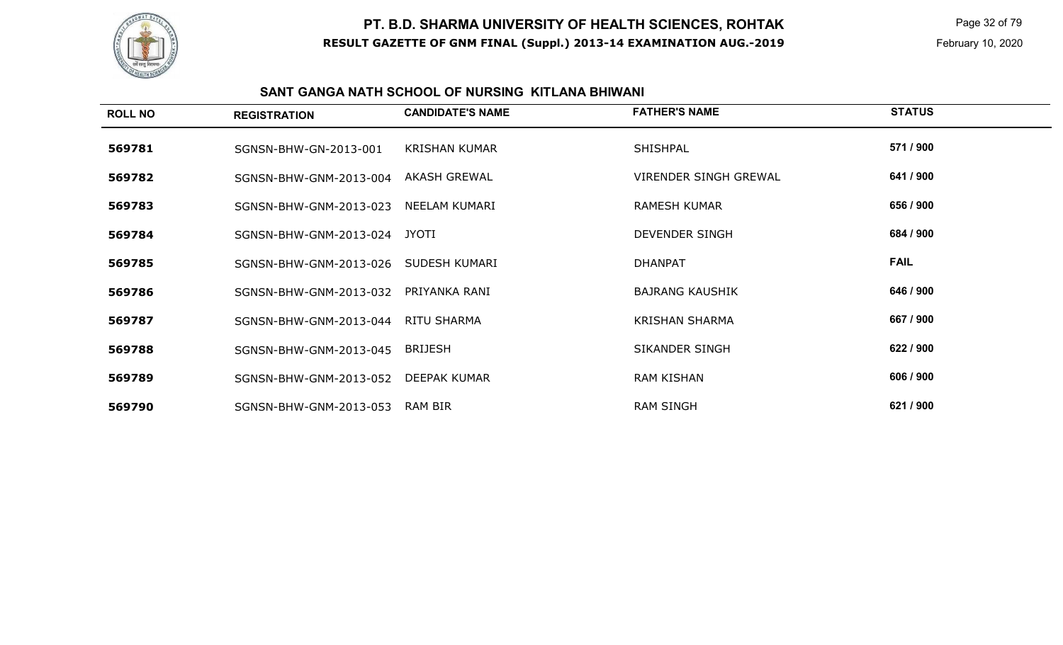# PT. B.D. SHARMA UNIVERSITY OF HEALTH SCIENCES, ROHTAK

**RESULT GAZETTE OF GNM FINAL (Suppl.) 2013-14 EXAMINATION AUG.-2019**

February 10, 2020

## SANT GANGA NATH SCHOOL OF NURSING KITLANA BHIWANI

| ROLL NO | REGISTRATION | CANDIDATE'S NAME | FATHER'S NAME | STATUS |
|---|---|---|---|---|
| 569781 | SGNSN-BHW-GN-2013-001 | KRISHAN KUMAR | SHISHPAL | 571 / 900 |
| 569782 | SGNSN-BHW-GNM-2013-004 | AKASH GREWAL | VIRENDER SINGH GREWAL | 641 / 900 |
| 569783 | SGNSN-BHW-GNM-2013-023 | NEELAM KUMARI | RAMESH KUMAR | 656 / 900 |
| 569784 | SGNSN-BHW-GNM-2013-024 | JYOTI | DEVENDER SINGH | 684 / 900 |
| 569785 | SGNSN-BHW-GNM-2013-026 | SUDESH KUMARI | DHANPAT | FAIL |
| 569786 | SGNSN-BHW-GNM-2013-032 | PRIYANKA RANI | BAJRANG KAUSHIK | 646 / 900 |
| 569787 | SGNSN-BHW-GNM-2013-044 | RITU SHARMA | KRISHAN SHARMA | 667 / 900 |
| 569788 | SGNSN-BHW-GNM-2013-045 | BRIJESH | SIKANDER SINGH | 622 / 900 |
| 569789 | SGNSN-BHW-GNM-2013-052 | DEEPAK KUMAR | RAM KISHAN | 606 / 900 |
| 569790 | SGNSN-BHW-GNM-2013-053 | RAM BIR | RAM SINGH | 621 / 900 |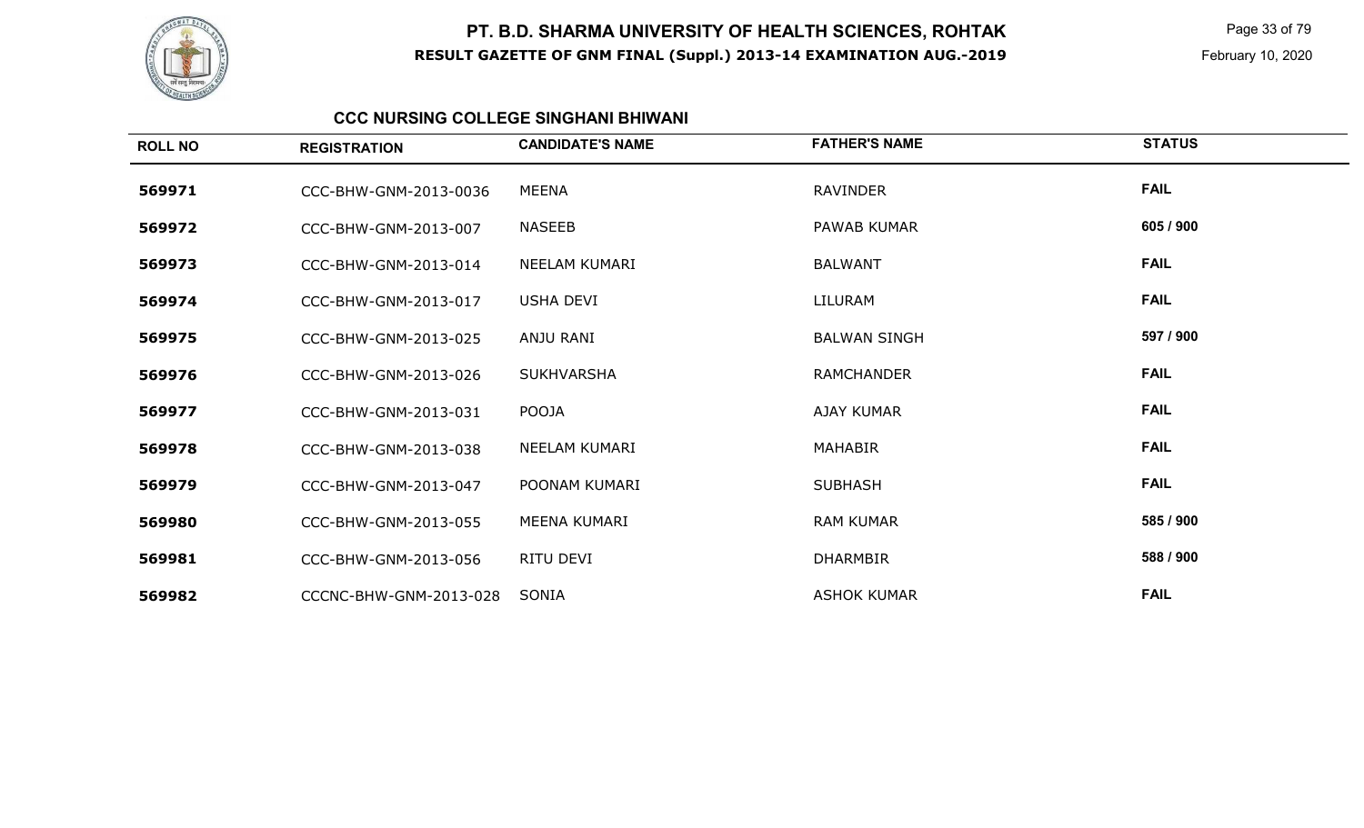# PT. B.D. SHARMA UNIVERSITY OF HEALTH SCIENCES, ROHTAK

**RESULT GAZETTE OF GNM FINAL (Suppl.) 2013-14 EXAMINATION AUG.-2019**

February 10, 2020

### CCC NURSING COLLEGE SINGHANI BHIWANI

| ROLL NO | REGISTRATION | CANDIDATE'S NAME | FATHER'S NAME | STATUS |
|---|---|---|---|---|
| 569971 | CCC-BHW-GNM-2013-0036 | MEENA | RAVINDER | FAIL |
| 569972 | CCC-BHW-GNM-2013-007 | NASEEB | PAWAB KUMAR | 605 / 900 |
| 569973 | CCC-BHW-GNM-2013-014 | NEELAM KUMARI | BALWANT | FAIL |
| 569974 | CCC-BHW-GNM-2013-017 | USHA DEVI | LILURAM | FAIL |
| 569975 | CCC-BHW-GNM-2013-025 | ANJU RANI | BALWAN SINGH | 597 / 900 |
| 569976 | CCC-BHW-GNM-2013-026 | SUKHVARSHA | RAMCHANDER | FAIL |
| 569977 | CCC-BHW-GNM-2013-031 | POOJA | AJAY KUMAR | FAIL |
| 569978 | CCC-BHW-GNM-2013-038 | NEELAM KUMARI | MAHABIR | FAIL |
| 569979 | CCC-BHW-GNM-2013-047 | POONAM KUMARI | SUBHASH | FAIL |
| 569980 | CCC-BHW-GNM-2013-055 | MEENA KUMARI | RAM KUMAR | 585 / 900 |
| 569981 | CCC-BHW-GNM-2013-056 | RITU DEVI | DHARMBIR | 588 / 900 |
| 569982 | CCCNC-BHW-GNM-2013-028 | SONIA | ASHOK KUMAR | FAIL |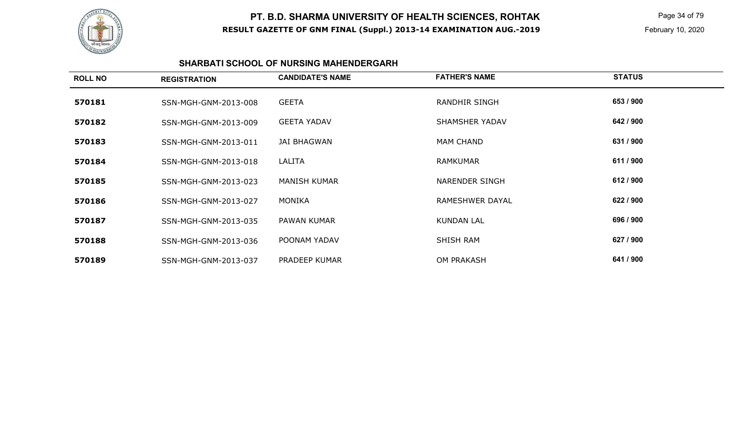# PT. B.D. SHARMA UNIVERSITY OF HEALTH SCIENCES, ROHTAK

**RESULT GAZETTE OF GNM FINAL (Suppl.) 2013-14 EXAMINATION AUG.-2019**

February 10, 2020

## SHARBATI SCHOOL OF NURSING MAHENDERGARH

| ROLL NO | REGISTRATION | CANDIDATE'S NAME | FATHER'S NAME | STATUS |
|---|---|---|---|---|
| 570181 | SSN-MGH-GNM-2013-008 | GEETA | RANDHIR SINGH | 653 / 900 |
| 570182 | SSN-MGH-GNM-2013-009 | GEETA YADAV | SHAMSHER YADAV | 642 / 900 |
| 570183 | SSN-MGH-GNM-2013-011 | JAI BHAGWAN | MAM CHAND | 631 / 900 |
| 570184 | SSN-MGH-GNM-2013-018 | LALITA | RAMKUMAR | 611 / 900 |
| 570185 | SSN-MGH-GNM-2013-023 | MANISH KUMAR | NARENDER SINGH | 612 / 900 |
| 570186 | SSN-MGH-GNM-2013-027 | MONIKA | RAMESHWER DAYAL | 622 / 900 |
| 570187 | SSN-MGH-GNM-2013-035 | PAWAN KUMAR | KUNDAN LAL | 696 / 900 |
| 570188 | SSN-MGH-GNM-2013-036 | POONAM YADAV | SHISH RAM | 627 / 900 |
| 570189 | SSN-MGH-GNM-2013-037 | PRADEEP KUMAR | OM PRAKASH | 641 / 900 |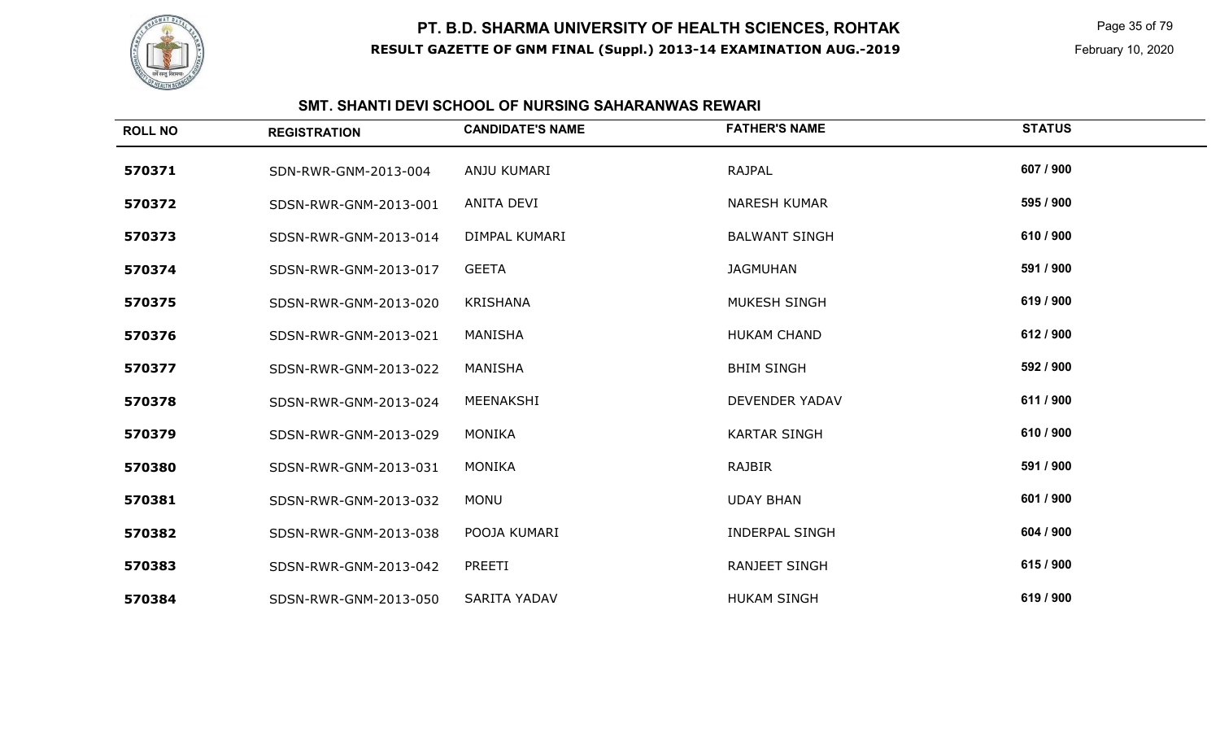# PT. B.D. SHARMA UNIVERSITY OF HEALTH SCIENCES, ROHTAK

**RESULT GAZETTE OF GNM FINAL (Suppl.) 2013-14 EXAMINATION AUG.-2019**

February 10, 2020

## SMT. SHANTI DEVI SCHOOL OF NURSING SAHARANWAS REWARI

| ROLL NO | REGISTRATION | CANDIDATE'S NAME | FATHER'S NAME | STATUS |
|---|---|---|---|---|
| 570371 | SDN-RWR-GNM-2013-004 | ANJU KUMARI | RAJPAL | 607 / 900 |
| 570372 | SDSN-RWR-GNM-2013-001 | ANITA DEVI | NARESH KUMAR | 595 / 900 |
| 570373 | SDSN-RWR-GNM-2013-014 | DIMPAL KUMARI | BALWANT SINGH | 610 / 900 |
| 570374 | SDSN-RWR-GNM-2013-017 | GEETA | JAGMUHAN | 591 / 900 |
| 570375 | SDSN-RWR-GNM-2013-020 | KRISHANA | MUKESH SINGH | 619 / 900 |
| 570376 | SDSN-RWR-GNM-2013-021 | MANISHA | HUKAM CHAND | 612 / 900 |
| 570377 | SDSN-RWR-GNM-2013-022 | MANISHA | BHIM SINGH | 592 / 900 |
| 570378 | SDSN-RWR-GNM-2013-024 | MEENAKSHI | DEVENDER YADAV | 611 / 900 |
| 570379 | SDSN-RWR-GNM-2013-029 | MONIKA | KARTAR SINGH | 610 / 900 |
| 570380 | SDSN-RWR-GNM-2013-031 | MONIKA | RAJBIR | 591 / 900 |
| 570381 | SDSN-RWR-GNM-2013-032 | MONU | UDAY BHAN | 601 / 900 |
| 570382 | SDSN-RWR-GNM-2013-038 | POOJA KUMARI | INDERPAL SINGH | 604 / 900 |
| 570383 | SDSN-RWR-GNM-2013-042 | PREETI | RANJEET SINGH | 615 / 900 |
| 570384 | SDSN-RWR-GNM-2013-050 | SARITA YADAV | HUKAM SINGH | 619 / 900 |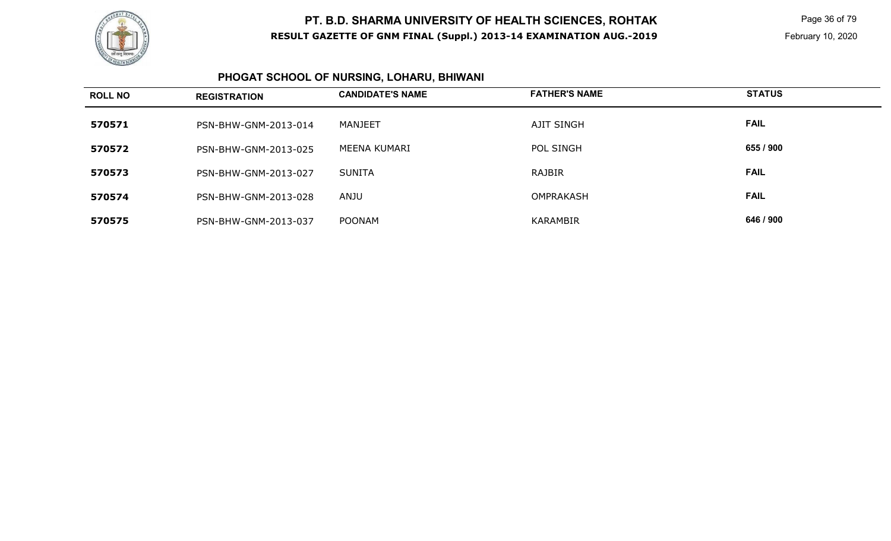# PT. B.D. SHARMA UNIVERSITY OF HEALTH SCIENCES, ROHTAK

**RESULT GAZETTE OF GNM FINAL (Suppl.) 2013-14 EXAMINATION AUG.-2019**

February 10, 2020

## PHOGAT SCHOOL OF NURSING, LOHARU, BHIWANI

| ROLL NO | REGISTRATION | CANDIDATE'S NAME | FATHER'S NAME | STATUS |
|---|---|---|---|---|
| **570571** | PSN-BHW-GNM-2013-014 | MANJEET | AJIT SINGH | **FAIL** |
| **570572** | PSN-BHW-GNM-2013-025 | MEENA KUMARI | POL SINGH | **655 / 900** |
| **570573** | PSN-BHW-GNM-2013-027 | SUNITA | RAJBIR | **FAIL** |
| **570574** | PSN-BHW-GNM-2013-028 | ANJU | OMPRAKASH | **FAIL** |
| **570575** | PSN-BHW-GNM-2013-037 | POONAM | KARAMBIR | **646 / 900** |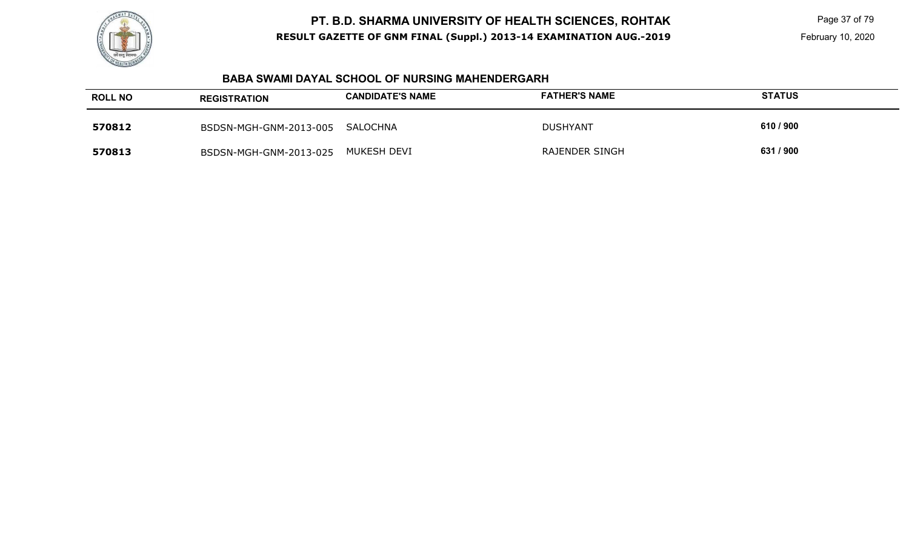# PT. B.D. SHARMA UNIVERSITY OF HEALTH SCIENCES, ROHTAK

**RESULT GAZETTE OF GNM FINAL (Suppl.) 2013-14 EXAMINATION AUG.-2019**

February 10, 2020

### BABA SWAMI DAYAL SCHOOL OF NURSING MAHENDERGARH

| ROLL NO | REGISTRATION | CANDIDATE'S NAME | FATHER'S NAME | STATUS |
|---|---|---|---|---|
| **570812** | BSDSN-MGH-GNM-2013-005 | SALOCHNA | DUSHYANT | **610 / 900** |
| **570813** | BSDSN-MGH-GNM-2013-025 | MUKESH DEVI | RAJENDER SINGH | **631 / 900** |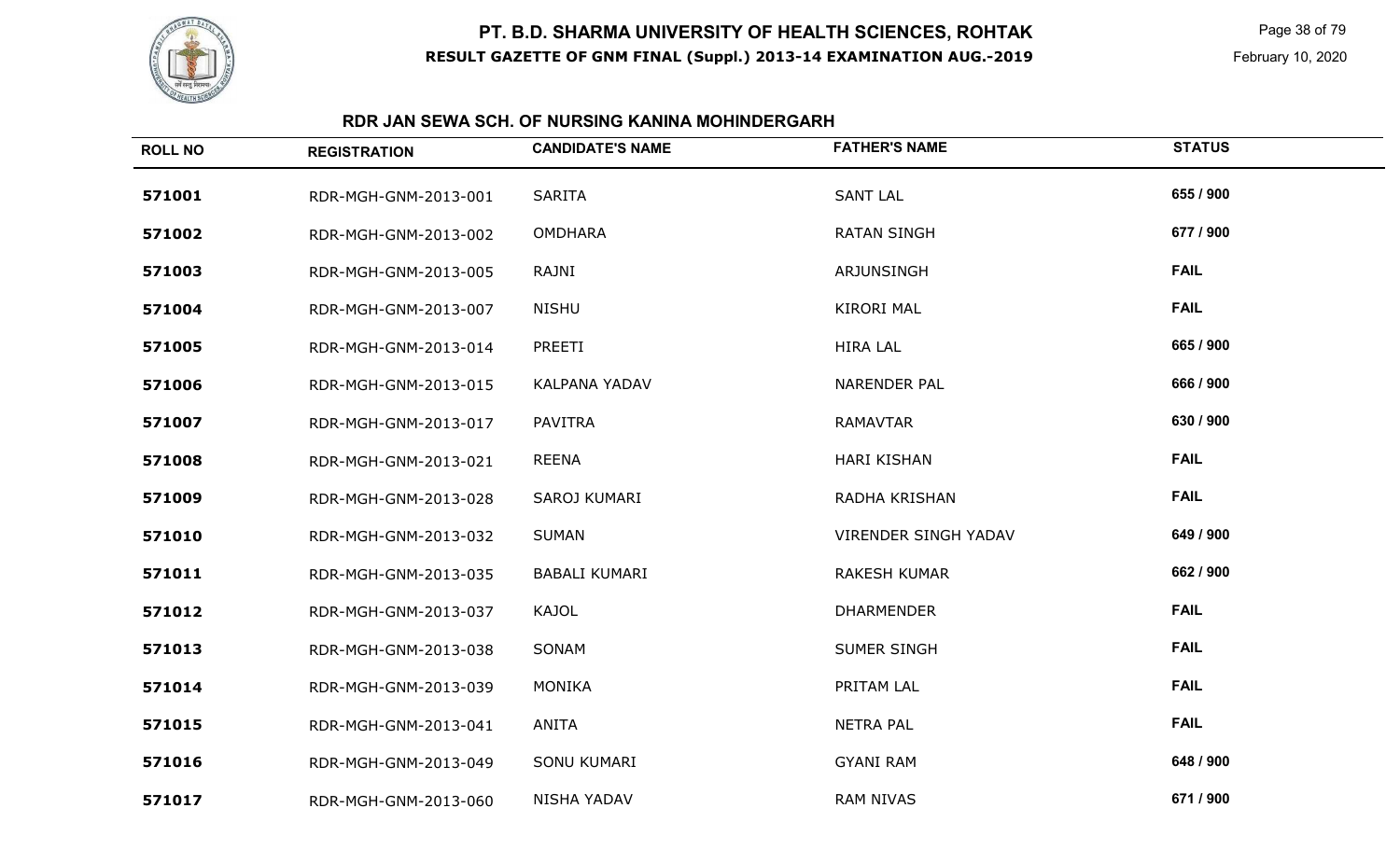# PT. B.D. SHARMA UNIVERSITY OF HEALTH SCIENCES, ROHTAK

**RESULT GAZETTE OF GNM FINAL (Suppl.) 2013-14 EXAMINATION AUG.-2019**

February 10, 2020

## RDR JAN SEWA SCH. OF NURSING KANINA MOHINDERGARH

| ROLL NO | REGISTRATION | CANDIDATE'S NAME | FATHER'S NAME | STATUS |
|---|---|---|---|---|
| 571001 | RDR-MGH-GNM-2013-001 | SARITA | SANT LAL | 655 / 900 |
| 571002 | RDR-MGH-GNM-2013-002 | OMDHARA | RATAN SINGH | 677 / 900 |
| 571003 | RDR-MGH-GNM-2013-005 | RAJNI | ARJUNSINGH | FAIL |
| 571004 | RDR-MGH-GNM-2013-007 | NISHU | KIRORI MAL | FAIL |
| 571005 | RDR-MGH-GNM-2013-014 | PREETI | HIRA LAL | 665 / 900 |
| 571006 | RDR-MGH-GNM-2013-015 | KALPANA YADAV | NARENDER PAL | 666 / 900 |
| 571007 | RDR-MGH-GNM-2013-017 | PAVITRA | RAMAVTAR | 630 / 900 |
| 571008 | RDR-MGH-GNM-2013-021 | REENA | HARI KISHAN | FAIL |
| 571009 | RDR-MGH-GNM-2013-028 | SAROJ KUMARI | RADHA KRISHAN | FAIL |
| 571010 | RDR-MGH-GNM-2013-032 | SUMAN | VIRENDER SINGH YADAV | 649 / 900 |
| 571011 | RDR-MGH-GNM-2013-035 | BABALI KUMARI | RAKESH KUMAR | 662 / 900 |
| 571012 | RDR-MGH-GNM-2013-037 | KAJOL | DHARMENDER | FAIL |
| 571013 | RDR-MGH-GNM-2013-038 | SONAM | SUMER SINGH | FAIL |
| 571014 | RDR-MGH-GNM-2013-039 | MONIKA | PRITAM LAL | FAIL |
| 571015 | RDR-MGH-GNM-2013-041 | ANITA | NETRA PAL | FAIL |
| 571016 | RDR-MGH-GNM-2013-049 | SONU KUMARI | GYANI RAM | 648 / 900 |
| 571017 | RDR-MGH-GNM-2013-060 | NISHA YADAV | RAM NIVAS | 671 / 900 |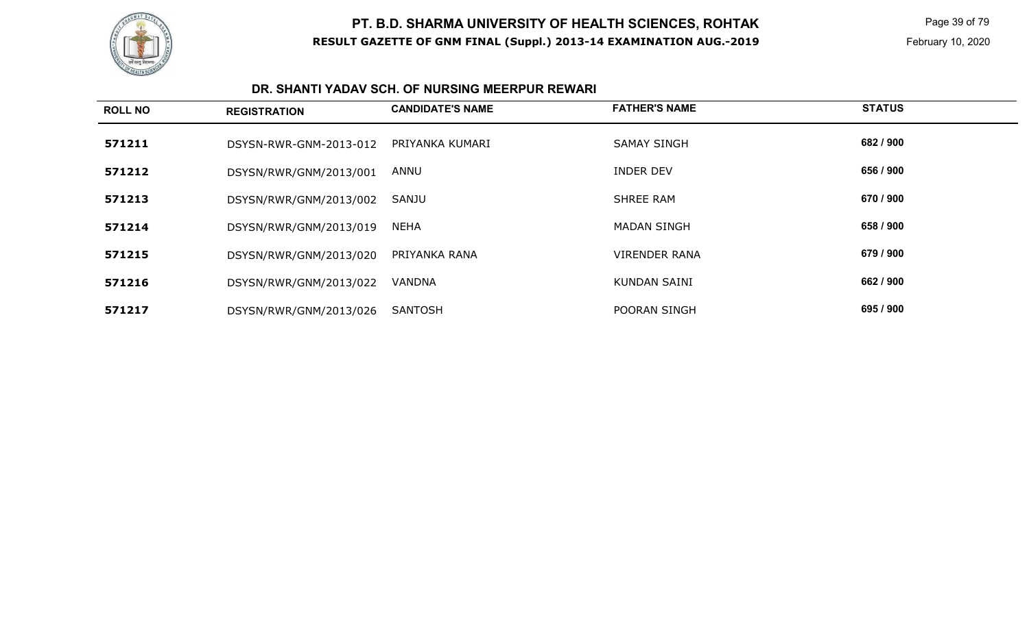# PT. B.D. SHARMA UNIVERSITY OF HEALTH SCIENCES, ROHTAK

**RESULT GAZETTE OF GNM FINAL (Suppl.) 2013-14 EXAMINATION AUG.-2019**

February 10, 2020

## DR. SHANTI YADAV SCH. OF NURSING MEERPUR REWARI

| ROLL NO | REGISTRATION | CANDIDATE'S NAME | FATHER'S NAME | STATUS |
|---|---|---|---|---|
| 571211 | DSYSN-RWR-GNM-2013-012 | PRIYANKA KUMARI | SAMAY SINGH | 682 / 900 |
| 571212 | DSYSN/RWR/GNM/2013/001 | ANNU | INDER DEV | 656 / 900 |
| 571213 | DSYSN/RWR/GNM/2013/002 | SANJU | SHREE RAM | 670 / 900 |
| 571214 | DSYSN/RWR/GNM/2013/019 | NEHA | MADAN SINGH | 658 / 900 |
| 571215 | DSYSN/RWR/GNM/2013/020 | PRIYANKA RANA | VIRENDER RANA | 679 / 900 |
| 571216 | DSYSN/RWR/GNM/2013/022 | VANDNA | KUNDAN SAINI | 662 / 900 |
| 571217 | DSYSN/RWR/GNM/2013/026 | SANTOSH | POORAN SINGH | 695 / 900 |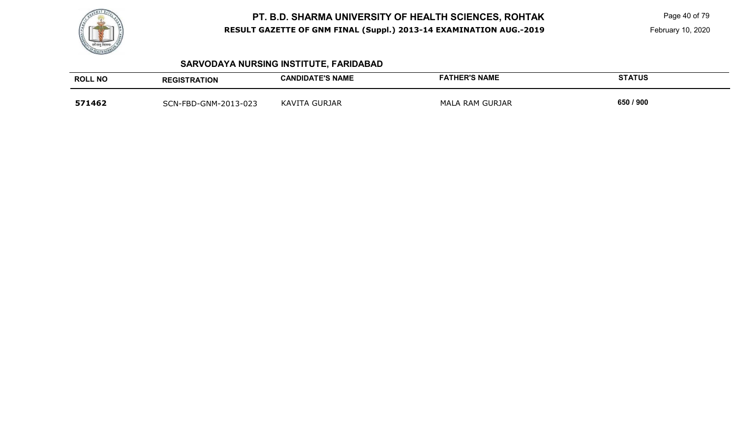## SARVODAYA NURSING INSTITUTE, FARIDABAD

| ROLL NO | REGISTRATION | CANDIDATE'S NAME | FATHER'S NAME | STATUS |
| --- | --- | --- | --- | --- |
| **571462** | SCN-FBD-GNM-2013-023 | KAVITA GURJAR | MALA RAM GURJAR | **650 / 900** |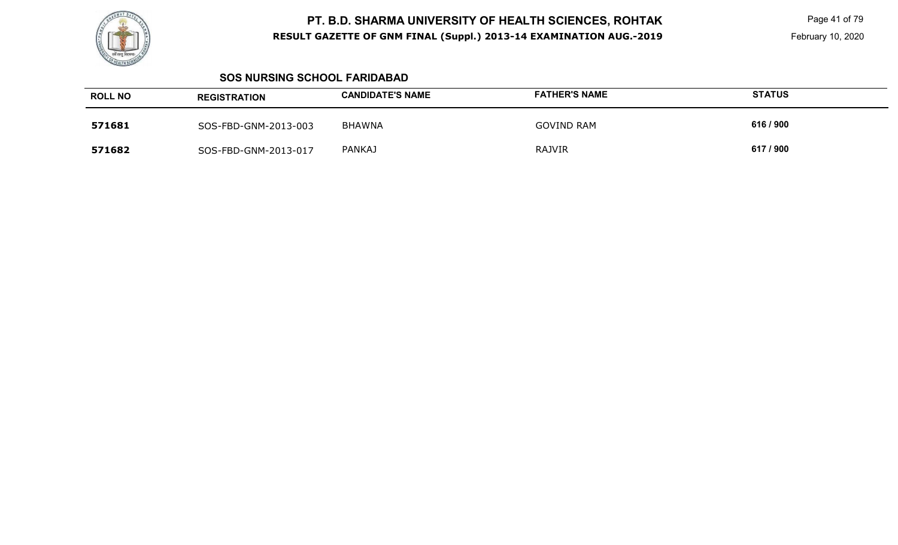## SOS NURSING SCHOOL FARIDABAD

| ROLL NO | REGISTRATION | CANDIDATE'S NAME | FATHER'S NAME | STATUS |
|---|---|---|---|---|
| **571681** | SOS-FBD-GNM-2013-003 | BHAWNA | GOVIND RAM | **616 / 900** |
| **571682** | SOS-FBD-GNM-2013-017 | PANKAJ | RAJVIR | **617 / 900** |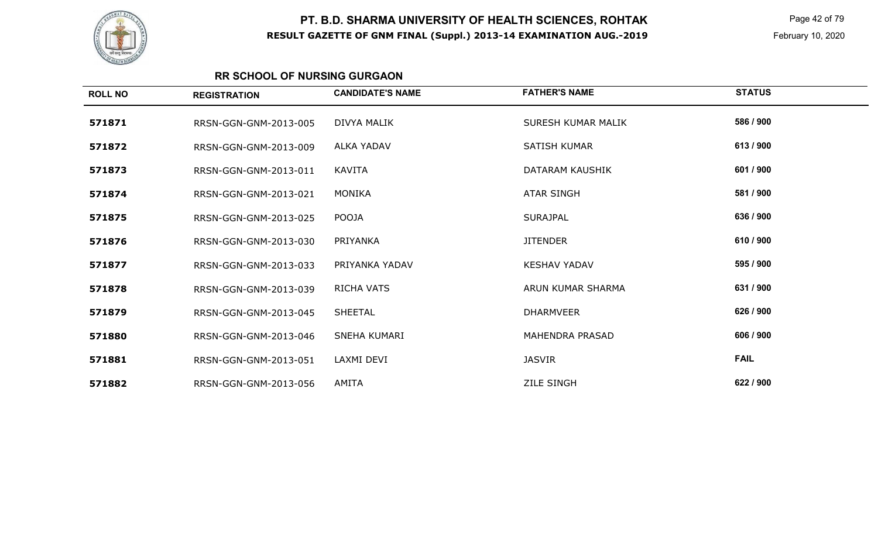# PT. B.D. SHARMA UNIVERSITY OF HEALTH SCIENCES, ROHTAK

**RESULT GAZETTE OF GNM FINAL (Suppl.) 2013-14 EXAMINATION AUG.-2019**

February 10, 2020

## RR SCHOOL OF NURSING GURGAON

| ROLL NO | REGISTRATION | CANDIDATE'S NAME | FATHER'S NAME | STATUS |
|---|---|---|---|---|
| 571871 | RRSN-GGN-GNM-2013-005 | DIVYA MALIK | SURESH KUMAR MALIK | 586 / 900 |
| 571872 | RRSN-GGN-GNM-2013-009 | ALKA YADAV | SATISH KUMAR | 613 / 900 |
| 571873 | RRSN-GGN-GNM-2013-011 | KAVITA | DATARAM KAUSHIK | 601 / 900 |
| 571874 | RRSN-GGN-GNM-2013-021 | MONIKA | ATAR SINGH | 581 / 900 |
| 571875 | RRSN-GGN-GNM-2013-025 | POOJA | SURAJPAL | 636 / 900 |
| 571876 | RRSN-GGN-GNM-2013-030 | PRIYANKA | JITENDER | 610 / 900 |
| 571877 | RRSN-GGN-GNM-2013-033 | PRIYANKA YADAV | KESHAV YADAV | 595 / 900 |
| 571878 | RRSN-GGN-GNM-2013-039 | RICHA VATS | ARUN KUMAR SHARMA | 631 / 900 |
| 571879 | RRSN-GGN-GNM-2013-045 | SHEETAL | DHARMVEER | 626 / 900 |
| 571880 | RRSN-GGN-GNM-2013-046 | SNEHA KUMARI | MAHENDRA PRASAD | 606 / 900 |
| 571881 | RRSN-GGN-GNM-2013-051 | LAXMI DEVI | JASVIR | FAIL |
| 571882 | RRSN-GGN-GNM-2013-056 | AMITA | ZILE SINGH | 622 / 900 |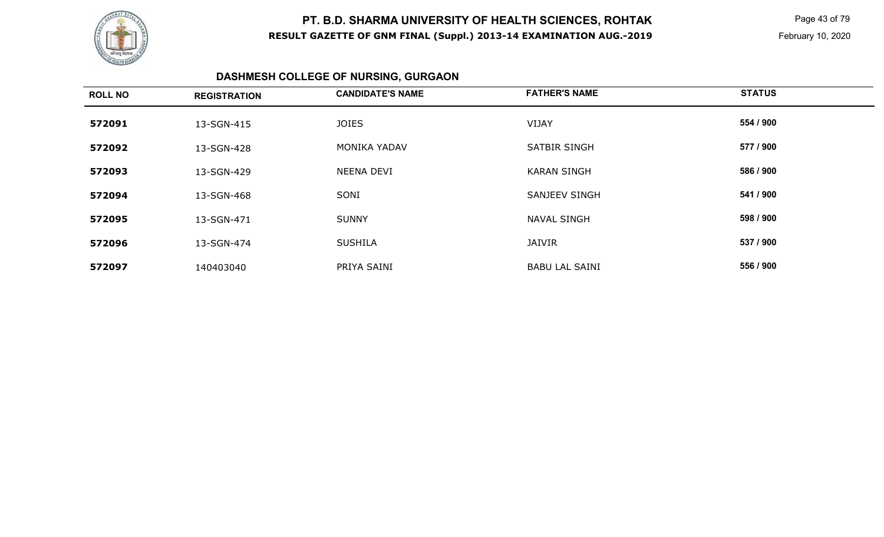# PT. B.D. SHARMA UNIVERSITY OF HEALTH SCIENCES, ROHTAK

**RESULT GAZETTE OF GNM FINAL (Suppl.) 2013-14 EXAMINATION AUG.-2019**

February 10, 2020

## DASHMESH COLLEGE OF NURSING, GURGAON

| ROLL NO | REGISTRATION | CANDIDATE'S NAME | FATHER'S NAME | STATUS |
|---|---|---|---|---|
| **572091** | 13-SGN-415 | JOIES | VIJAY | **554 / 900** |
| **572092** | 13-SGN-428 | MONIKA YADAV | SATBIR SINGH | **577 / 900** |
| **572093** | 13-SGN-429 | NEENA DEVI | KARAN SINGH | **586 / 900** |
| **572094** | 13-SGN-468 | SONI | SANJEEV SINGH | **541 / 900** |
| **572095** | 13-SGN-471 | SUNNY | NAVAL SINGH | **598 / 900** |
| **572096** | 13-SGN-474 | SUSHILA | JAIVIR | **537 / 900** |
| **572097** | 140403040 | PRIYA SAINI | BABU LAL SAINI | **556 / 900** |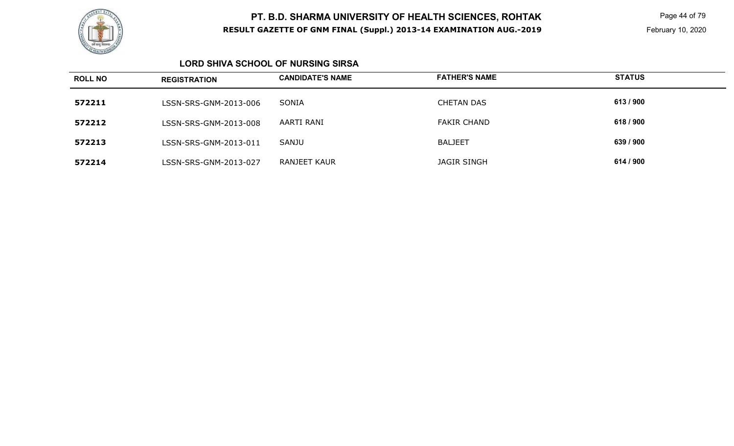# PT. B.D. SHARMA UNIVERSITY OF HEALTH SCIENCES, ROHTAK

**RESULT GAZETTE OF GNM FINAL (Suppl.) 2013-14 EXAMINATION AUG.-2019**

February 10, 2020

## LORD SHIVA SCHOOL OF NURSING SIRSA

| ROLL NO | REGISTRATION | CANDIDATE'S NAME | FATHER'S NAME | STATUS |
|---|---|---|---|---|
| 572211 | LSSN-SRS-GNM-2013-006 | SONIA | CHETAN DAS | 613 / 900 |
| 572212 | LSSN-SRS-GNM-2013-008 | AARTI RANI | FAKIR CHAND | 618 / 900 |
| 572213 | LSSN-SRS-GNM-2013-011 | SANJU | BALJEET | 639 / 900 |
| 572214 | LSSN-SRS-GNM-2013-027 | RANJEET KAUR | JAGIR SINGH | 614 / 900 |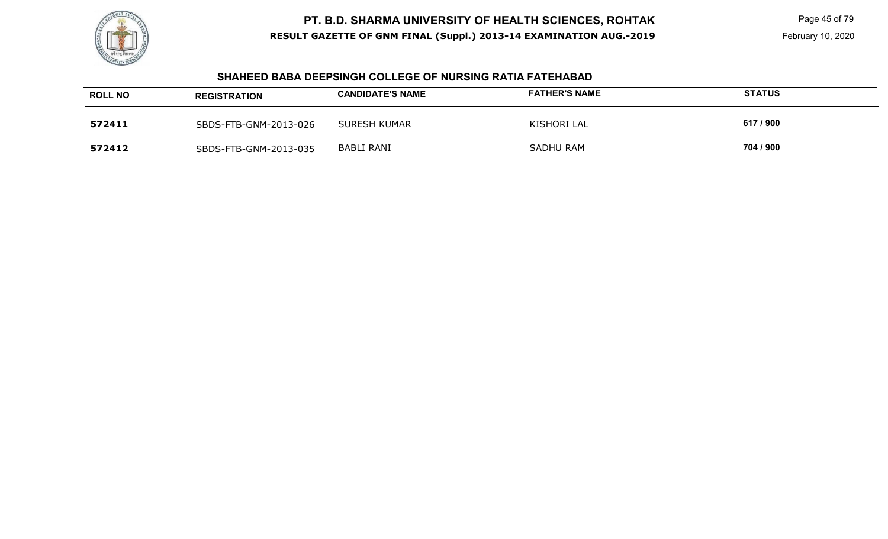# PT. B.D. SHARMA UNIVERSITY OF HEALTH SCIENCES, ROHTAK

**RESULT GAZETTE OF GNM FINAL (Suppl.) 2013-14 EXAMINATION AUG.-2019**

February 10, 2020

## SHAHEED BABA DEEPSINGH COLLEGE OF NURSING RATIA FATEHABAD

| ROLL NO | REGISTRATION | CANDIDATE'S NAME | FATHER'S NAME | STATUS |
|---|---|---|---|---|
| 572411 | SBDS-FTB-GNM-2013-026 | SURESH KUMAR | KISHORI LAL | 617 / 900 |
| 572412 | SBDS-FTB-GNM-2013-035 | BABLI RANI | SADHU RAM | 704 / 900 |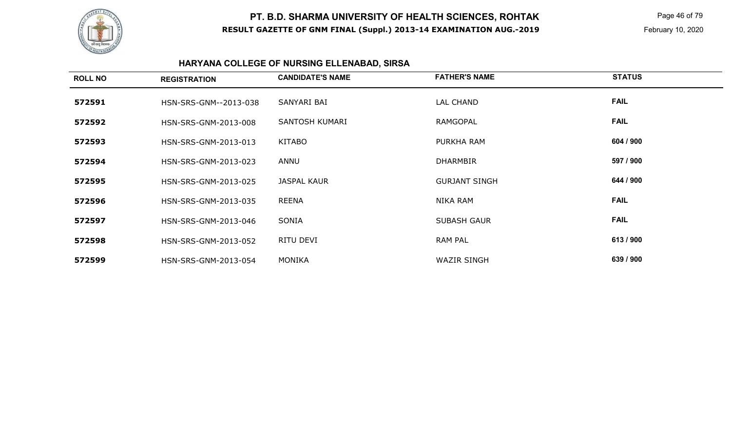# PT. B.D. SHARMA UNIVERSITY OF HEALTH SCIENCES, ROHTAK

**RESULT GAZETTE OF GNM FINAL (Suppl.) 2013-14 EXAMINATION AUG.-2019**

February 10, 2020

## HARYANA COLLEGE OF NURSING ELLENABAD, SIRSA

| ROLL NO | REGISTRATION | CANDIDATE'S NAME | FATHER'S NAME | STATUS |
|---|---|---|---|---|
| 572591 | HSN-SRS-GNM--2013-038 | SANYARI BAI | LAL CHAND | FAIL |
| 572592 | HSN-SRS-GNM-2013-008 | SANTOSH KUMARI | RAMGOPAL | FAIL |
| 572593 | HSN-SRS-GNM-2013-013 | KITABO | PURKHA RAM | 604 / 900 |
| 572594 | HSN-SRS-GNM-2013-023 | ANNU | DHARMBIR | 597 / 900 |
| 572595 | HSN-SRS-GNM-2013-025 | JASPAL KAUR | GURJANT SINGH | 644 / 900 |
| 572596 | HSN-SRS-GNM-2013-035 | REENA | NIKA RAM | FAIL |
| 572597 | HSN-SRS-GNM-2013-046 | SONIA | SUBASH GAUR | FAIL |
| 572598 | HSN-SRS-GNM-2013-052 | RITU DEVI | RAM PAL | 613 / 900 |
| 572599 | HSN-SRS-GNM-2013-054 | MONIKA | WAZIR SINGH | 639 / 900 |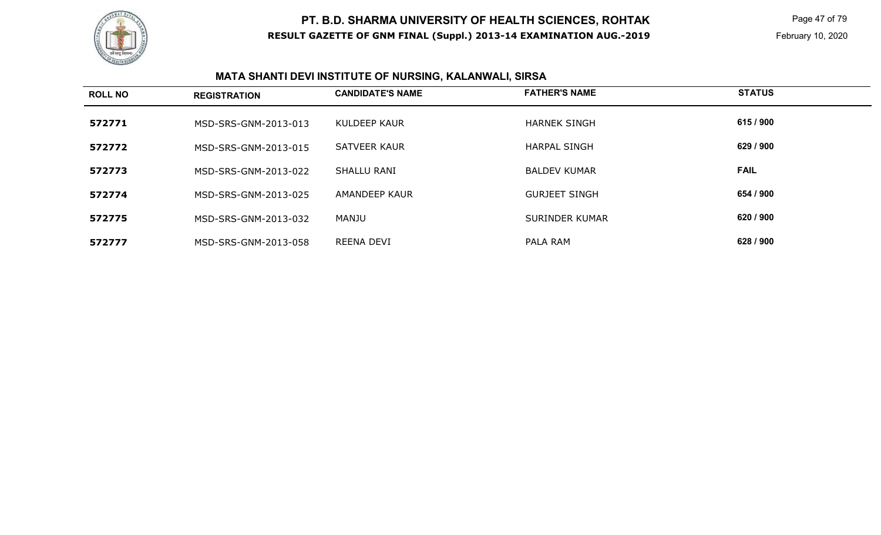# PT. B.D. SHARMA UNIVERSITY OF HEALTH SCIENCES, ROHTAK

**RESULT GAZETTE OF GNM FINAL (Suppl.) 2013-14 EXAMINATION AUG.-2019**

## MATA SHANTI DEVI INSTITUTE OF NURSING, KALANWALI, SIRSA

| ROLL NO | REGISTRATION | CANDIDATE'S NAME | FATHER'S NAME | STATUS |
|---|---|---|---|---|
| 572771 | MSD-SRS-GNM-2013-013 | KULDEEP KAUR | HARNEK SINGH | 615 / 900 |
| 572772 | MSD-SRS-GNM-2013-015 | SATVEER KAUR | HARPAL SINGH | 629 / 900 |
| 572773 | MSD-SRS-GNM-2013-022 | SHALLU RANI | BALDEV KUMAR | FAIL |
| 572774 | MSD-SRS-GNM-2013-025 | AMANDEEP KAUR | GURJEET SINGH | 654 / 900 |
| 572775 | MSD-SRS-GNM-2013-032 | MANJU | SURINDER KUMAR | 620 / 900 |
| 572777 | MSD-SRS-GNM-2013-058 | REENA DEVI | PALA RAM | 628 / 900 |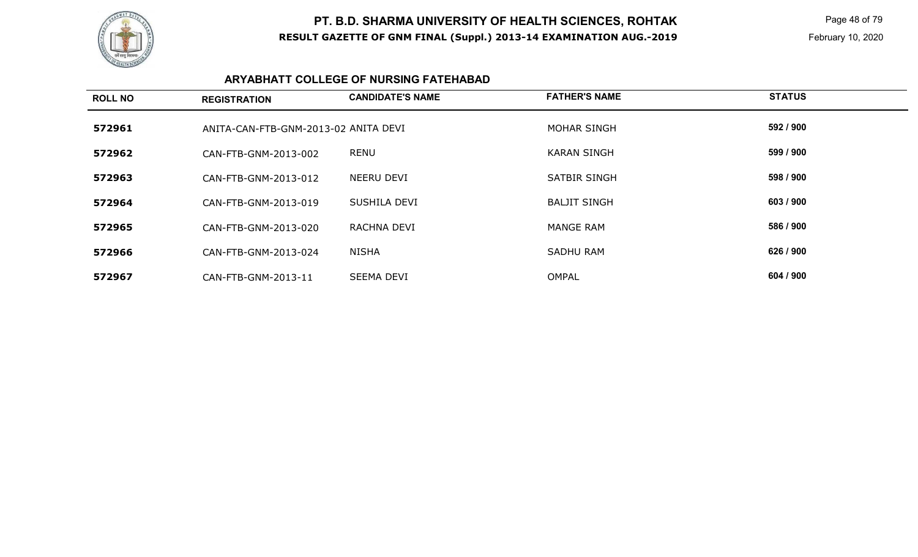# PT. B.D. SHARMA UNIVERSITY OF HEALTH SCIENCES, ROHTAK

**RESULT GAZETTE OF GNM FINAL (Suppl.) 2013-14 EXAMINATION AUG.-2019**

February 10, 2020

## ARYABHATT COLLEGE OF NURSING FATEHABAD

| ROLL NO | REGISTRATION | CANDIDATE'S NAME | FATHER'S NAME | STATUS |
|---|---|---|---|---|
| 572961 | ANITA-CAN-FTB-GNM-2013-02 | ANITA DEVI | MOHAR SINGH | 592 / 900 |
| 572962 | CAN-FTB-GNM-2013-002 | RENU | KARAN SINGH | 599 / 900 |
| 572963 | CAN-FTB-GNM-2013-012 | NEERU DEVI | SATBIR SINGH | 598 / 900 |
| 572964 | CAN-FTB-GNM-2013-019 | SUSHILA DEVI | BALJIT SINGH | 603 / 900 |
| 572965 | CAN-FTB-GNM-2013-020 | RACHNA DEVI | MANGE RAM | 586 / 900 |
| 572966 | CAN-FTB-GNM-2013-024 | NISHA | SADHU RAM | 626 / 900 |
| 572967 | CAN-FTB-GNM-2013-11 | SEEMA DEVI | OMPAL | 604 / 900 |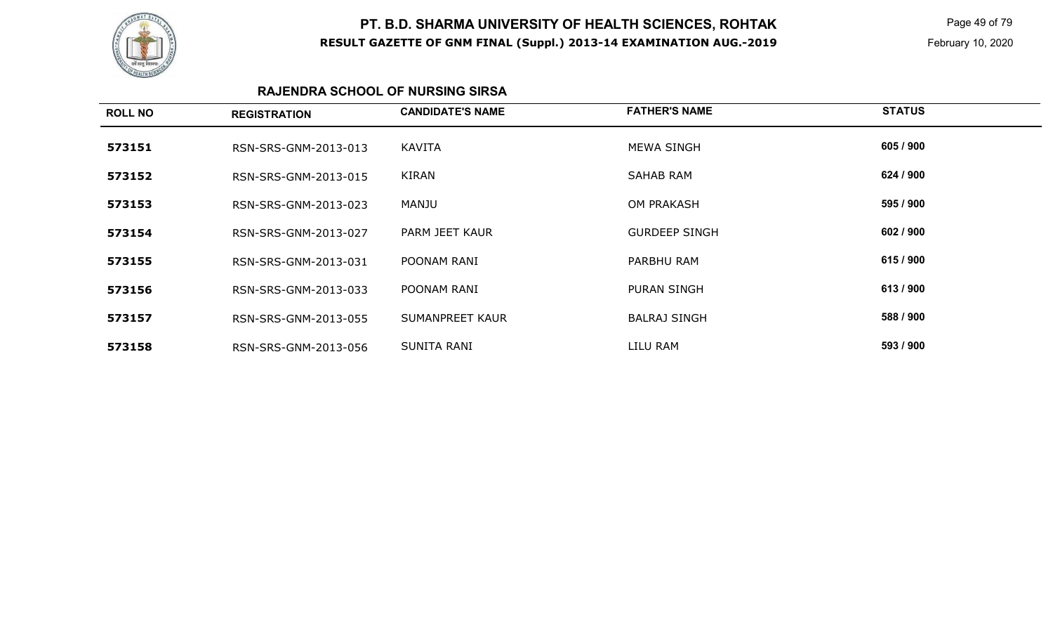# PT. B.D. SHARMA UNIVERSITY OF HEALTH SCIENCES, ROHTAK

**RESULT GAZETTE OF GNM FINAL (Suppl.) 2013-14 EXAMINATION AUG.-2019**

February 10, 2020

## RAJENDRA SCHOOL OF NURSING SIRSA

| ROLL NO | REGISTRATION | CANDIDATE'S NAME | FATHER'S NAME | STATUS |
|---|---|---|---|---|
| 573151 | RSN-SRS-GNM-2013-013 | KAVITA | MEWA SINGH | 605 / 900 |
| 573152 | RSN-SRS-GNM-2013-015 | KIRAN | SAHAB RAM | 624 / 900 |
| 573153 | RSN-SRS-GNM-2013-023 | MANJU | OM PRAKASH | 595 / 900 |
| 573154 | RSN-SRS-GNM-2013-027 | PARM JEET KAUR | GURDEEP SINGH | 602 / 900 |
| 573155 | RSN-SRS-GNM-2013-031 | POONAM RANI | PARBHU RAM | 615 / 900 |
| 573156 | RSN-SRS-GNM-2013-033 | POONAM RANI | PURAN SINGH | 613 / 900 |
| 573157 | RSN-SRS-GNM-2013-055 | SUMANPREET KAUR | BALRAJ SINGH | 588 / 900 |
| 573158 | RSN-SRS-GNM-2013-056 | SUNITA RANI | LILU RAM | 593 / 900 |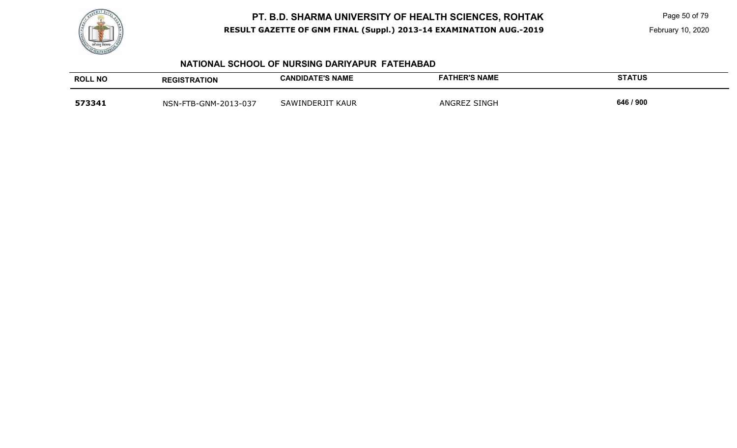## NATIONAL SCHOOL OF NURSING DARIYAPUR FATEHABAD

| ROLL NO | REGISTRATION | CANDIDATE'S NAME | FATHER'S NAME | STATUS |
| --- | --- | --- | --- | --- |
| **573341** | NSN-FTB-GNM-2013-037 | SAWINDERJIT KAUR | ANGREZ SINGH | 646 / 900 |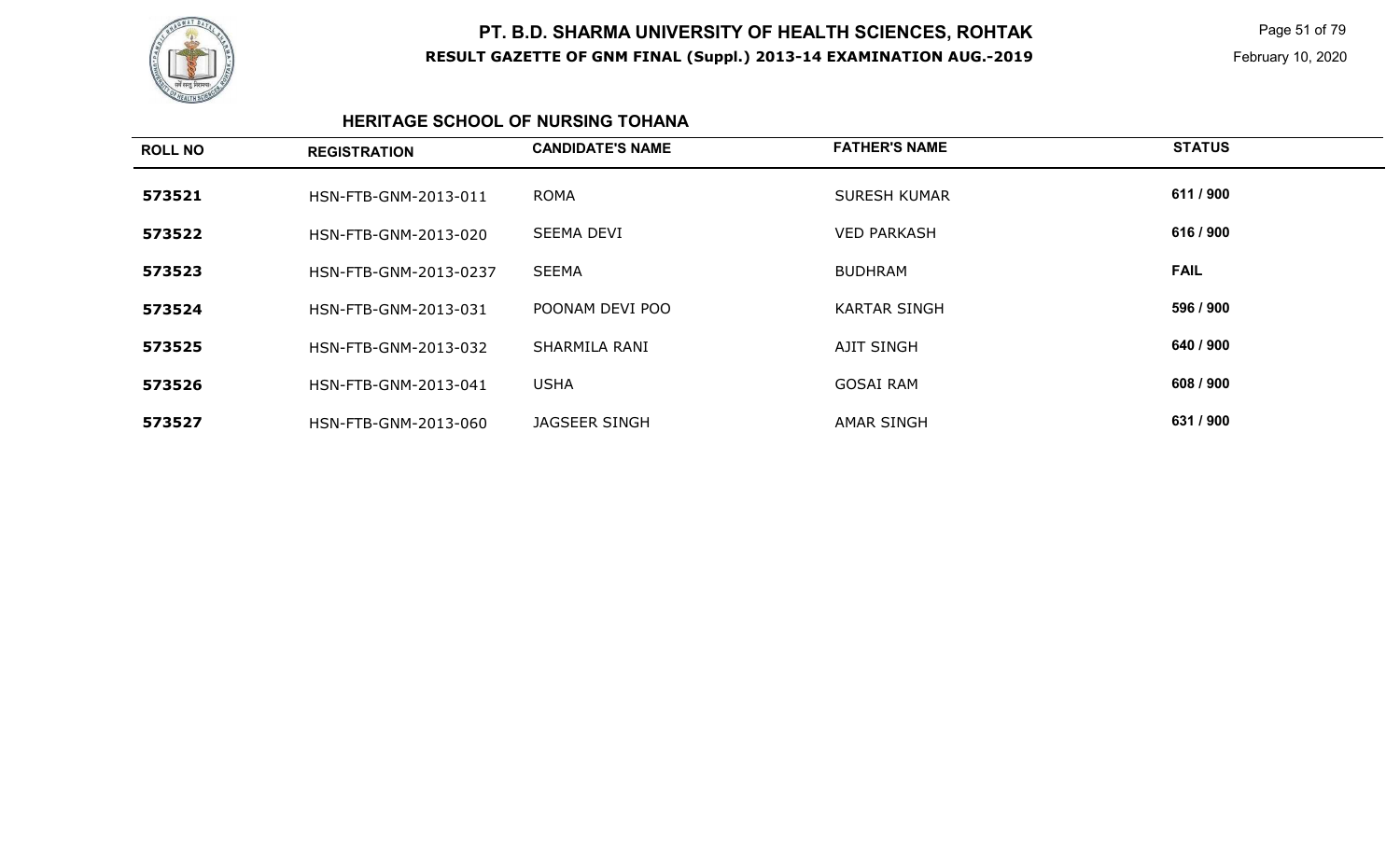# PT. B.D. SHARMA UNIVERSITY OF HEALTH SCIENCES, ROHTAK

**RESULT GAZETTE OF GNM FINAL (Suppl.) 2013-14 EXAMINATION AUG.-2019**

## HERITAGE SCHOOL OF NURSING TOHANA

| ROLL NO | REGISTRATION | CANDIDATE'S NAME | FATHER'S NAME | STATUS |
|---|---|---|---|---|
| 573521 | HSN-FTB-GNM-2013-011 | ROMA | SURESH KUMAR | 611 / 900 |
| 573522 | HSN-FTB-GNM-2013-020 | SEEMA DEVI | VED PARKASH | 616 / 900 |
| 573523 | HSN-FTB-GNM-2013-0237 | SEEMA | BUDHRAM | FAIL |
| 573524 | HSN-FTB-GNM-2013-031 | POONAM DEVI POO | KARTAR SINGH | 596 / 900 |
| 573525 | HSN-FTB-GNM-2013-032 | SHARMILA RANI | AJIT SINGH | 640 / 900 |
| 573526 | HSN-FTB-GNM-2013-041 | USHA | GOSAI RAM | 608 / 900 |
| 573527 | HSN-FTB-GNM-2013-060 | JAGSEER SINGH | AMAR SINGH | 631 / 900 |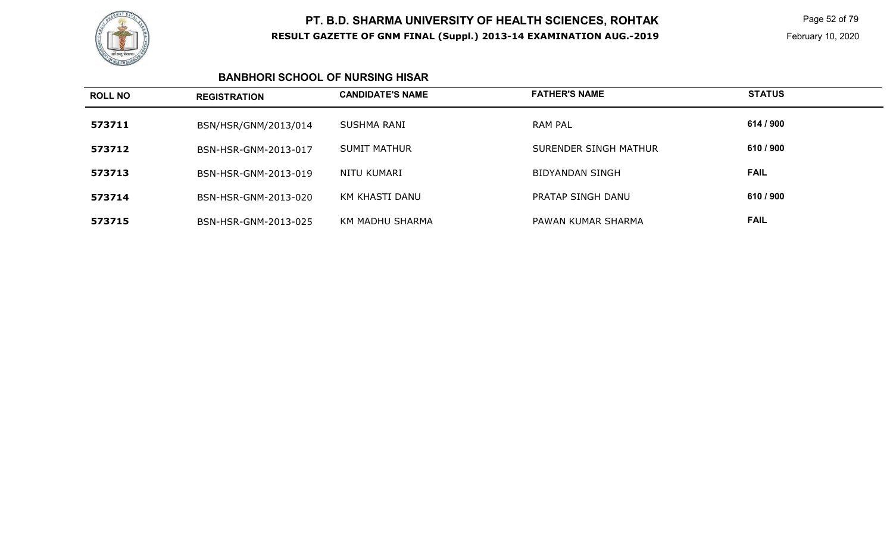# PT. B.D. SHARMA UNIVERSITY OF HEALTH SCIENCES, ROHTAK

**RESULT GAZETTE OF GNM FINAL (Suppl.) 2013-14 EXAMINATION AUG.-2019**

February 10, 2020

## BANBHORI SCHOOL OF NURSING HISAR

| ROLL NO | REGISTRATION | CANDIDATE'S NAME | FATHER'S NAME | STATUS |
|---|---|---|---|---|
| 573711 | BSN/HSR/GNM/2013/014 | SUSHMA RANI | RAM PAL | 614 / 900 |
| 573712 | BSN-HSR-GNM-2013-017 | SUMIT MATHUR | SURENDER SINGH MATHUR | 610 / 900 |
| 573713 | BSN-HSR-GNM-2013-019 | NITU KUMARI | BIDYANDAN SINGH | FAIL |
| 573714 | BSN-HSR-GNM-2013-020 | KM KHASTI DANU | PRATAP SINGH DANU | 610 / 900 |
| 573715 | BSN-HSR-GNM-2013-025 | KM MADHU SHARMA | PAWAN KUMAR SHARMA | FAIL |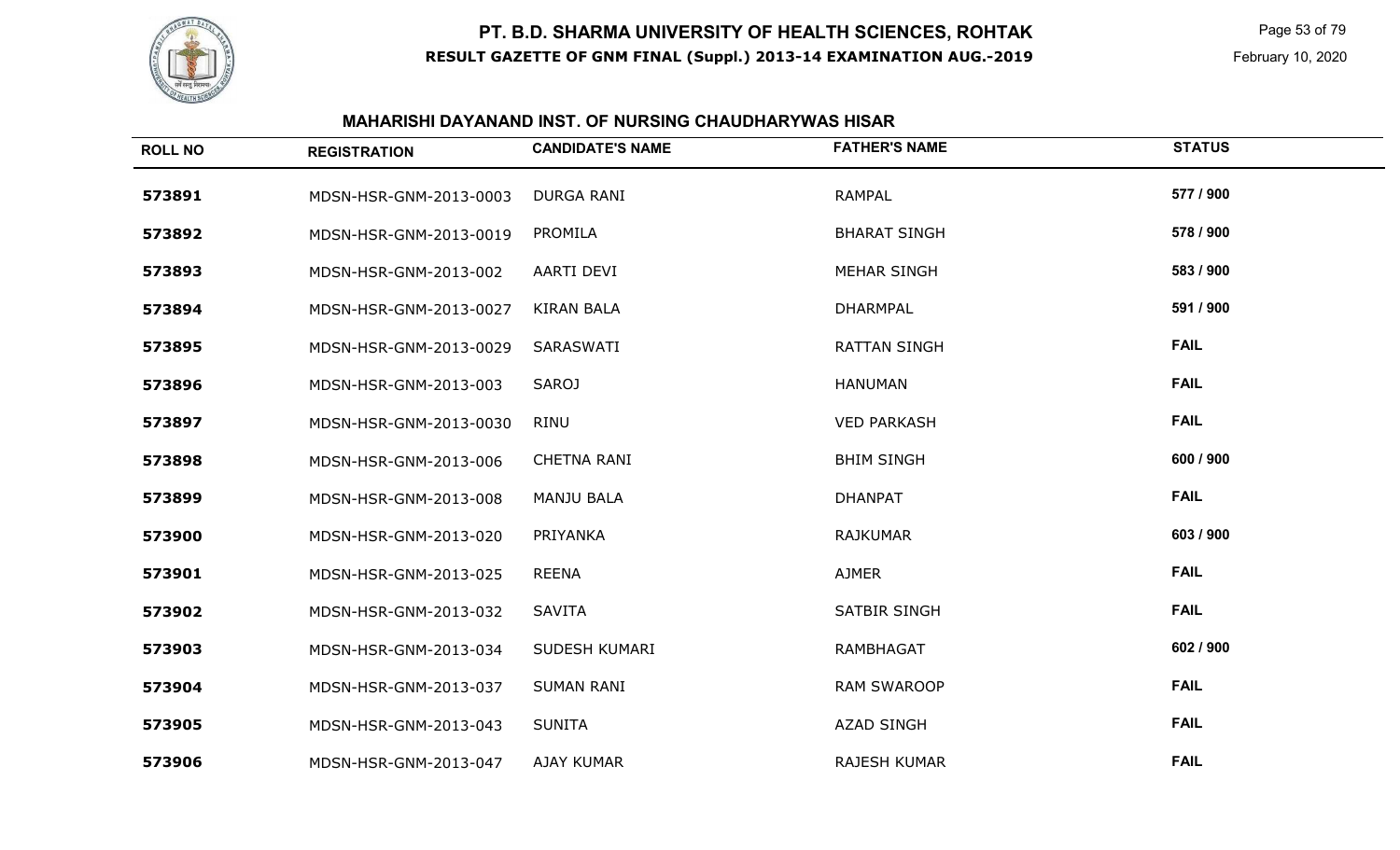# PT. B.D. SHARMA UNIVERSITY OF HEALTH SCIENCES, ROHTAK

**RESULT GAZETTE OF GNM FINAL (Suppl.) 2013-14 EXAMINATION AUG.-2019**

February 10, 2020

## MAHARISHI DAYANAND INST. OF NURSING CHAUDHARYWAS HISAR

| ROLL NO | REGISTRATION | CANDIDATE'S NAME | FATHER'S NAME | STATUS |
|---|---|---|---|---|
| 573891 | MDSN-HSR-GNM-2013-0003 | DURGA RANI | RAMPAL | 577 / 900 |
| 573892 | MDSN-HSR-GNM-2013-0019 | PROMILA | BHARAT SINGH | 578 / 900 |
| 573893 | MDSN-HSR-GNM-2013-002 | AARTI DEVI | MEHAR SINGH | 583 / 900 |
| 573894 | MDSN-HSR-GNM-2013-0027 | KIRAN BALA | DHARMPAL | 591 / 900 |
| 573895 | MDSN-HSR-GNM-2013-0029 | SARASWATI | RATTAN SINGH | FAIL |
| 573896 | MDSN-HSR-GNM-2013-003 | SAROJ | HANUMAN | FAIL |
| 573897 | MDSN-HSR-GNM-2013-0030 | RINU | VED PARKASH | FAIL |
| 573898 | MDSN-HSR-GNM-2013-006 | CHETNA RANI | BHIM SINGH | 600 / 900 |
| 573899 | MDSN-HSR-GNM-2013-008 | MANJU BALA | DHANPAT | FAIL |
| 573900 | MDSN-HSR-GNM-2013-020 | PRIYANKA | RAJKUMAR | 603 / 900 |
| 573901 | MDSN-HSR-GNM-2013-025 | REENA | AJMER | FAIL |
| 573902 | MDSN-HSR-GNM-2013-032 | SAVITA | SATBIR SINGH | FAIL |
| 573903 | MDSN-HSR-GNM-2013-034 | SUDESH KUMARI | RAMBHAGAT | 602 / 900 |
| 573904 | MDSN-HSR-GNM-2013-037 | SUMAN RANI | RAM SWAROOP | FAIL |
| 573905 | MDSN-HSR-GNM-2013-043 | SUNITA | AZAD SINGH | FAIL |
| 573906 | MDSN-HSR-GNM-2013-047 | AJAY KUMAR | RAJESH KUMAR | FAIL |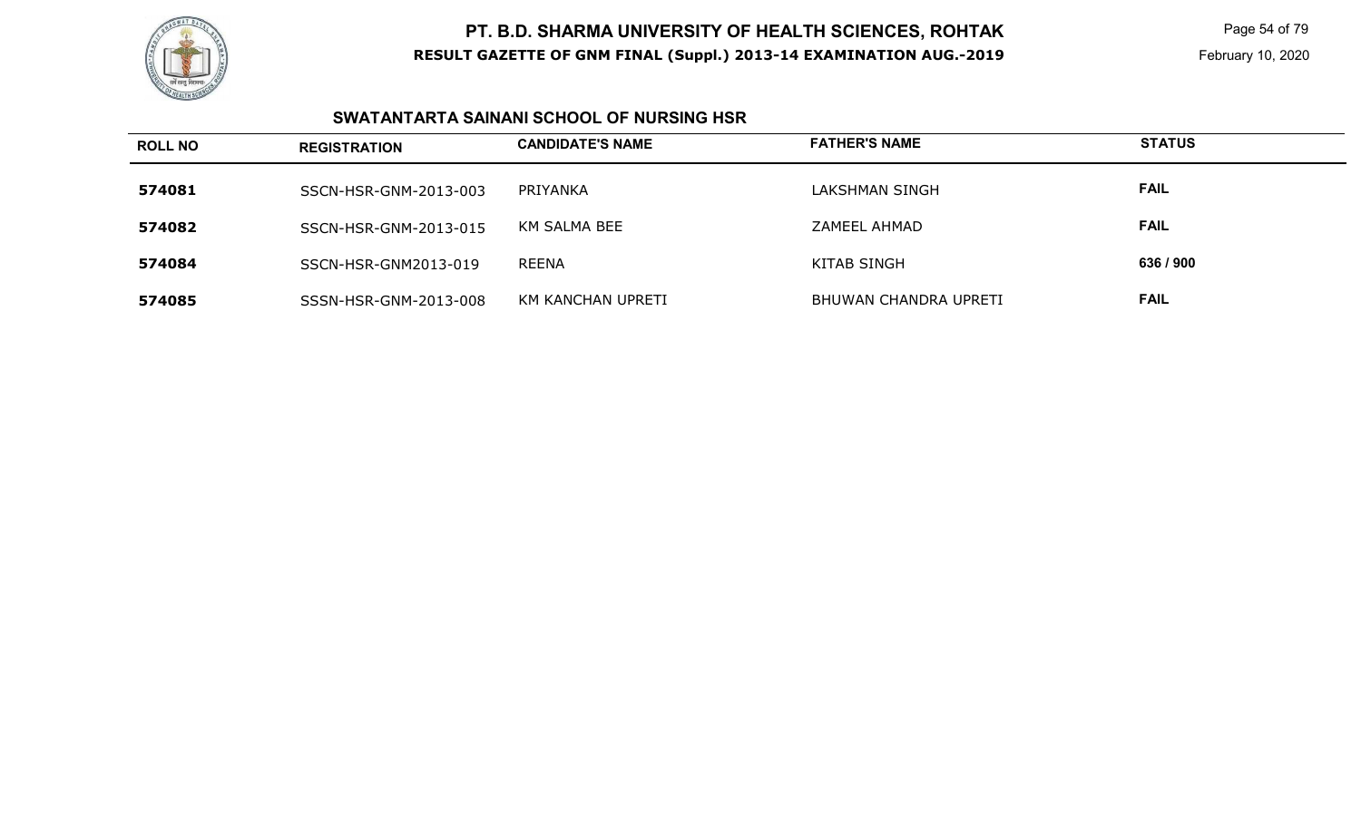# PT. B.D. SHARMA UNIVERSITY OF HEALTH SCIENCES, ROHTAK

**RESULT GAZETTE OF GNM FINAL (Suppl.) 2013-14 EXAMINATION AUG.-2019**

February 10, 2020

## SWATANTARTA SAINANI SCHOOL OF NURSING HSR

| ROLL NO | REGISTRATION | CANDIDATE'S NAME | FATHER'S NAME | STATUS |
|---|---|---|---|---|
| 574081 | SSCN-HSR-GNM-2013-003 | PRIYANKA | LAKSHMAN SINGH | FAIL |
| 574082 | SSCN-HSR-GNM-2013-015 | KM SALMA BEE | ZAMEEL AHMAD | FAIL |
| 574084 | SSCN-HSR-GNM2013-019 | REENA | KITAB SINGH | 636 / 900 |
| 574085 | SSSN-HSR-GNM-2013-008 | KM KANCHAN UPRETI | BHUWAN CHANDRA UPRETI | FAIL |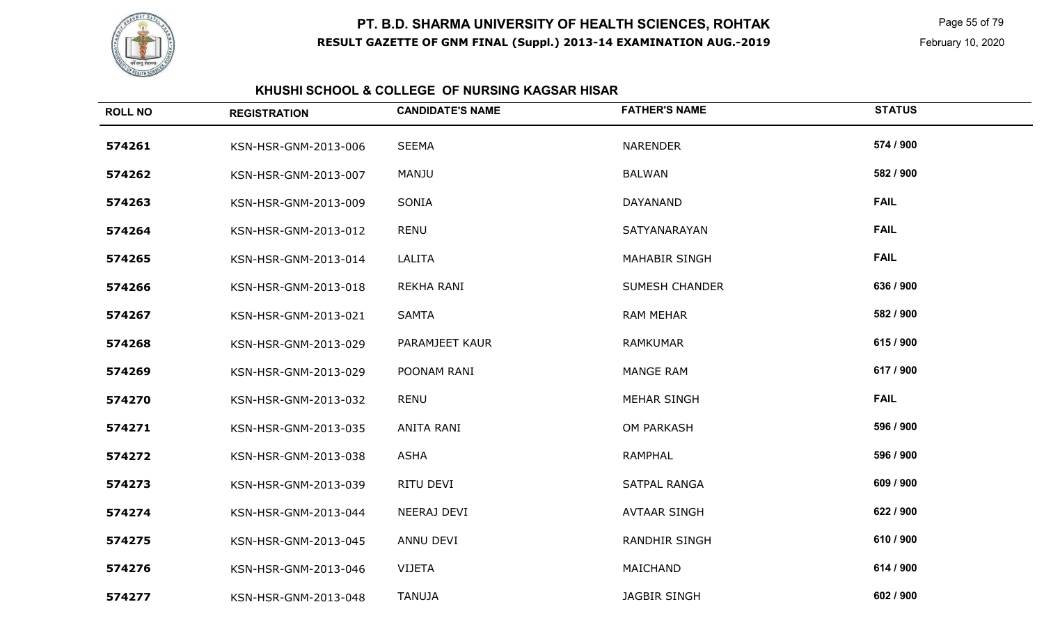# PT. B.D. SHARMA UNIVERSITY OF HEALTH SCIENCES, ROHTAK

**RESULT GAZETTE OF GNM FINAL (Suppl.) 2013-14 EXAMINATION AUG.-2019**

February 10, 2020

### KHUSHI SCHOOL & COLLEGE OF NURSING KAGSAR HISAR

| ROLL NO | REGISTRATION | CANDIDATE'S NAME | FATHER'S NAME | STATUS |
|---|---|---|---|---|
| 574261 | KSN-HSR-GNM-2013-006 | SEEMA | NARENDER | 574 / 900 |
| 574262 | KSN-HSR-GNM-2013-007 | MANJU | BALWAN | 582 / 900 |
| 574263 | KSN-HSR-GNM-2013-009 | SONIA | DAYANAND | FAIL |
| 574264 | KSN-HSR-GNM-2013-012 | RENU | SATYANARAYAN | FAIL |
| 574265 | KSN-HSR-GNM-2013-014 | LALITA | MAHABIR SINGH | FAIL |
| 574266 | KSN-HSR-GNM-2013-018 | REKHA RANI | SUMESH CHANDER | 636 / 900 |
| 574267 | KSN-HSR-GNM-2013-021 | SAMTA | RAM MEHAR | 582 / 900 |
| 574268 | KSN-HSR-GNM-2013-029 | PARAMJEET KAUR | RAMKUMAR | 615 / 900 |
| 574269 | KSN-HSR-GNM-2013-029 | POONAM RANI | MANGE RAM | 617 / 900 |
| 574270 | KSN-HSR-GNM-2013-032 | RENU | MEHAR SINGH | FAIL |
| 574271 | KSN-HSR-GNM-2013-035 | ANITA RANI | OM PARKASH | 596 / 900 |
| 574272 | KSN-HSR-GNM-2013-038 | ASHA | RAMPHAL | 596 / 900 |
| 574273 | KSN-HSR-GNM-2013-039 | RITU DEVI | SATPAL RANGA | 609 / 900 |
| 574274 | KSN-HSR-GNM-2013-044 | NEERAJ DEVI | AVTAAR SINGH | 622 / 900 |
| 574275 | KSN-HSR-GNM-2013-045 | ANNU DEVI | RANDHIR SINGH | 610 / 900 |
| 574276 | KSN-HSR-GNM-2013-046 | VIJETA | MAICHAND | 614 / 900 |
| 574277 | KSN-HSR-GNM-2013-048 | TANUJA | JAGBIR SINGH | 602 / 900 |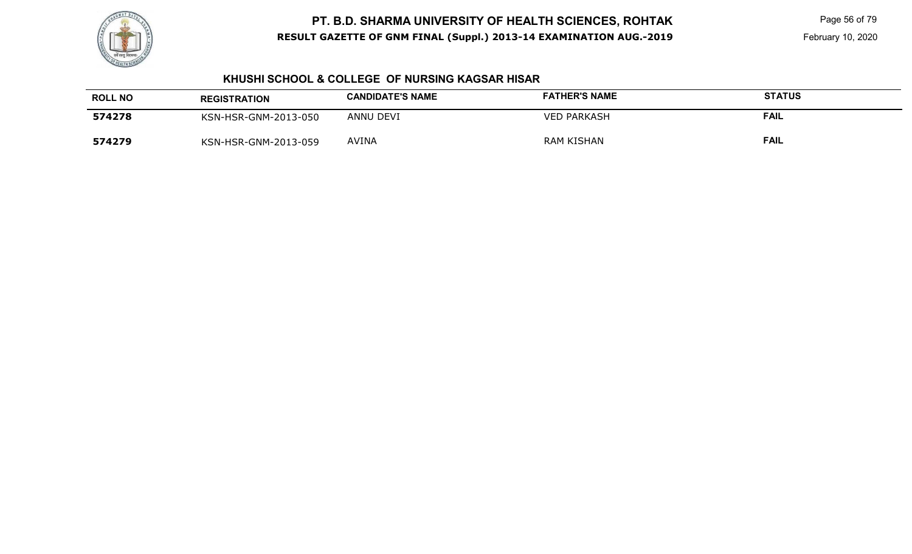## KHUSHI SCHOOL & COLLEGE OF NURSING KAGSAR HISAR

| ROLL NO | REGISTRATION | CANDIDATE'S NAME | FATHER'S NAME | STATUS |
|---|---|---|---|---|
| **574278** | KSN-HSR-GNM-2013-050 | ANNU DEVI | VED PARKASH | **FAIL** |
| **574279** | KSN-HSR-GNM-2013-059 | AVINA | RAM KISHAN | **FAIL** |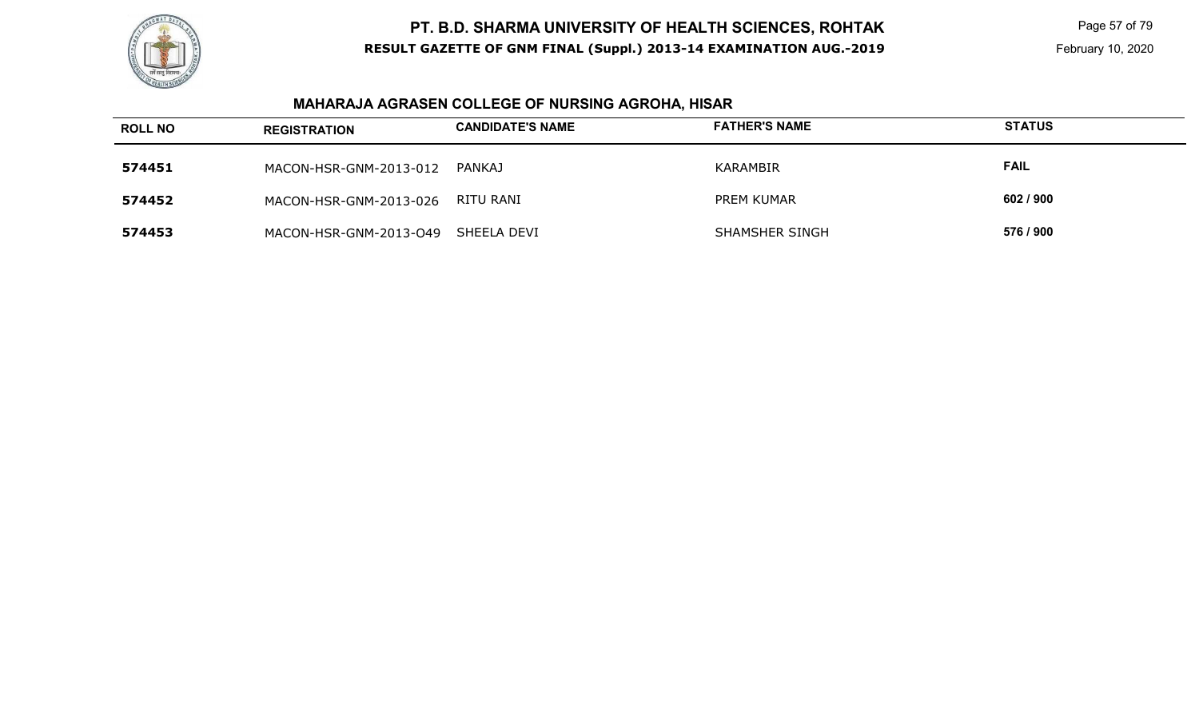# PT. B.D. SHARMA UNIVERSITY OF HEALTH SCIENCES, ROHTAK

**RESULT GAZETTE OF GNM FINAL (Suppl.) 2013-14 EXAMINATION AUG.-2019**

February 10, 2020

## MAHARAJA AGRASEN COLLEGE OF NURSING AGROHA, HISAR

| ROLL NO | REGISTRATION | CANDIDATE'S NAME | FATHER'S NAME | STATUS |
|---|---|---|---|---|
| 574451 | MACON-HSR-GNM-2013-012 | PANKAJ | KARAMBIR | FAIL |
| 574452 | MACON-HSR-GNM-2013-026 | RITU RANI | PREM KUMAR | 602 / 900 |
| 574453 | MACON-HSR-GNM-2013-O49 | SHEELA DEVI | SHAMSHER SINGH | 576 / 900 |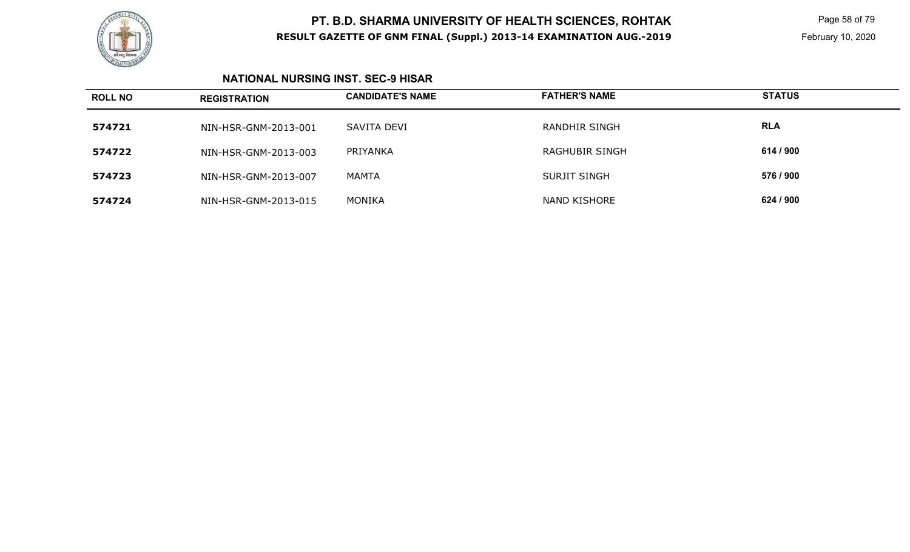# PT. B.D. SHARMA UNIVERSITY OF HEALTH SCIENCES, ROHTAK

**RESULT GAZETTE OF GNM FINAL (Suppl.) 2013-14 EXAMINATION AUG.-2019**

February 10, 2020

## NATIONAL NURSING INST. SEC-9 HISAR

| ROLL NO | REGISTRATION | CANDIDATE'S NAME | FATHER'S NAME | STATUS |
|---|---|---|---|---|
| **574721** | NIN-HSR-GNM-2013-001 | SAVITA DEVI | RANDHIR SINGH | **RLA** |
| **574722** | NIN-HSR-GNM-2013-003 | PRIYANKA | RAGHUBIR SINGH | **614 / 900** |
| **574723** | NIN-HSR-GNM-2013-007 | MAMTA | SURJIT SINGH | **576 / 900** |
| **574724** | NIN-HSR-GNM-2013-015 | MONIKA | NAND KISHORE | **624 / 900** |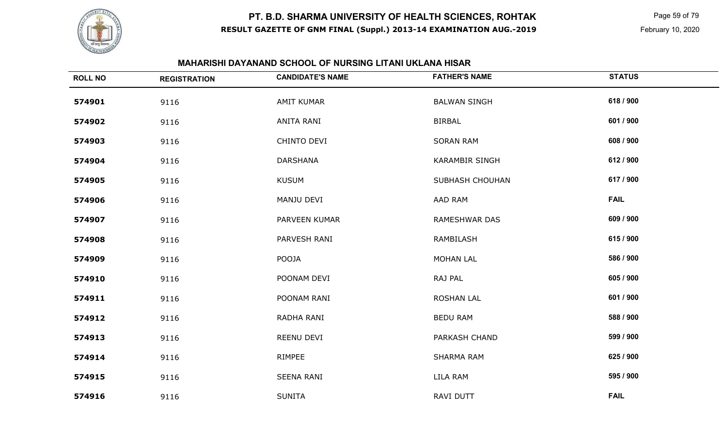# PT. B.D. SHARMA UNIVERSITY OF HEALTH SCIENCES, ROHTAK

**RESULT GAZETTE OF GNM FINAL (Suppl.) 2013-14 EXAMINATION AUG.-2019**

February 10, 2020

## MAHARISHI DAYANAND SCHOOL OF NURSING LITANI UKLANA HISAR

| ROLL NO | REGISTRATION | CANDIDATE'S NAME | FATHER'S NAME | STATUS |
|---|---|---|---|---|
| 574901 | 9116 | AMIT KUMAR | BALWAN SINGH | 618 / 900 |
| 574902 | 9116 | ANITA RANI | BIRBAL | 601 / 900 |
| 574903 | 9116 | CHINTO DEVI | SORAN RAM | 608 / 900 |
| 574904 | 9116 | DARSHANA | KARAMBIR SINGH | 612 / 900 |
| 574905 | 9116 | KUSUM | SUBHASH CHOUHAN | 617 / 900 |
| 574906 | 9116 | MANJU DEVI | AAD RAM | FAIL |
| 574907 | 9116 | PARVEEN KUMAR | RAMESHWAR DAS | 609 / 900 |
| 574908 | 9116 | PARVESH RANI | RAMBILASH | 615 / 900 |
| 574909 | 9116 | POOJA | MOHAN LAL | 586 / 900 |
| 574910 | 9116 | POONAM DEVI | RAJ PAL | 605 / 900 |
| 574911 | 9116 | POONAM RANI | ROSHAN LAL | 601 / 900 |
| 574912 | 9116 | RADHA RANI | BEDU RAM | 588 / 900 |
| 574913 | 9116 | REENU DEVI | PARKASH CHAND | 599 / 900 |
| 574914 | 9116 | RIMPEE | SHARMA RAM | 625 / 900 |
| 574915 | 9116 | SEENA RANI | LILA RAM | 595 / 900 |
| 574916 | 9116 | SUNITA | RAVI DUTT | FAIL |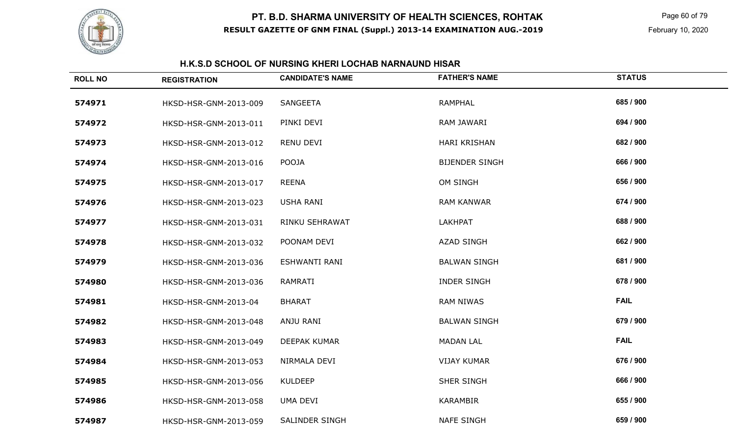# PT. B.D. SHARMA UNIVERSITY OF HEALTH SCIENCES, ROHTAK

**RESULT GAZETTE OF GNM FINAL (Suppl.) 2013-14 EXAMINATION AUG.-2019**

February 10, 2020

## H.K.S.D SCHOOL OF NURSING KHERI LOCHAB NARNAUND HISAR

| ROLL NO | REGISTRATION | CANDIDATE'S NAME | FATHER'S NAME | STATUS |
|---|---|---|---|---|
| 574971 | HKSD-HSR-GNM-2013-009 | SANGEETA | RAMPHAL | 685 / 900 |
| 574972 | HKSD-HSR-GNM-2013-011 | PINKI DEVI | RAM JAWARI | 694 / 900 |
| 574973 | HKSD-HSR-GNM-2013-012 | RENU DEVI | HARI KRISHAN | 682 / 900 |
| 574974 | HKSD-HSR-GNM-2013-016 | POOJA | BIJENDER SINGH | 666 / 900 |
| 574975 | HKSD-HSR-GNM-2013-017 | REENA | OM SINGH | 656 / 900 |
| 574976 | HKSD-HSR-GNM-2013-023 | USHA RANI | RAM KANWAR | 674 / 900 |
| 574977 | HKSD-HSR-GNM-2013-031 | RINKU SEHRAWAT | LAKHPAT | 688 / 900 |
| 574978 | HKSD-HSR-GNM-2013-032 | POONAM DEVI | AZAD SINGH | 662 / 900 |
| 574979 | HKSD-HSR-GNM-2013-036 | ESHWANTI RANI | BALWAN SINGH | 681 / 900 |
| 574980 | HKSD-HSR-GNM-2013-036 | RAMRATI | INDER SINGH | 678 / 900 |
| 574981 | HKSD-HSR-GNM-2013-04 | BHARAT | RAM NIWAS | FAIL |
| 574982 | HKSD-HSR-GNM-2013-048 | ANJU RANI | BALWAN SINGH | 679 / 900 |
| 574983 | HKSD-HSR-GNM-2013-049 | DEEPAK KUMAR | MADAN LAL | FAIL |
| 574984 | HKSD-HSR-GNM-2013-053 | NIRMALA DEVI | VIJAY KUMAR | 676 / 900 |
| 574985 | HKSD-HSR-GNM-2013-056 | KULDEEP | SHER SINGH | 666 / 900 |
| 574986 | HKSD-HSR-GNM-2013-058 | UMA DEVI | KARAMBIR | 655 / 900 |
| 574987 | HKSD-HSR-GNM-2013-059 | SALINDER SINGH | NAFE SINGH | 659 / 900 |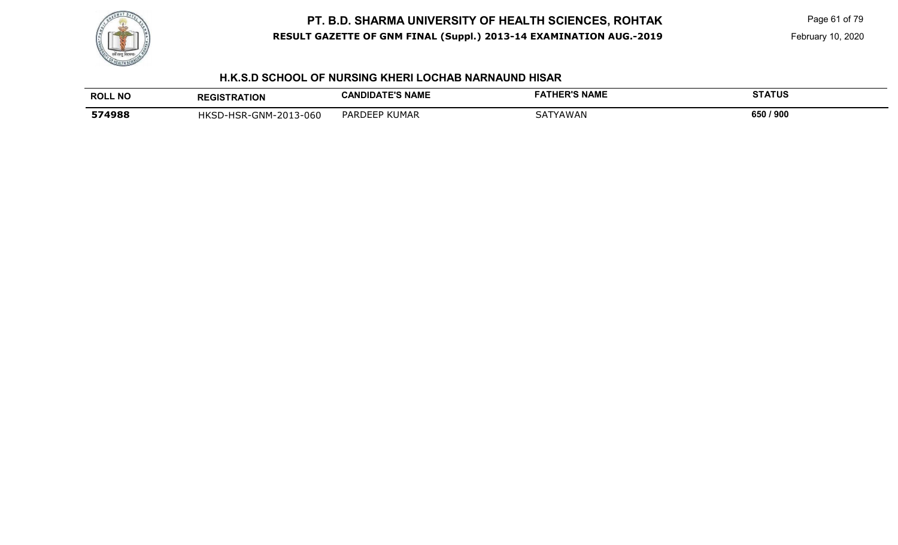## H.K.S.D SCHOOL OF NURSING KHERI LOCHAB NARNAUND HISAR

| ROLL NO | REGISTRATION | CANDIDATE'S NAME | FATHER'S NAME | STATUS |
|---|---|---|---|---|
| 574988 | HKSD-HSR-GNM-2013-060 | PARDEEP KUMAR | SATYAWAN | 650 / 900 |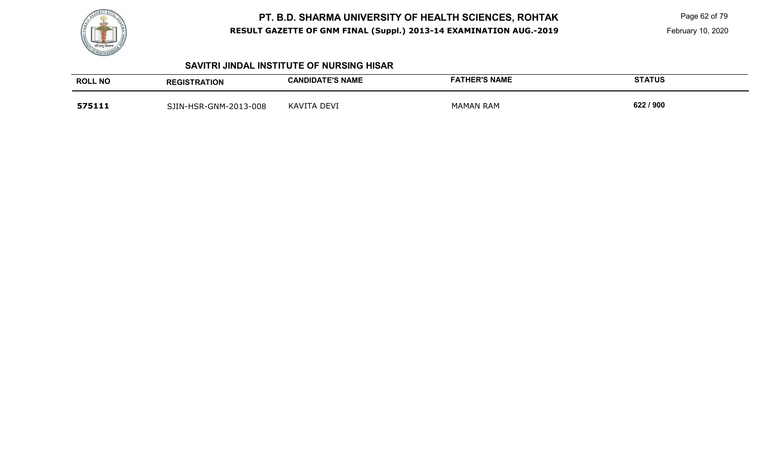## SAVITRI JINDAL INSTITUTE OF NURSING HISAR

| ROLL NO | REGISTRATION | CANDIDATE'S NAME | FATHER'S NAME | STATUS |
|---|---|---|---|---|
| 575111 | SJIN-HSR-GNM-2013-008 | KAVITA DEVI | MAMAN RAM | 622 / 900 |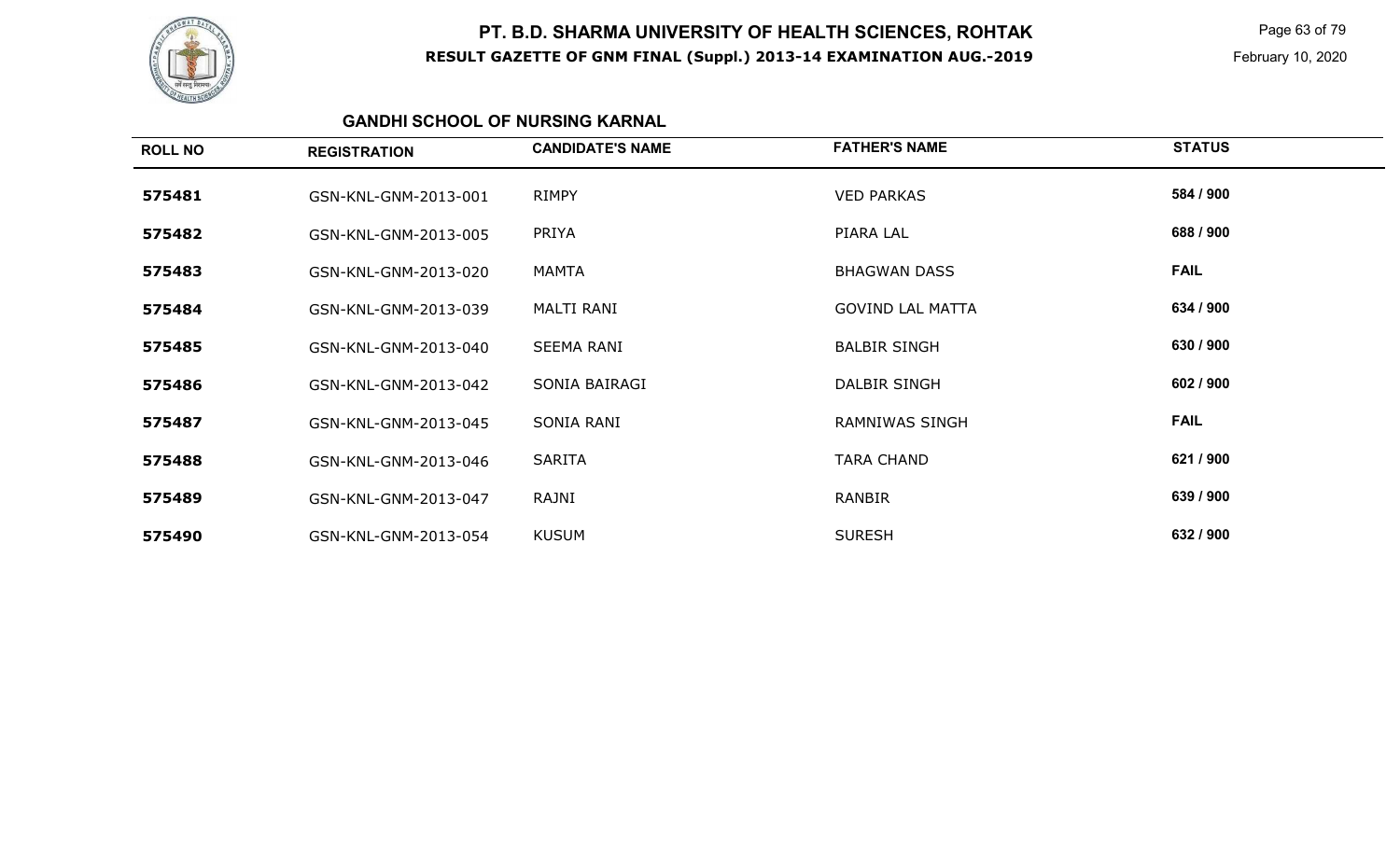# PT. B.D. SHARMA UNIVERSITY OF HEALTH SCIENCES, ROHTAK

**RESULT GAZETTE OF GNM FINAL (Suppl.) 2013-14 EXAMINATION AUG.-2019**

February 10, 2020

## GANDHI SCHOOL OF NURSING KARNAL

| ROLL NO | REGISTRATION | CANDIDATE'S NAME | FATHER'S NAME | STATUS |
|---|---|---|---|---|
| 575481 | GSN-KNL-GNM-2013-001 | RIMPY | VED PARKAS | 584 / 900 |
| 575482 | GSN-KNL-GNM-2013-005 | PRIYA | PIARA LAL | 688 / 900 |
| 575483 | GSN-KNL-GNM-2013-020 | MAMTA | BHAGWAN DASS | FAIL |
| 575484 | GSN-KNL-GNM-2013-039 | MALTI RANI | GOVIND LAL MATTA | 634 / 900 |
| 575485 | GSN-KNL-GNM-2013-040 | SEEMA RANI | BALBIR SINGH | 630 / 900 |
| 575486 | GSN-KNL-GNM-2013-042 | SONIA BAIRAGI | DALBIR SINGH | 602 / 900 |
| 575487 | GSN-KNL-GNM-2013-045 | SONIA RANI | RAMNIWAS SINGH | FAIL |
| 575488 | GSN-KNL-GNM-2013-046 | SARITA | TARA CHAND | 621 / 900 |
| 575489 | GSN-KNL-GNM-2013-047 | RAJNI | RANBIR | 639 / 900 |
| 575490 | GSN-KNL-GNM-2013-054 | KUSUM | SURESH | 632 / 900 |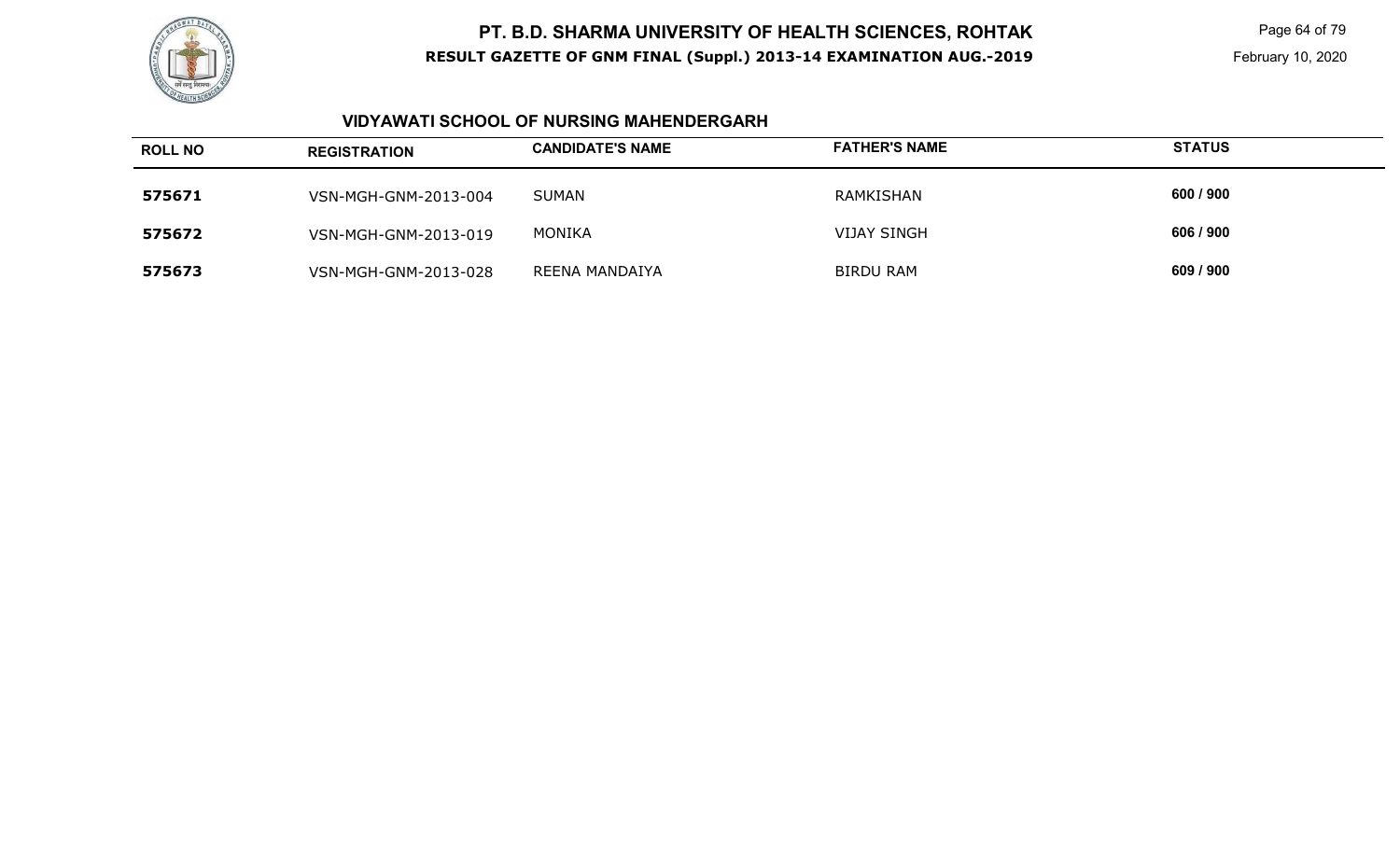# PT. B.D. SHARMA UNIVERSITY OF HEALTH SCIENCES, ROHTAK

**RESULT GAZETTE OF GNM FINAL (Suppl.) 2013-14 EXAMINATION AUG.-2019**

February 10, 2020

## VIDYAWATI SCHOOL OF NURSING MAHENDERGARH

| ROLL NO | REGISTRATION | CANDIDATE'S NAME | FATHER'S NAME | STATUS |
|---|---|---|---|---|
| 575671 | VSN-MGH-GNM-2013-004 | SUMAN | RAMKISHAN | 600 / 900 |
| 575672 | VSN-MGH-GNM-2013-019 | MONIKA | VIJAY SINGH | 606 / 900 |
| 575673 | VSN-MGH-GNM-2013-028 | REENA MANDAIYA | BIRDU RAM | 609 / 900 |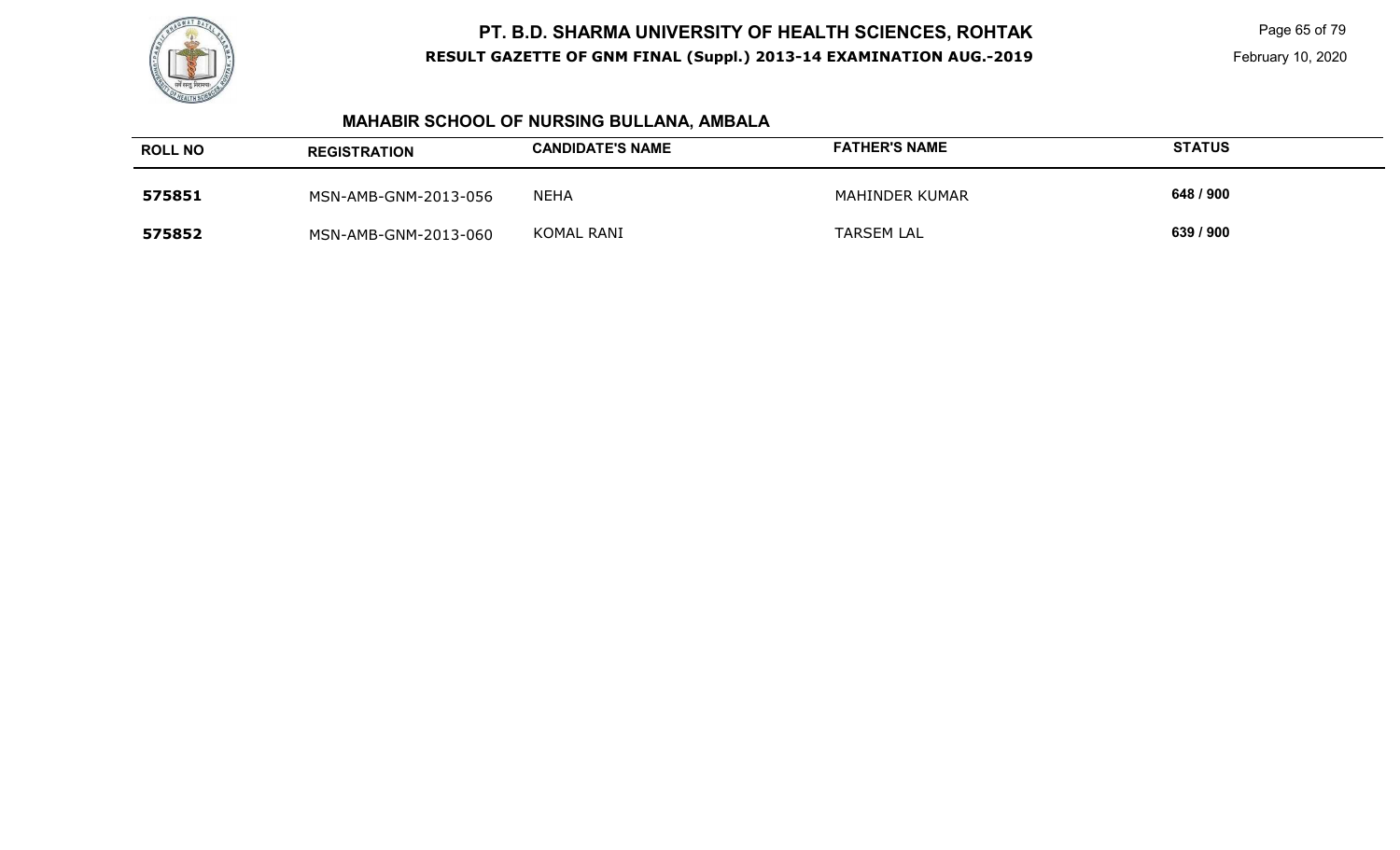## MAHABIR SCHOOL OF NURSING BULLANA, AMBALA

| ROLL NO | REGISTRATION | CANDIDATE'S NAME | FATHER'S NAME | STATUS |
|---|---|---|---|---|
| 575851 | MSN-AMB-GNM-2013-056 | NEHA | MAHINDER KUMAR | 648 / 900 |
| 575852 | MSN-AMB-GNM-2013-060 | KOMAL RANI | TARSEM LAL | 639 / 900 |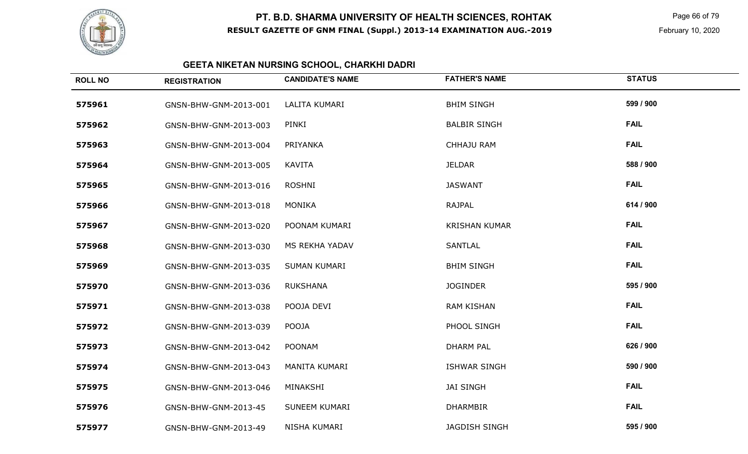# PT. B.D. SHARMA UNIVERSITY OF HEALTH SCIENCES, ROHTAK

**RESULT GAZETTE OF GNM FINAL (Suppl.) 2013-14 EXAMINATION AUG.-2019**

February 10, 2020

## GEETA NIKETAN NURSING SCHOOL, CHARKHI DADRI

| ROLL NO | REGISTRATION | CANDIDATE'S NAME | FATHER'S NAME | STATUS |
|---|---|---|---|---|
| 575961 | GNSN-BHW-GNM-2013-001 | LALITA KUMARI | BHIM SINGH | 599 / 900 |
| 575962 | GNSN-BHW-GNM-2013-003 | PINKI | BALBIR SINGH | FAIL |
| 575963 | GNSN-BHW-GNM-2013-004 | PRIYANKA | CHHAJU RAM | FAIL |
| 575964 | GNSN-BHW-GNM-2013-005 | KAVITA | JELDAR | 588 / 900 |
| 575965 | GNSN-BHW-GNM-2013-016 | ROSHNI | JASWANT | FAIL |
| 575966 | GNSN-BHW-GNM-2013-018 | MONIKA | RAJPAL | 614 / 900 |
| 575967 | GNSN-BHW-GNM-2013-020 | POONAM KUMARI | KRISHAN KUMAR | FAIL |
| 575968 | GNSN-BHW-GNM-2013-030 | MS REKHA YADAV | SANTLAL | FAIL |
| 575969 | GNSN-BHW-GNM-2013-035 | SUMAN KUMARI | BHIM SINGH | FAIL |
| 575970 | GNSN-BHW-GNM-2013-036 | RUKSHANA | JOGINDER | 595 / 900 |
| 575971 | GNSN-BHW-GNM-2013-038 | POOJA DEVI | RAM KISHAN | FAIL |
| 575972 | GNSN-BHW-GNM-2013-039 | POOJA | PHOOL SINGH | FAIL |
| 575973 | GNSN-BHW-GNM-2013-042 | POONAM | DHARM PAL | 626 / 900 |
| 575974 | GNSN-BHW-GNM-2013-043 | MANITA KUMARI | ISHWAR SINGH | 590 / 900 |
| 575975 | GNSN-BHW-GNM-2013-046 | MINAKSHI | JAI SINGH | FAIL |
| 575976 | GNSN-BHW-GNM-2013-45 | SUNEEM KUMARI | DHARMBIR | FAIL |
| 575977 | GNSN-BHW-GNM-2013-49 | NISHA KUMARI | JAGDISH SINGH | 595 / 900 |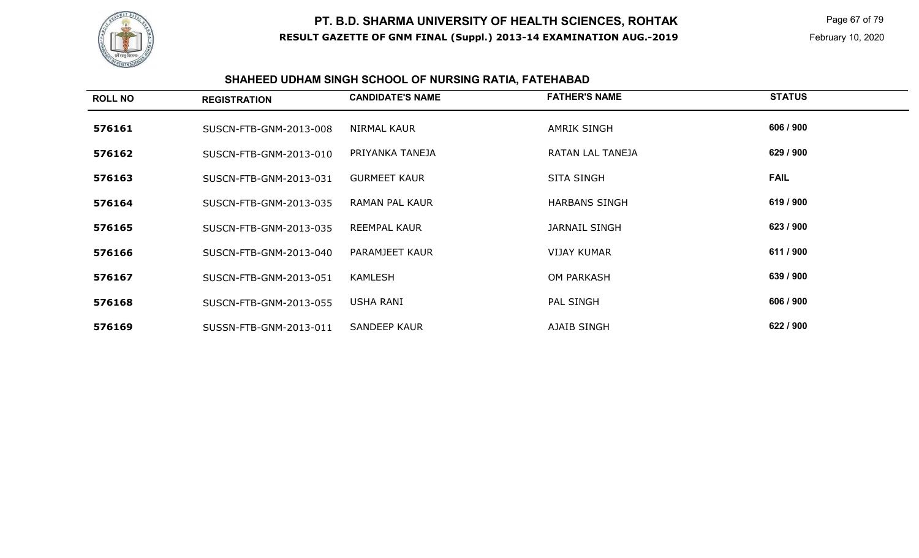# PT. B.D. SHARMA UNIVERSITY OF HEALTH SCIENCES, ROHTAK

**RESULT GAZETTE OF GNM FINAL (Suppl.) 2013-14 EXAMINATION AUG.-2019**

February 10, 2020

## SHAHEED UDHAM SINGH SCHOOL OF NURSING RATIA, FATEHABAD

| ROLL NO | REGISTRATION | CANDIDATE'S NAME | FATHER'S NAME | STATUS |
|---|---|---|---|---|
| 576161 | SUSCN-FTB-GNM-2013-008 | NIRMAL KAUR | AMRIK SINGH | 606 / 900 |
| 576162 | SUSCN-FTB-GNM-2013-010 | PRIYANKA TANEJA | RATAN LAL TANEJA | 629 / 900 |
| 576163 | SUSCN-FTB-GNM-2013-031 | GURMEET KAUR | SITA SINGH | FAIL |
| 576164 | SUSCN-FTB-GNM-2013-035 | RAMAN PAL KAUR | HARBANS SINGH | 619 / 900 |
| 576165 | SUSCN-FTB-GNM-2013-035 | REEMPAL KAUR | JARNAIL SINGH | 623 / 900 |
| 576166 | SUSCN-FTB-GNM-2013-040 | PARAMJEET KAUR | VIJAY KUMAR | 611 / 900 |
| 576167 | SUSCN-FTB-GNM-2013-051 | KAMLESH | OM PARKASH | 639 / 900 |
| 576168 | SUSCN-FTB-GNM-2013-055 | USHA RANI | PAL SINGH | 606 / 900 |
| 576169 | SUSSN-FTB-GNM-2013-011 | SANDEEP KAUR | AJAIB SINGH | 622 / 900 |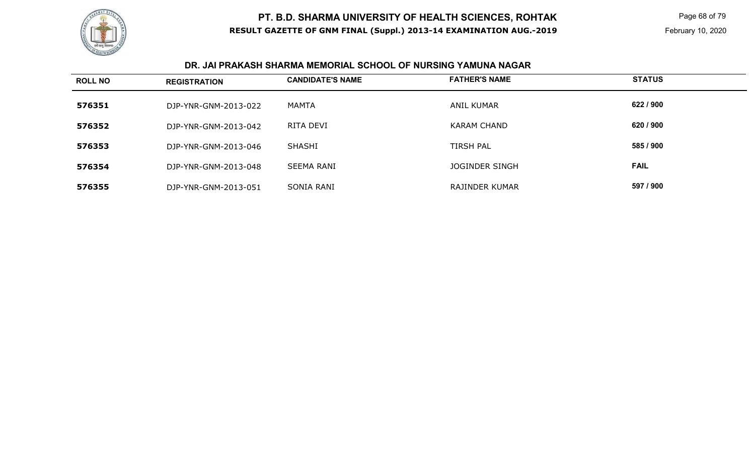# PT. B.D. SHARMA UNIVERSITY OF HEALTH SCIENCES, ROHTAK

**RESULT GAZETTE OF GNM FINAL (Suppl.) 2013-14 EXAMINATION AUG.-2019**

February 10, 2020

## DR. JAI PRAKASH SHARMA MEMORIAL SCHOOL OF NURSING YAMUNA NAGAR

| ROLL NO | REGISTRATION | CANDIDATE'S NAME | FATHER'S NAME | STATUS |
|---|---|---|---|---|
| 576351 | DJP-YNR-GNM-2013-022 | MAMTA | ANIL KUMAR | 622 / 900 |
| 576352 | DJP-YNR-GNM-2013-042 | RITA DEVI | KARAM CHAND | 620 / 900 |
| 576353 | DJP-YNR-GNM-2013-046 | SHASHI | TIRSH PAL | 585 / 900 |
| 576354 | DJP-YNR-GNM-2013-048 | SEEMA RANI | JOGINDER SINGH | FAIL |
| 576355 | DJP-YNR-GNM-2013-051 | SONIA RANI | RAJINDER KUMAR | 597 / 900 |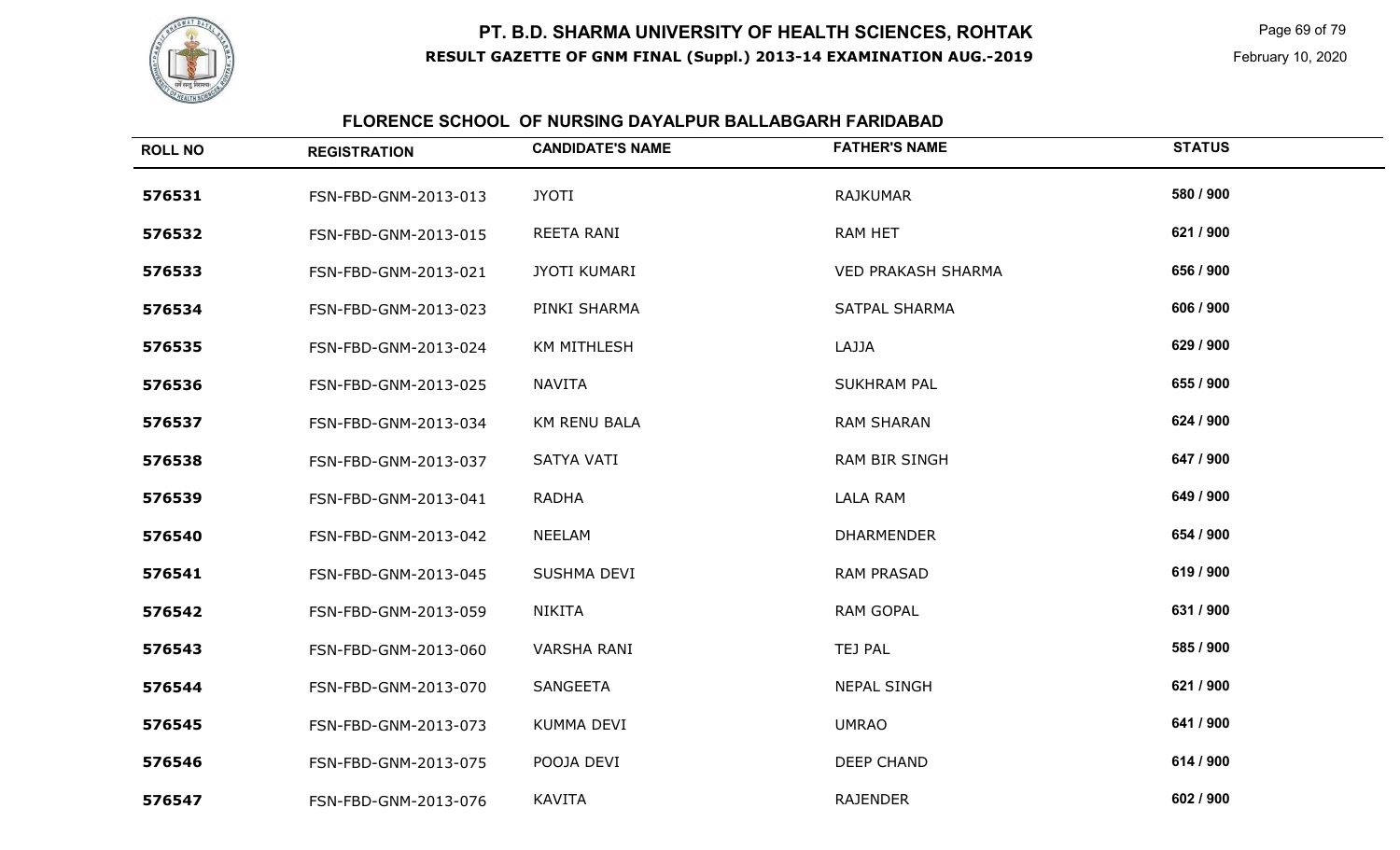# PT. B.D. SHARMA UNIVERSITY OF HEALTH SCIENCES, ROHTAK

**RESULT GAZETTE OF GNM FINAL (Suppl.) 2013-14 EXAMINATION AUG.-2019**

February 10, 2020

## FLORENCE SCHOOL OF NURSING DAYALPUR BALLABGARH FARIDABAD

| ROLL NO | REGISTRATION | CANDIDATE'S NAME | FATHER'S NAME | STATUS |
|---|---|---|---|---|
| 576531 | FSN-FBD-GNM-2013-013 | JYOTI | RAJKUMAR | 580 / 900 |
| 576532 | FSN-FBD-GNM-2013-015 | REETA RANI | RAM HET | 621 / 900 |
| 576533 | FSN-FBD-GNM-2013-021 | JYOTI KUMARI | VED PRAKASH SHARMA | 656 / 900 |
| 576534 | FSN-FBD-GNM-2013-023 | PINKI SHARMA | SATPAL SHARMA | 606 / 900 |
| 576535 | FSN-FBD-GNM-2013-024 | KM MITHLESH | LAJJA | 629 / 900 |
| 576536 | FSN-FBD-GNM-2013-025 | NAVITA | SUKHRAM PAL | 655 / 900 |
| 576537 | FSN-FBD-GNM-2013-034 | KM RENU BALA | RAM SHARAN | 624 / 900 |
| 576538 | FSN-FBD-GNM-2013-037 | SATYA VATI | RAM BIR SINGH | 647 / 900 |
| 576539 | FSN-FBD-GNM-2013-041 | RADHA | LALA RAM | 649 / 900 |
| 576540 | FSN-FBD-GNM-2013-042 | NEELAM | DHARMENDER | 654 / 900 |
| 576541 | FSN-FBD-GNM-2013-045 | SUSHMA DEVI | RAM PRASAD | 619 / 900 |
| 576542 | FSN-FBD-GNM-2013-059 | NIKITA | RAM GOPAL | 631 / 900 |
| 576543 | FSN-FBD-GNM-2013-060 | VARSHA RANI | TEJ PAL | 585 / 900 |
| 576544 | FSN-FBD-GNM-2013-070 | SANGEETA | NEPAL SINGH | 621 / 900 |
| 576545 | FSN-FBD-GNM-2013-073 | KUMMA DEVI | UMRAO | 641 / 900 |
| 576546 | FSN-FBD-GNM-2013-075 | POOJA DEVI | DEEP CHAND | 614 / 900 |
| 576547 | FSN-FBD-GNM-2013-076 | KAVITA | RAJENDER | 602 / 900 |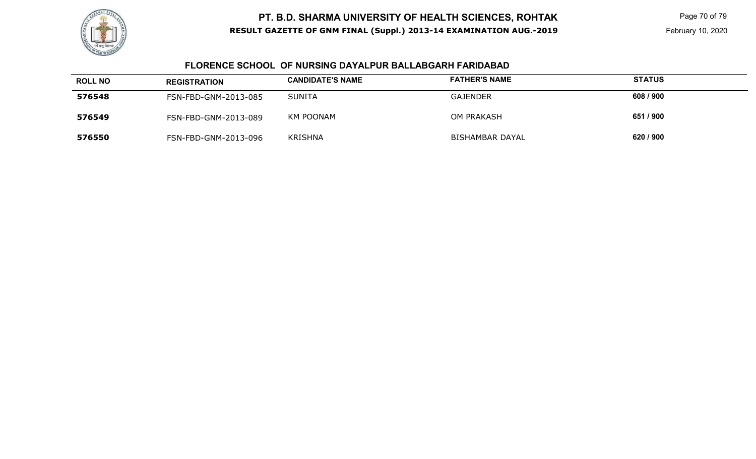# PT. B.D. SHARMA UNIVERSITY OF HEALTH SCIENCES, ROHTAK

**RESULT GAZETTE OF GNM FINAL (Suppl.) 2013-14 EXAMINATION AUG.-2019**

February 10, 2020

## FLORENCE SCHOOL OF NURSING DAYALPUR BALLABGARH FARIDABAD

| ROLL NO | REGISTRATION | CANDIDATE'S NAME | FATHER'S NAME | STATUS |
|---|---|---|---|---|
| **576548** | FSN-FBD-GNM-2013-085 | SUNITA | GAJENDER | **608 / 900** |
| **576549** | FSN-FBD-GNM-2013-089 | KM POONAM | OM PRAKASH | **651 / 900** |
| **576550** | FSN-FBD-GNM-2013-096 | KRISHNA | BISHAMBAR DAYAL | **620 / 900** |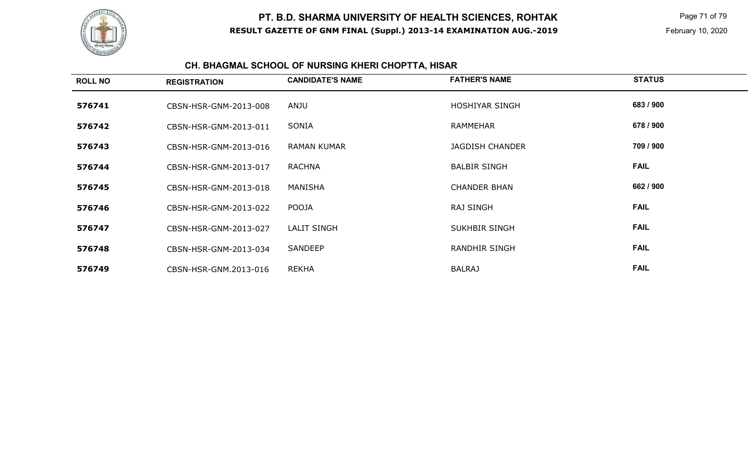# PT. B.D. SHARMA UNIVERSITY OF HEALTH SCIENCES, ROHTAK

**RESULT GAZETTE OF GNM FINAL (Suppl.) 2013-14 EXAMINATION AUG.-2019**

February 10, 2020

## CH. BHAGMAL SCHOOL OF NURSING KHERI CHOPTTA, HISAR

| ROLL NO | REGISTRATION | CANDIDATE'S NAME | FATHER'S NAME | STATUS |
|---|---|---|---|---|
| **576741** | CBSN-HSR-GNM-2013-008 | ANJU | HOSHIYAR SINGH | **683 / 900** |
| **576742** | CBSN-HSR-GNM-2013-011 | SONIA | RAMMEHAR | **678 / 900** |
| **576743** | CBSN-HSR-GNM-2013-016 | RAMAN KUMAR | JAGDISH CHANDER | **709 / 900** |
| **576744** | CBSN-HSR-GNM-2013-017 | RACHNA | BALBIR SINGH | **FAIL** |
| **576745** | CBSN-HSR-GNM-2013-018 | MANISHA | CHANDER BHAN | **662 / 900** |
| **576746** | CBSN-HSR-GNM-2013-022 | POOJA | RAJ SINGH | **FAIL** |
| **576747** | CBSN-HSR-GNM-2013-027 | LALIT SINGH | SUKHBIR SINGH | **FAIL** |
| **576748** | CBSN-HSR-GNM-2013-034 | SANDEEP | RANDHIR SINGH | **FAIL** |
| **576749** | CBSN-HSR-GNM.2013-016 | REKHA | BALRAJ | **FAIL** |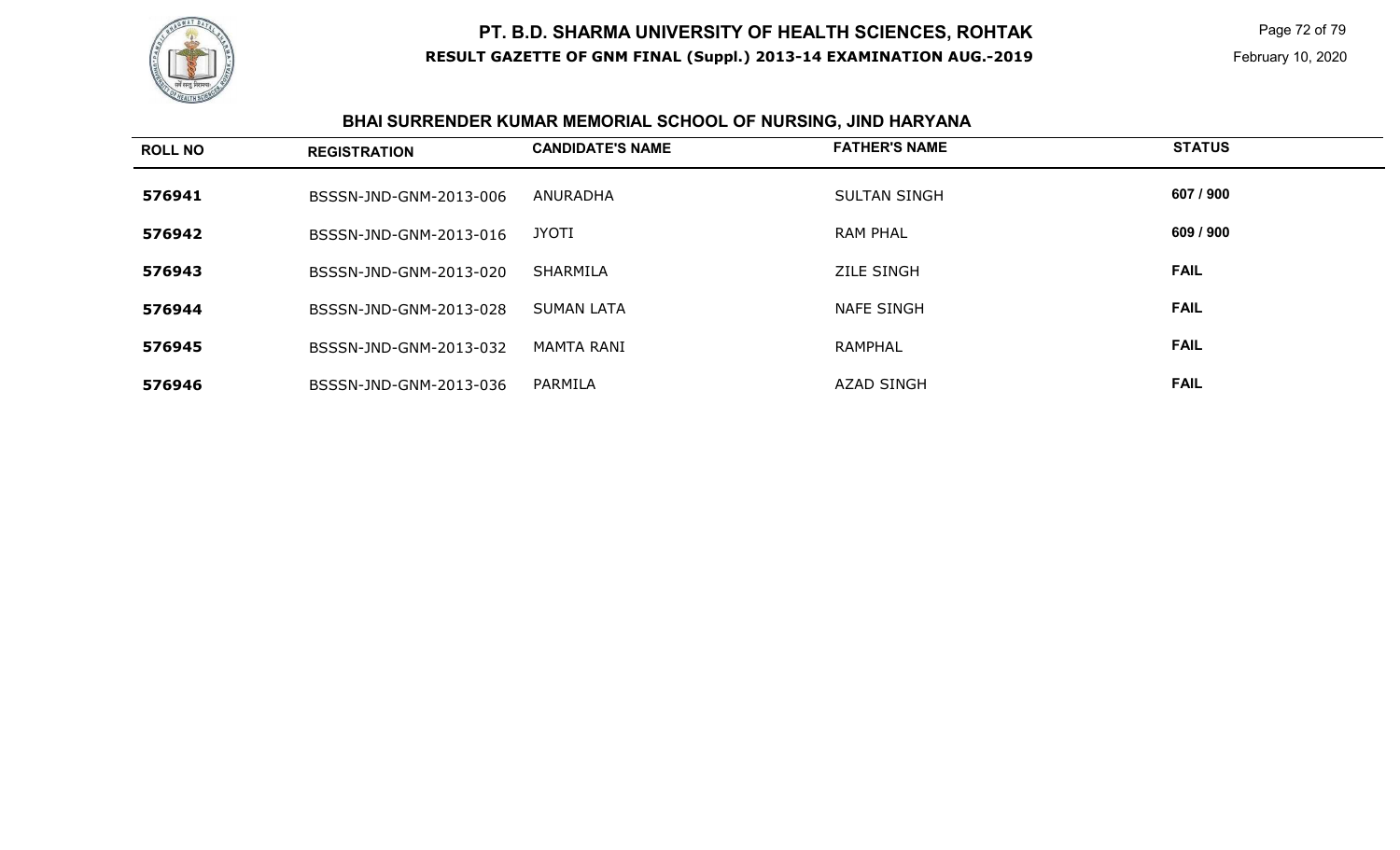# PT. B.D. SHARMA UNIVERSITY OF HEALTH SCIENCES, ROHTAK

**RESULT GAZETTE OF GNM FINAL (Suppl.) 2013-14 EXAMINATION AUG.-2019**

February 10, 2020

## BHAI SURRENDER KUMAR MEMORIAL SCHOOL OF NURSING, JIND HARYANA

| ROLL NO | REGISTRATION | CANDIDATE'S NAME | FATHER'S NAME | STATUS |
|---|---|---|---|---|
| **576941** | BSSSN-JND-GNM-2013-006 | ANURADHA | SULTAN SINGH | **607 / 900** |
| **576942** | BSSSN-JND-GNM-2013-016 | JYOTI | RAM PHAL | **609 / 900** |
| **576943** | BSSSN-JND-GNM-2013-020 | SHARMILA | ZILE SINGH | **FAIL** |
| **576944** | BSSSN-JND-GNM-2013-028 | SUMAN LATA | NAFE SINGH | **FAIL** |
| **576945** | BSSSN-JND-GNM-2013-032 | MAMTA RANI | RAMPHAL | **FAIL** |
| **576946** | BSSSN-JND-GNM-2013-036 | PARMILA | AZAD SINGH | **FAIL** |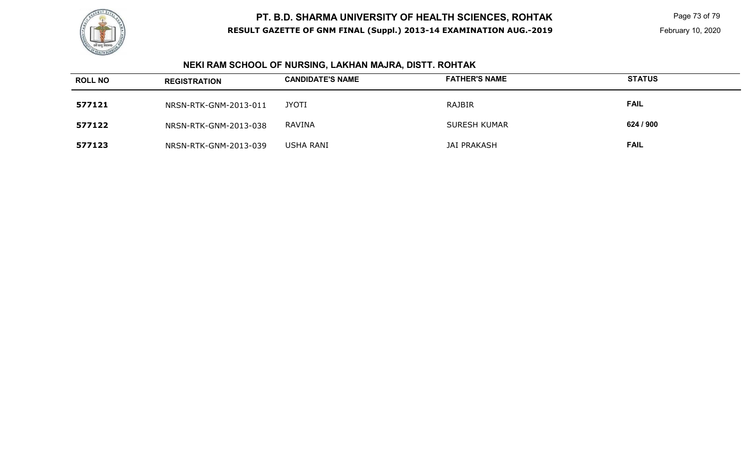# PT. B.D. SHARMA UNIVERSITY OF HEALTH SCIENCES, ROHTAK

**RESULT GAZETTE OF GNM FINAL (Suppl.) 2013-14 EXAMINATION AUG.-2019**

February 10, 2020

## NEKI RAM SCHOOL OF NURSING, LAKHAN MAJRA, DISTT. ROHTAK

| ROLL NO | REGISTRATION | CANDIDATE'S NAME | FATHER'S NAME | STATUS |
|---|---|---|---|---|
| **577121** | NRSN-RTK-GNM-2013-011 | JYOTI | RAJBIR | **FAIL** |
| **577122** | NRSN-RTK-GNM-2013-038 | RAVINA | SURESH KUMAR | **624 / 900** |
| **577123** | NRSN-RTK-GNM-2013-039 | USHA RANI | JAI PRAKASH | **FAIL** |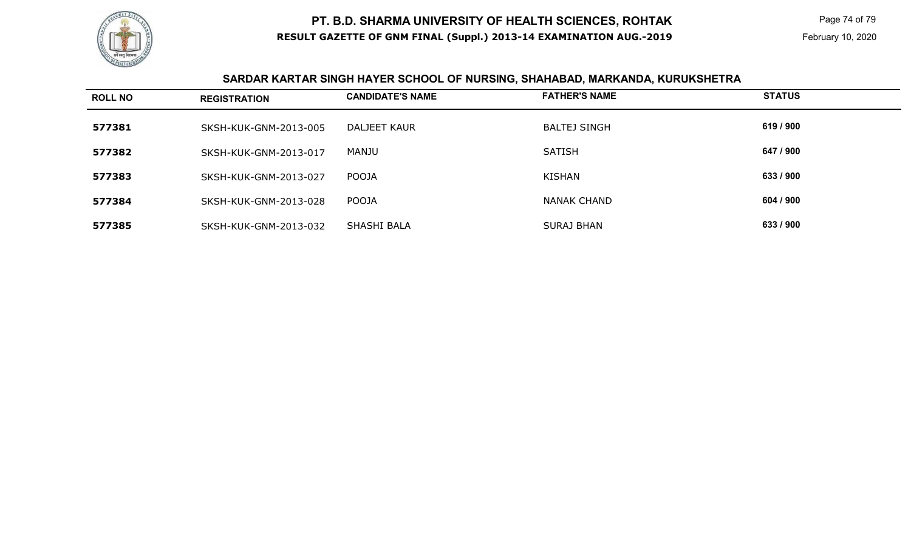# PT. B.D. SHARMA UNIVERSITY OF HEALTH SCIENCES, ROHTAK

**RESULT GAZETTE OF GNM FINAL (Suppl.) 2013-14 EXAMINATION AUG.-2019**

February 10, 2020

## SARDAR KARTAR SINGH HAYER SCHOOL OF NURSING, SHAHABAD, MARKANDA, KURUKSHETRA

| ROLL NO | REGISTRATION | CANDIDATE'S NAME | FATHER'S NAME | STATUS |
|---|---|---|---|---|
| 577381 | SKSH-KUK-GNM-2013-005 | DALJEET KAUR | BALTEJ SINGH | 619 / 900 |
| 577382 | SKSH-KUK-GNM-2013-017 | MANJU | SATISH | 647 / 900 |
| 577383 | SKSH-KUK-GNM-2013-027 | POOJA | KISHAN | 633 / 900 |
| 577384 | SKSH-KUK-GNM-2013-028 | POOJA | NANAK CHAND | 604 / 900 |
| 577385 | SKSH-KUK-GNM-2013-032 | SHASHI BALA | SURAJ BHAN | 633 / 900 |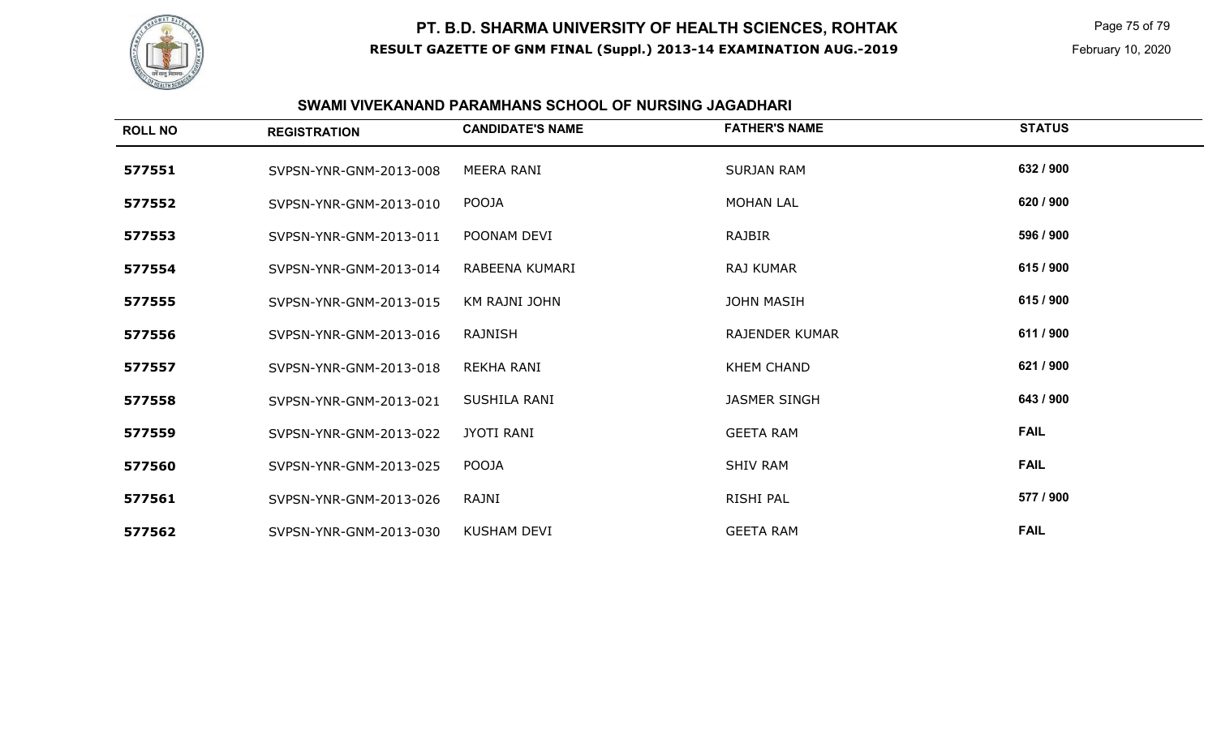# PT. B.D. SHARMA UNIVERSITY OF HEALTH SCIENCES, ROHTAK

**RESULT GAZETTE OF GNM FINAL (Suppl.) 2013-14 EXAMINATION AUG.-2019**

February 10, 2020

## SWAMI VIVEKANAND PARAMHANS SCHOOL OF NURSING JAGADHARI

| ROLL NO | REGISTRATION | CANDIDATE'S NAME | FATHER'S NAME | STATUS |
|---|---|---|---|---|
| 577551 | SVPSN-YNR-GNM-2013-008 | MEERA RANI | SURJAN RAM | 632 / 900 |
| 577552 | SVPSN-YNR-GNM-2013-010 | POOJA | MOHAN LAL | 620 / 900 |
| 577553 | SVPSN-YNR-GNM-2013-011 | POONAM DEVI | RAJBIR | 596 / 900 |
| 577554 | SVPSN-YNR-GNM-2013-014 | RABEENA KUMARI | RAJ KUMAR | 615 / 900 |
| 577555 | SVPSN-YNR-GNM-2013-015 | KM RAJNI JOHN | JOHN MASIH | 615 / 900 |
| 577556 | SVPSN-YNR-GNM-2013-016 | RAJNISH | RAJENDER KUMAR | 611 / 900 |
| 577557 | SVPSN-YNR-GNM-2013-018 | REKHA RANI | KHEM CHAND | 621 / 900 |
| 577558 | SVPSN-YNR-GNM-2013-021 | SUSHILA RANI | JASMER SINGH | 643 / 900 |
| 577559 | SVPSN-YNR-GNM-2013-022 | JYOTI RANI | GEETA RAM | FAIL |
| 577560 | SVPSN-YNR-GNM-2013-025 | POOJA | SHIV RAM | FAIL |
| 577561 | SVPSN-YNR-GNM-2013-026 | RAJNI | RISHI PAL | 577 / 900 |
| 577562 | SVPSN-YNR-GNM-2013-030 | KUSHAM DEVI | GEETA RAM | FAIL |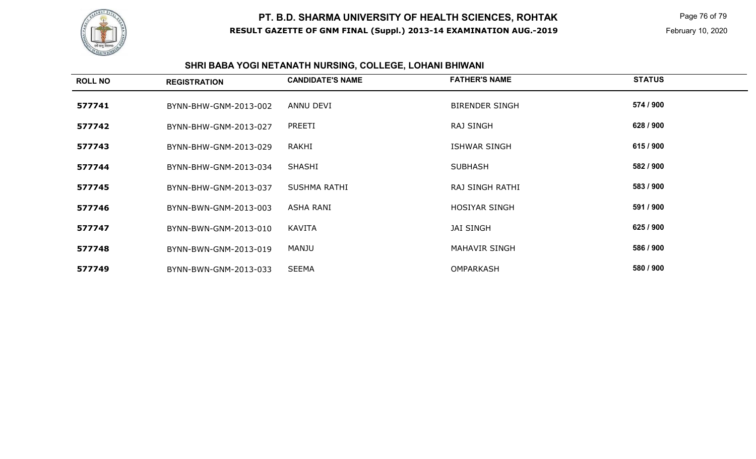# PT. B.D. SHARMA UNIVERSITY OF HEALTH SCIENCES, ROHTAK

**RESULT GAZETTE OF GNM FINAL (Suppl.) 2013-14 EXAMINATION AUG.-2019**

February 10, 2020

## SHRI BABA YOGI NETANATH NURSING, COLLEGE, LOHANI BHIWANI

| ROLL NO | REGISTRATION | CANDIDATE'S NAME | FATHER'S NAME | STATUS |
|---|---|---|---|---|
| 577741 | BYNN-BHW-GNM-2013-002 | ANNU DEVI | BIRENDER SINGH | 574 / 900 |
| 577742 | BYNN-BHW-GNM-2013-027 | PREETI | RAJ SINGH | 628 / 900 |
| 577743 | BYNN-BHW-GNM-2013-029 | RAKHI | ISHWAR SINGH | 615 / 900 |
| 577744 | BYNN-BHW-GNM-2013-034 | SHASHI | SUBHASH | 582 / 900 |
| 577745 | BYNN-BHW-GNM-2013-037 | SUSHMA RATHI | RAJ SINGH RATHI | 583 / 900 |
| 577746 | BYNN-BWN-GNM-2013-003 | ASHA RANI | HOSIYAR SINGH | 591 / 900 |
| 577747 | BYNN-BWN-GNM-2013-010 | KAVITA | JAI SINGH | 625 / 900 |
| 577748 | BYNN-BWN-GNM-2013-019 | MANJU | MAHAVIR SINGH | 586 / 900 |
| 577749 | BYNN-BWN-GNM-2013-033 | SEEMA | OMPARKASH | 580 / 900 |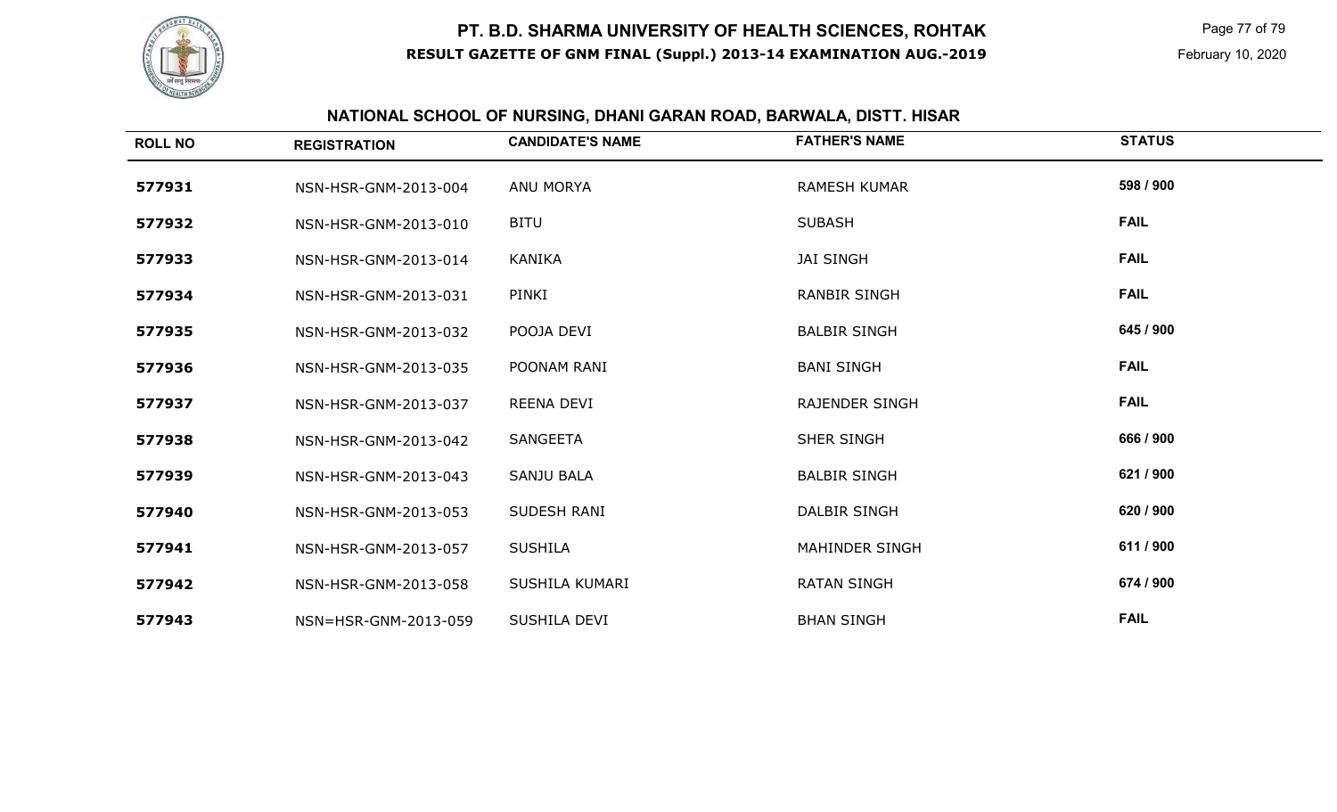# PT. B.D. SHARMA UNIVERSITY OF HEALTH SCIENCES, ROHTAK

**RESULT GAZETTE OF GNM FINAL (Suppl.) 2013-14 EXAMINATION AUG.-2019**

February 10, 2020

## NATIONAL SCHOOL OF NURSING, DHANI GARAN ROAD, BARWALA, DISTT. HISAR

| ROLL NO | REGISTRATION | CANDIDATE'S NAME | FATHER'S NAME | STATUS |
|---|---|---|---|---|
| 577931 | NSN-HSR-GNM-2013-004 | ANU MORYA | RAMESH KUMAR | 598 / 900 |
| 577932 | NSN-HSR-GNM-2013-010 | BITU | SUBASH | FAIL |
| 577933 | NSN-HSR-GNM-2013-014 | KANIKA | JAI SINGH | FAIL |
| 577934 | NSN-HSR-GNM-2013-031 | PINKI | RANBIR SINGH | FAIL |
| 577935 | NSN-HSR-GNM-2013-032 | POOJA DEVI | BALBIR SINGH | 645 / 900 |
| 577936 | NSN-HSR-GNM-2013-035 | POONAM RANI | BANI SINGH | FAIL |
| 577937 | NSN-HSR-GNM-2013-037 | REENA DEVI | RAJENDER SINGH | FAIL |
| 577938 | NSN-HSR-GNM-2013-042 | SANGEETA | SHER SINGH | 666 / 900 |
| 577939 | NSN-HSR-GNM-2013-043 | SANJU BALA | BALBIR SINGH | 621 / 900 |
| 577940 | NSN-HSR-GNM-2013-053 | SUDESH RANI | DALBIR SINGH | 620 / 900 |
| 577941 | NSN-HSR-GNM-2013-057 | SUSHILA | MAHINDER SINGH | 611 / 900 |
| 577942 | NSN-HSR-GNM-2013-058 | SUSHILA KUMARI | RATAN SINGH | 674 / 900 |
| 577943 | NSN=HSR-GNM-2013-059 | SUSHILA DEVI | BHAN SINGH | FAIL |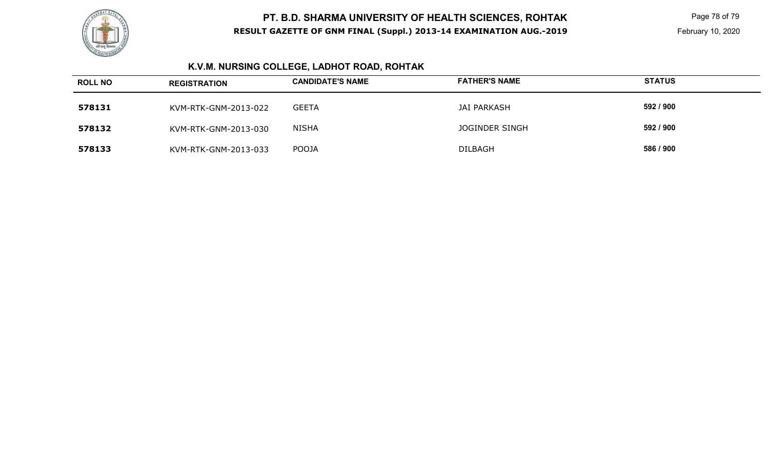# PT. B.D. SHARMA UNIVERSITY OF HEALTH SCIENCES, ROHTAK

**RESULT GAZETTE OF GNM FINAL (Suppl.) 2013-14 EXAMINATION AUG.-2019**

February 10, 2020

## K.V.M. NURSING COLLEGE, LADHOT ROAD, ROHTAK

| ROLL NO | REGISTRATION | CANDIDATE'S NAME | FATHER'S NAME | STATUS |
|---|---|---|---|---|
| **578131** | KVM-RTK-GNM-2013-022 | GEETA | JAI PARKASH | **592 / 900** |
| **578132** | KVM-RTK-GNM-2013-030 | NISHA | JOGINDER SINGH | **592 / 900** |
| **578133** | KVM-RTK-GNM-2013-033 | POOJA | DILBAGH | **586 / 900** |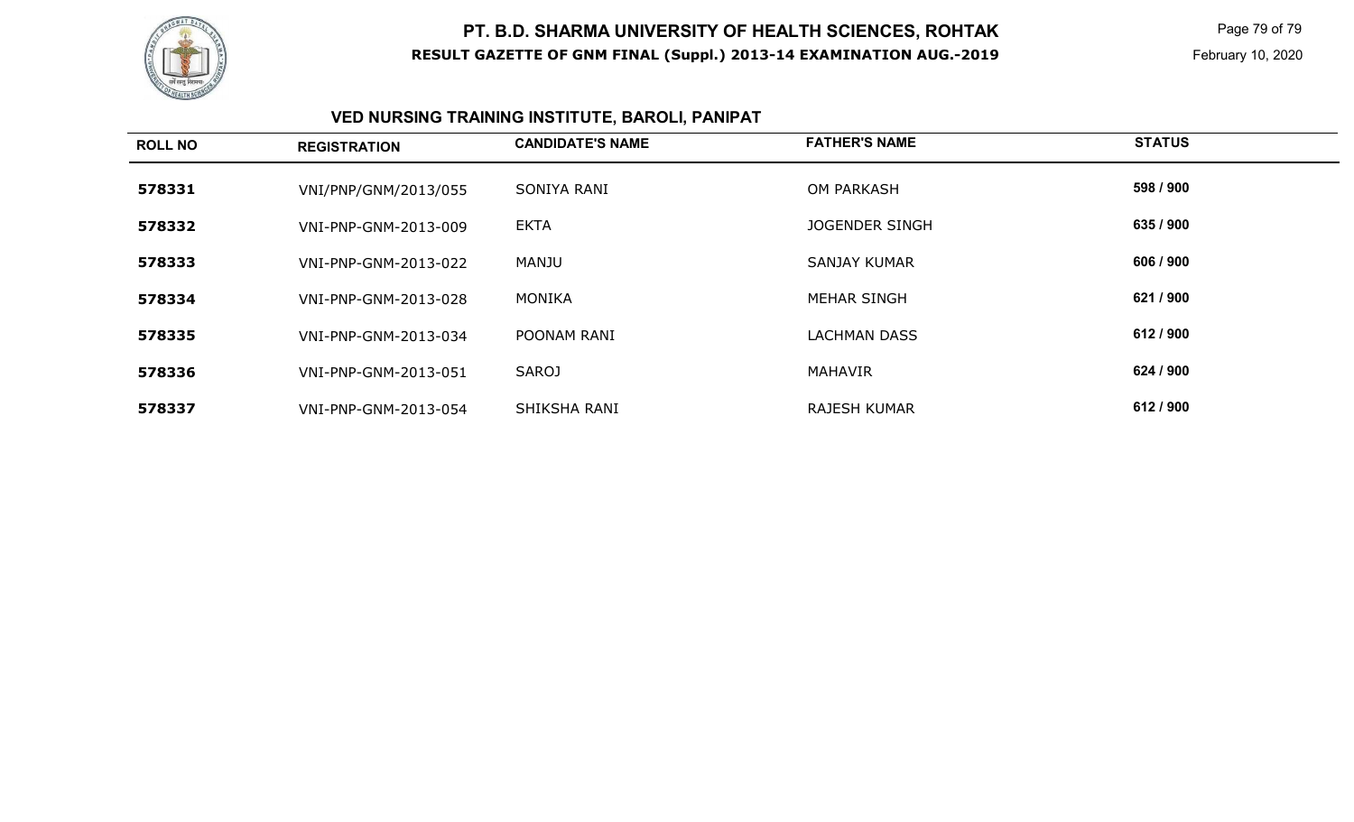# PT. B.D. SHARMA UNIVERSITY OF HEALTH SCIENCES, ROHTAK

**RESULT GAZETTE OF GNM FINAL (Suppl.) 2013-14 EXAMINATION AUG.-2019**

February 10, 2020

## VED NURSING TRAINING INSTITUTE, BAROLI, PANIPAT

| ROLL NO | REGISTRATION | CANDIDATE'S NAME | FATHER'S NAME | STATUS |
|---|---|---|---|---|
| 578331 | VNI/PNP/GNM/2013/055 | SONIYA RANI | OM PARKASH | 598 / 900 |
| 578332 | VNI-PNP-GNM-2013-009 | EKTA | JOGENDER SINGH | 635 / 900 |
| 578333 | VNI-PNP-GNM-2013-022 | MANJU | SANJAY KUMAR | 606 / 900 |
| 578334 | VNI-PNP-GNM-2013-028 | MONIKA | MEHAR SINGH | 621 / 900 |
| 578335 | VNI-PNP-GNM-2013-034 | POONAM RANI | LACHMAN DASS | 612 / 900 |
| 578336 | VNI-PNP-GNM-2013-051 | SAROJ | MAHAVIR | 624 / 900 |
| 578337 | VNI-PNP-GNM-2013-054 | SHIKSHA RANI | RAJESH KUMAR | 612 / 900 |